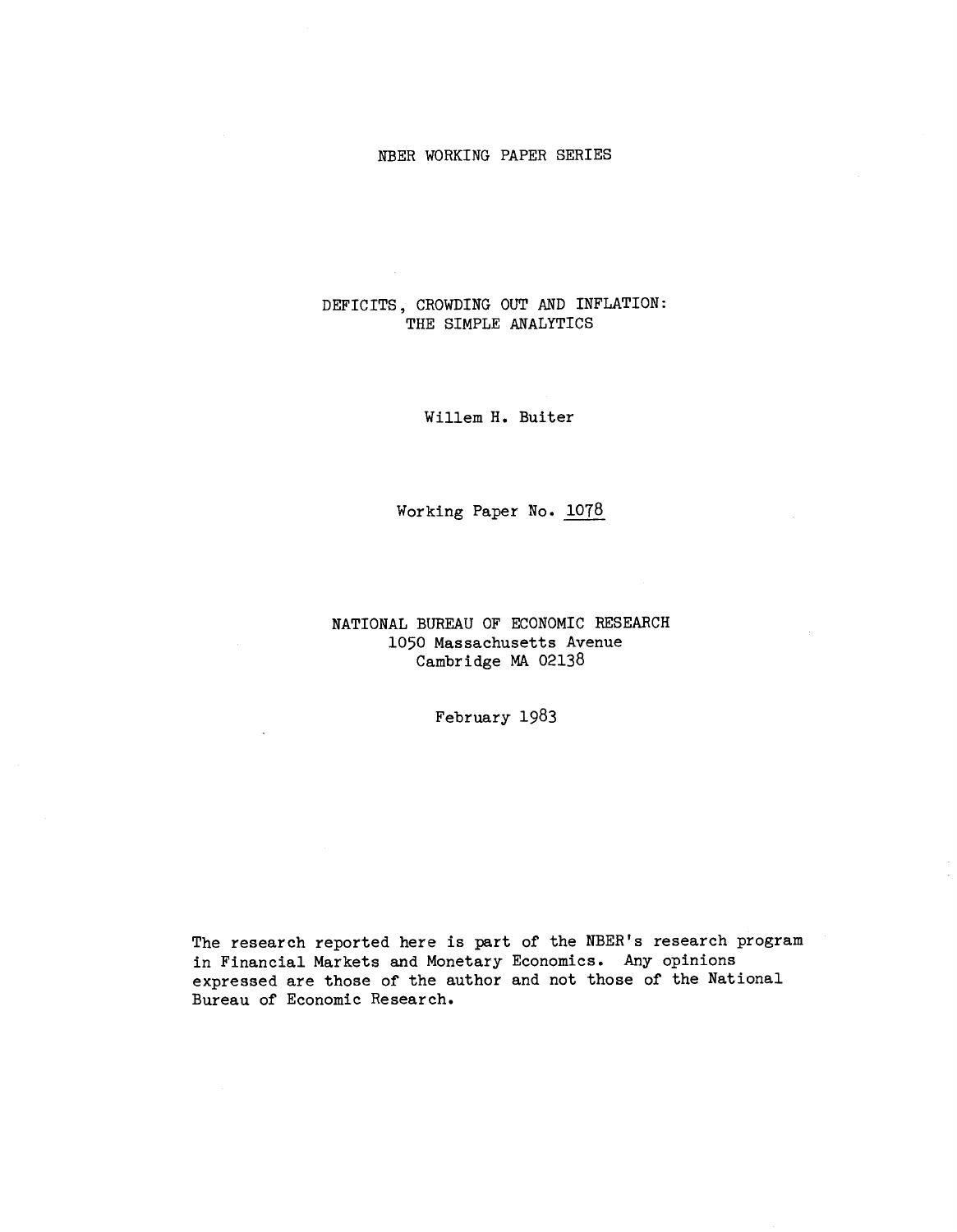NBER WORKING PAPER SERIES

# DEFICITS, CROWDING OUT AND INFLATION: THE SIMPLE ANALYTICS

Willem H. Buiter

Working Paper No. 1078

NATIONAL BUREAU OF ECONOMIC RESEARCH
1050 Massachusetts Avenue
Cambridge MA 02138

February 1983

The research reported here is part of the NBER's research program in Financial Markets and Monetary Economics. Any opinions expressed are those of the author and not those of the National Bureau of Economic Research.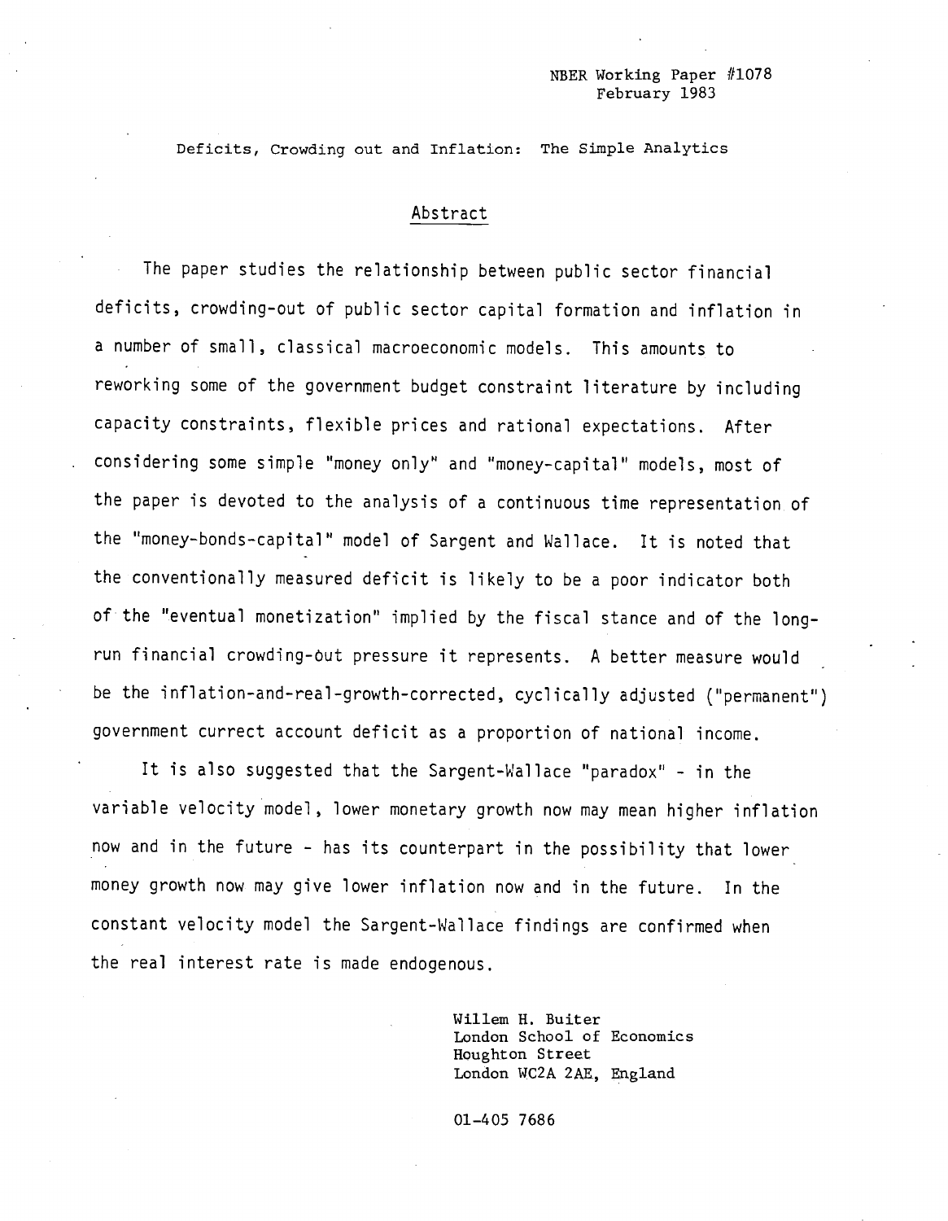NBER Working Paper #1078
February 1983

Deficits, Crowding out and Inflation: The Simple Analytics

## Abstract

The paper studies the relationship between public sector financial deficits, crowding-out of public sector capital formation and inflation in a number of small, classical macroeconomic models. This amounts to reworking some of the government budget constraint literature by including capacity constraints, flexible prices and rational expectations. After considering some simple "money only" and "money-capital" models, most of the paper is devoted to the analysis of a continuous time representation of the "money-bonds-capital" model of Sargent and Wallace. It is noted that the conventionally measured deficit is likely to be a poor indicator both of the "eventual monetization" implied by the fiscal stance and of the long-run financial crowding-out pressure it represents. A better measure would be the inflation-and-real-growth-corrected, cyclically adjusted ("permanent") government currect account deficit as a proportion of national income.

It is also suggested that the Sargent-Wallace "paradox" - in the variable velocity model, lower monetary growth now may mean higher inflation now and in the future - has its counterpart in the possibility that lower money growth now may give lower inflation now and in the future. In the constant velocity model the Sargent-Wallace findings are confirmed when the real interest rate is made endogenous.

Willem H. Buiter
London School of Economics
Houghton Street
London WC2A 2AE, England

01-405 7686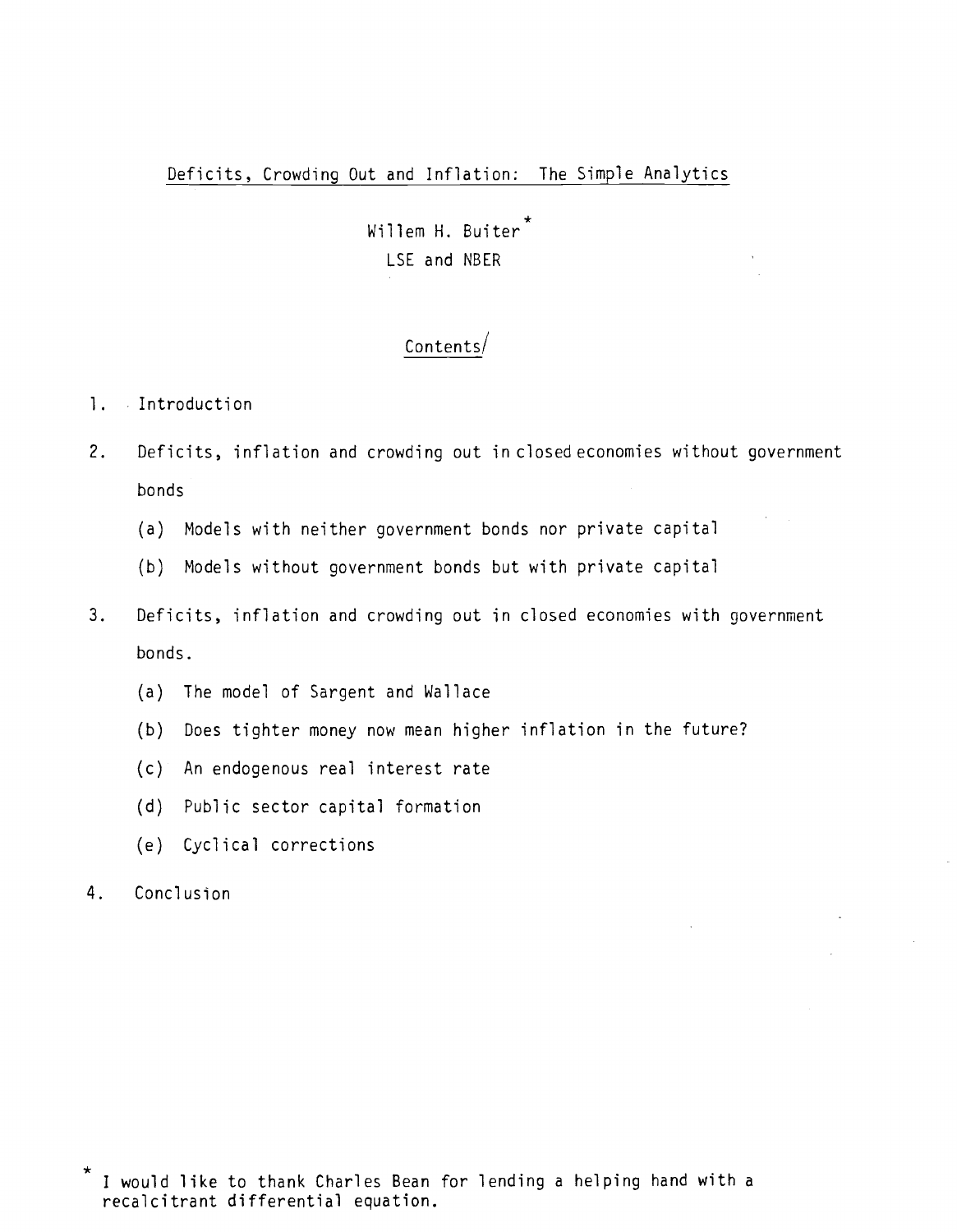# Deficits, Crowding Out and Inflation: The Simple Analytics

Willem H. Buiter*
LSE and NBER

## Contents

1. Introduction
2. Deficits, inflation and crowding out in closed economies without government bonds
   (a) Models with neither government bonds nor private capital
   (b) Models without government bonds but with private capital
3. Deficits, inflation and crowding out in closed economies with government bonds.
   (a) The model of Sargent and Wallace
   (b) Does tighter money now mean higher inflation in the future?
   (c) An endogenous real interest rate
   (d) Public sector capital formation
   (e) Cyclical corrections
4. Conclusion

\* I would like to thank Charles Bean for lending a helping hand with a recalcitrant differential equation.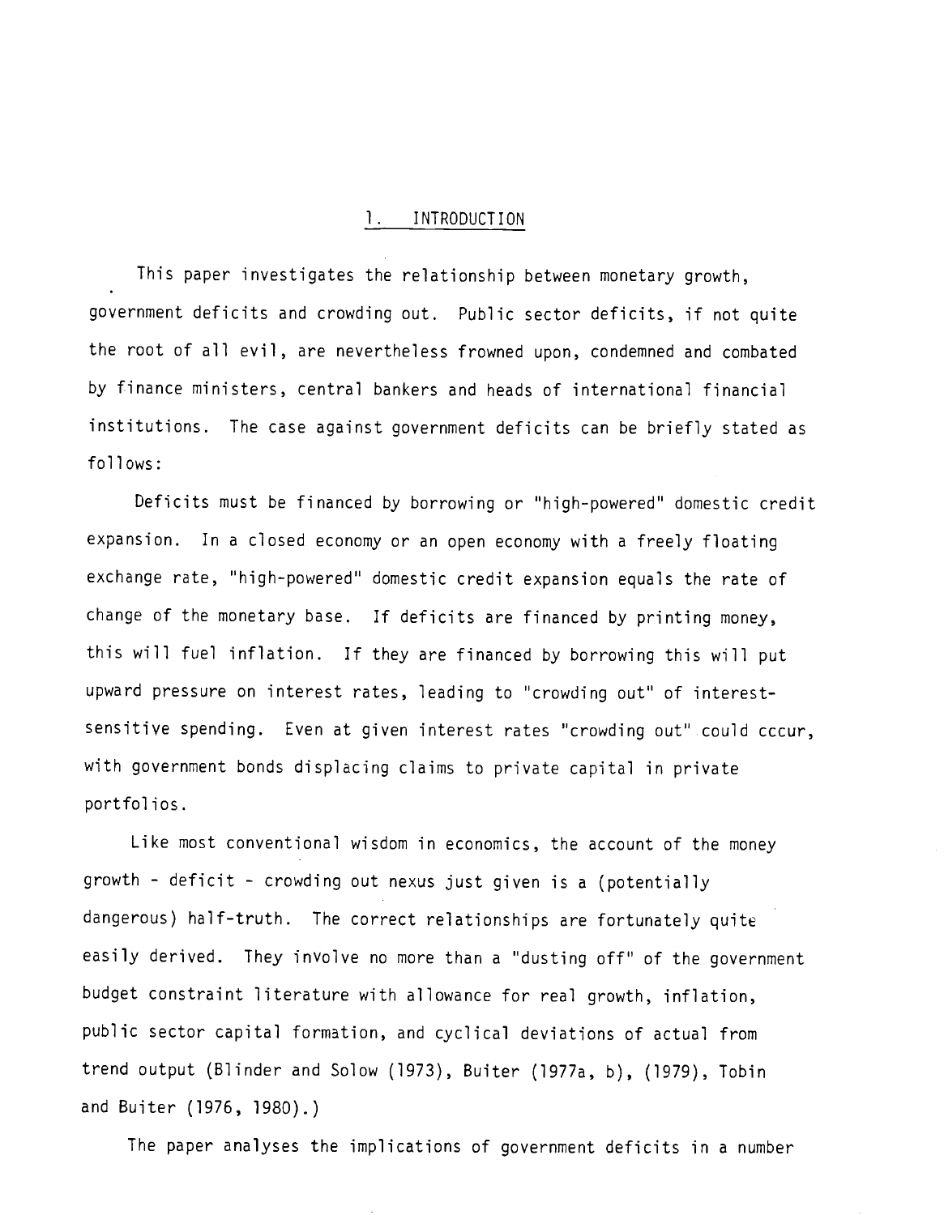## 1. INTRODUCTION

This paper investigates the relationship between monetary growth, government deficits and crowding out. Public sector deficits, if not quite the root of all evil, are nevertheless frowned upon, condemned and combated by finance ministers, central bankers and heads of international financial institutions. The case against government deficits can be briefly stated as follows:

Deficits must be financed by borrowing or "high-powered" domestic credit expansion. In a closed economy or an open economy with a freely floating exchange rate, "high-powered" domestic credit expansion equals the rate of change of the monetary base. If deficits are financed by printing money, this will fuel inflation. If they are financed by borrowing this will put upward pressure on interest rates, leading to "crowding out" of interest-sensitive spending. Even at given interest rates "crowding out" could cccur, with government bonds displacing claims to private capital in private portfolios.

Like most conventional wisdom in economics, the account of the money growth - deficit - crowding out nexus just given is a (potentially dangerous) half-truth. The correct relationships are fortunately quite easily derived. They involve no more than a "dusting off" of the government budget constraint literature with allowance for real growth, inflation, public sector capital formation, and cyclical deviations of actual from trend output (Blinder and Solow (1973), Buiter (1977a, b), (1979), Tobin and Buiter (1976, 1980).)

The paper analyses the implications of government deficits in a number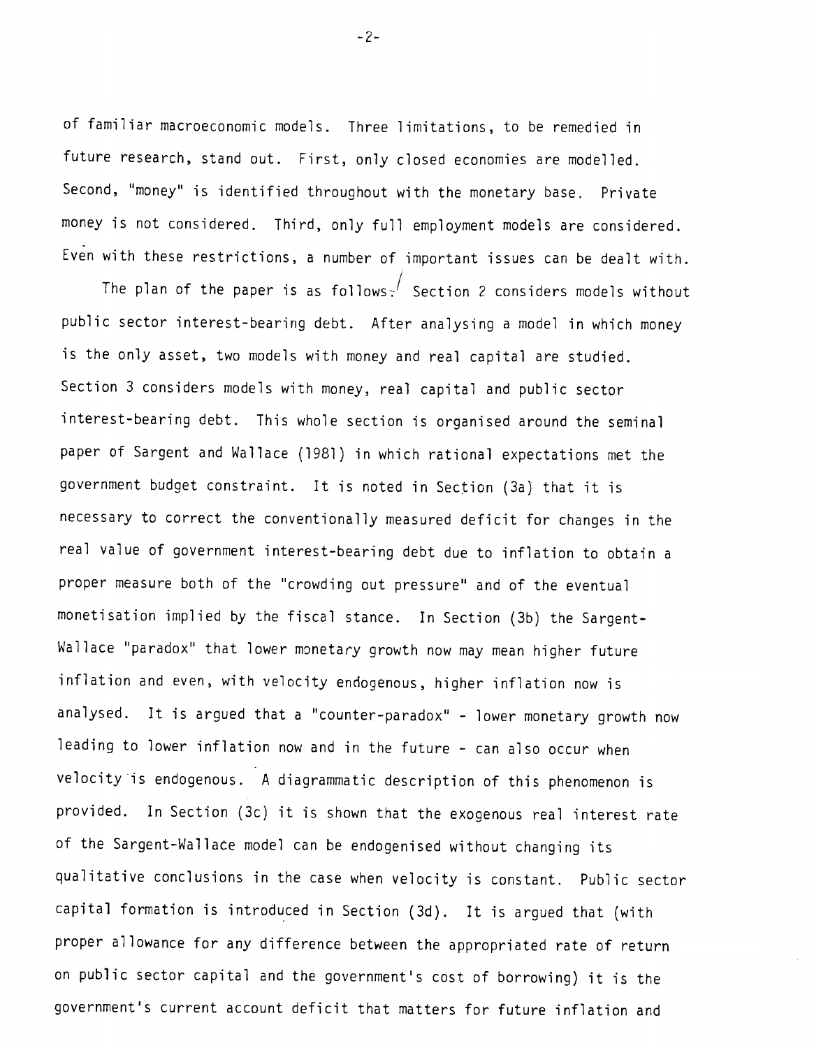of familiar macroeconomic models. Three limitations, to be remedied in future research, stand out. First, only closed economies are modelled. Second, "money" is identified throughout with the monetary base. Private money is not considered. Third, only full employment models are considered. Even with these restrictions, a number of important issues can be dealt with.

The plan of the paper is as follows. Section 2 considers models without public sector interest-bearing debt. After analysing a model in which money is the only asset, two models with money and real capital are studied. Section 3 considers models with money, real capital and public sector interest-bearing debt. This whole section is organised around the seminal paper of Sargent and Wallace (1981) in which rational expectations met the government budget constraint. It is noted in Section (3a) that it is necessary to correct the conventionally measured deficit for changes in the real value of government interest-bearing debt due to inflation to obtain a proper measure both of the "crowding out pressure" and of the eventual monetisation implied by the fiscal stance. In Section (3b) the Sargent-Wallace "paradox" that lower monetary growth now may mean higher future inflation and even, with velocity endogenous, higher inflation now is analysed. It is argued that a "counter-paradox" - lower monetary growth now leading to lower inflation now and in the future - can also occur when velocity is endogenous. A diagrammatic description of this phenomenon is provided. In Section (3c) it is shown that the exogenous real interest rate of the Sargent-Wallace model can be endogenised without changing its qualitative conclusions in the case when velocity is constant. Public sector capital formation is introduced in Section (3d). It is argued that (with proper allowance for any difference between the appropriated rate of return on public sector capital and the government's cost of borrowing) it is the government's current account deficit that matters for future inflation and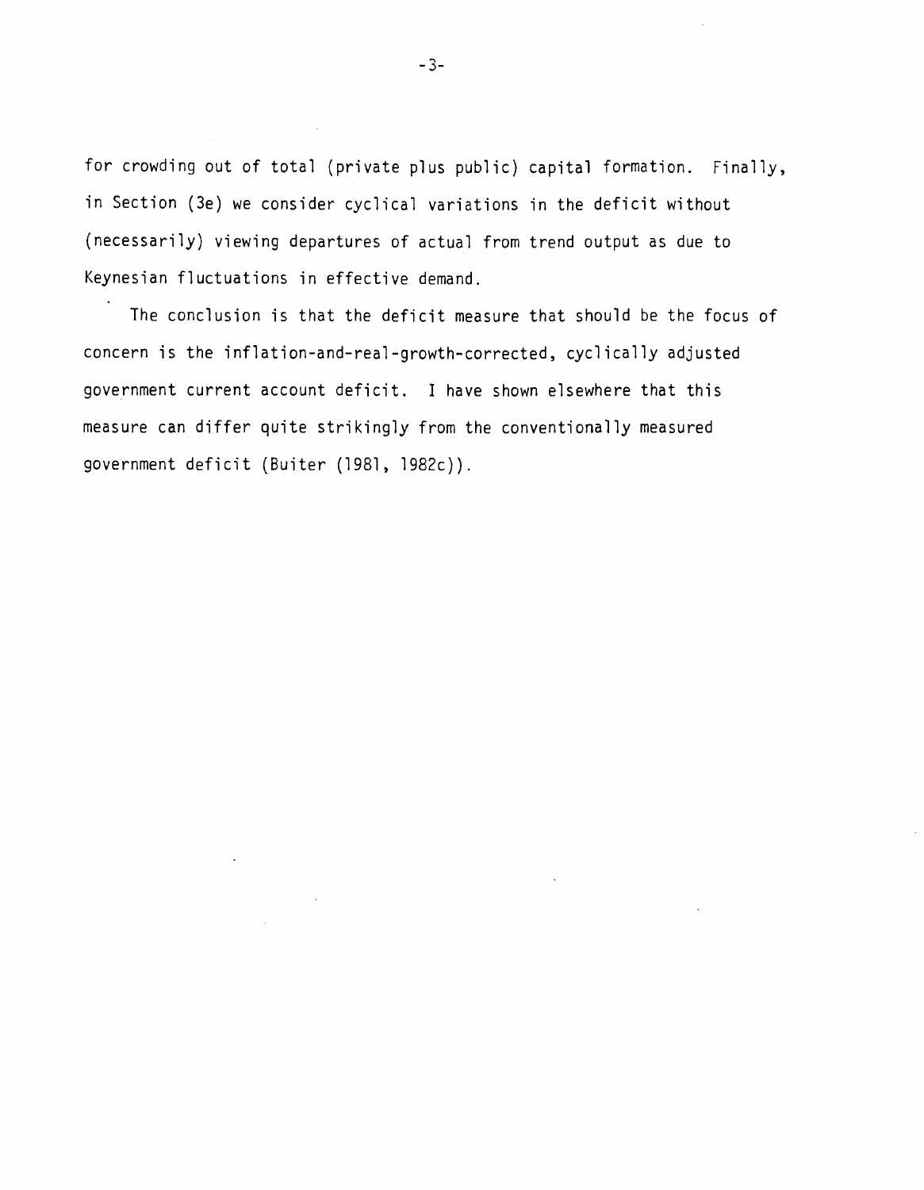for crowding out of total (private plus public) capital formation. Finally, in Section (3e) we consider cyclical variations in the deficit without (necessarily) viewing departures of actual from trend output as due to Keynesian fluctuations in effective demand.

The conclusion is that the deficit measure that should be the focus of concern is the inflation-and-real-growth-corrected, cyclically adjusted government current account deficit. I have shown elsewhere that this measure can differ quite strikingly from the conventionally measured government deficit (Buiter (1981, 1982c)).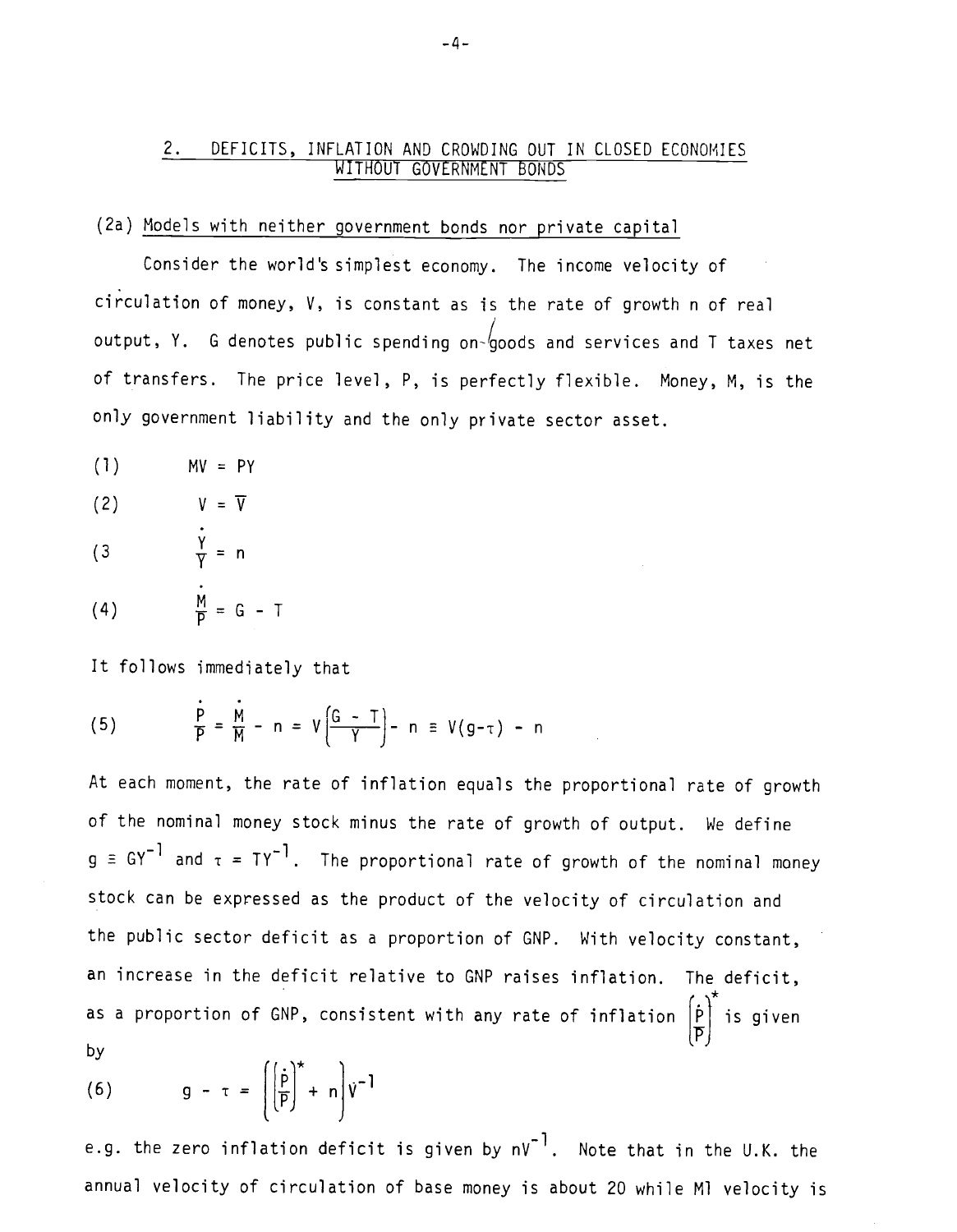## 2. DEFICITS, INFLATION AND CROWDING OUT IN CLOSED ECONOMIES WITHOUT GOVERNMENT BONDS

### (2a) Models with neither government bonds nor private capital

Consider the world's simplest economy. The income velocity of circulation of money, $V$, is constant as is the rate of growth $n$ of real output, $Y$. $G$ denotes public spending on goods and services and $T$ taxes net of transfers. The price level, $P$, is perfectly flexible. Money, $M$, is the only government liability and the only private sector asset.

$$(1) \qquad MV = PY$$

$$(2) \qquad V = \overline{V}$$

$$(3) \qquad \frac{\dot{Y}}{Y} = n$$

$$(4) \qquad \frac{\dot{M}}{P} = G - T$$

It follows immediately that

$$(5) \qquad \frac{\dot{P}}{P} = \frac{\dot{M}}{M} - n = V\left(\frac{G - T}{Y}\right) - n \equiv V(g - \tau) - n$$

At each moment, the rate of inflation equals the proportional rate of growth of the nominal money stock minus the rate of growth of output. We define $g \equiv GY^{-1}$ and $\tau = TY^{-1}$. The proportional rate of growth of the nominal money stock can be expressed as the product of the velocity of circulation and the public sector deficit as a proportion of GNP. With velocity constant, an increase in the deficit relative to GNP raises inflation. The deficit, as a proportion of GNP, consistent with any rate of inflation $\left(\frac{\dot{P}}{P}\right)^*$ is given by

$$(6) \qquad g - \tau = \left(\left(\frac{\dot{P}}{P}\right)^* + n\right)V^{-1}$$

e.g. the zero inflation deficit is given by $nV^{-1}$. Note that in the U.K. the annual velocity of circulation of base money is about 20 while M1 velocity is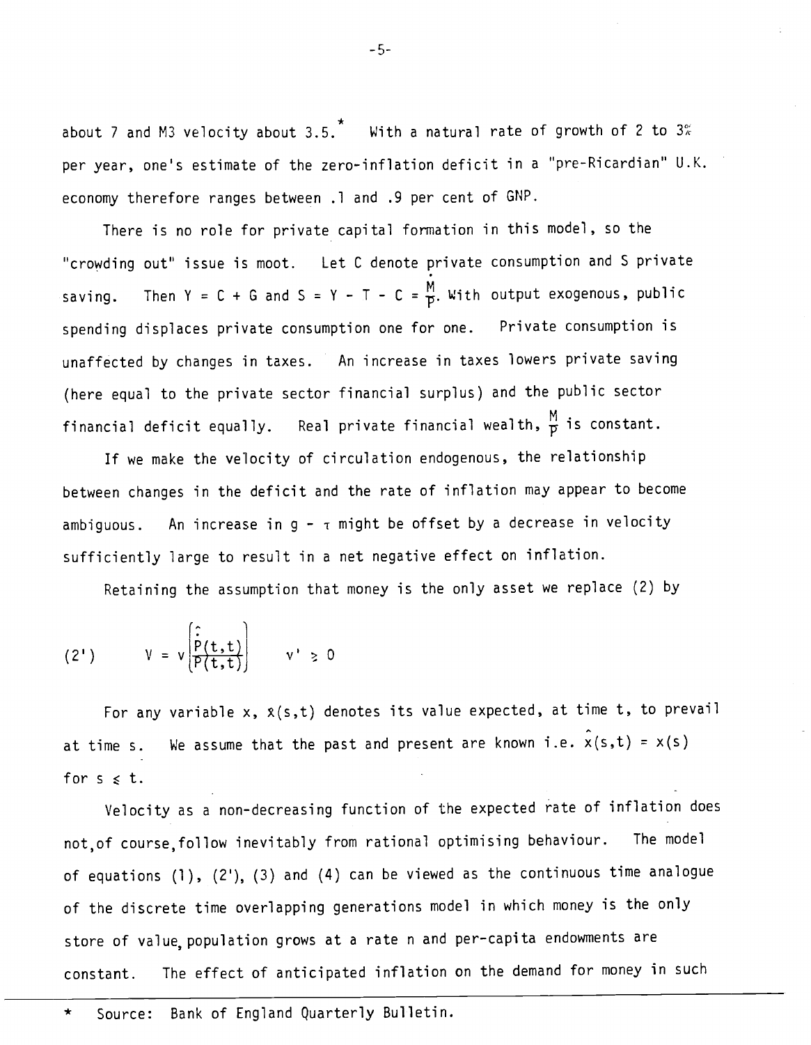about 7 and M3 velocity about 3.5.* With a natural rate of growth of 2 to 3% per year, one's estimate of the zero-inflation deficit in a "pre-Ricardian" U.K. economy therefore ranges between .1 and .9 per cent of GNP.

There is no role for private capital formation in this model, so the "crowding out" issue is moot. Let C denote private consumption and S private saving. Then $Y = C + G$ and $S = Y - T - C = \frac{\dot{M}}{P}$. With output exogenous, public spending displaces private consumption one for one. Private consumption is unaffected by changes in taxes. An increase in taxes lowers private saving (here equal to the private sector financial surplus) and the public sector financial deficit equally. Real private financial wealth, $\frac{M}{P}$ is constant.

If we make the velocity of circulation endogenous, the relationship between changes in the deficit and the rate of inflation may appear to become ambiguous. An increase in $g - \tau$ might be offset by a decrease in velocity sufficiently large to result in a net negative effect on inflation.

Retaining the assumption that money is the only asset we replace (2) by

$$(2') \qquad V = v\left(\frac{\hat{\dot{P}}(t,t)}{P(t,t)}\right) \qquad v' \geq 0$$

For any variable x, $\hat{x}(s,t)$ denotes its value expected, at time t, to prevail at time s. We assume that the past and present are known i.e. $\hat{x}(s,t) = x(s)$ for $s \leq t$.

Velocity as a non-decreasing function of the expected rate of inflation does not, of course, follow inevitably from rational optimising behaviour. The model of equations (1), (2'), (3) and (4) can be viewed as the continuous time analogue of the discrete time overlapping generations model in which money is the only store of value, population grows at a rate n and per-capita endowments are constant. The effect of anticipated inflation on the demand for money in such

\* Source: Bank of England Quarterly Bulletin.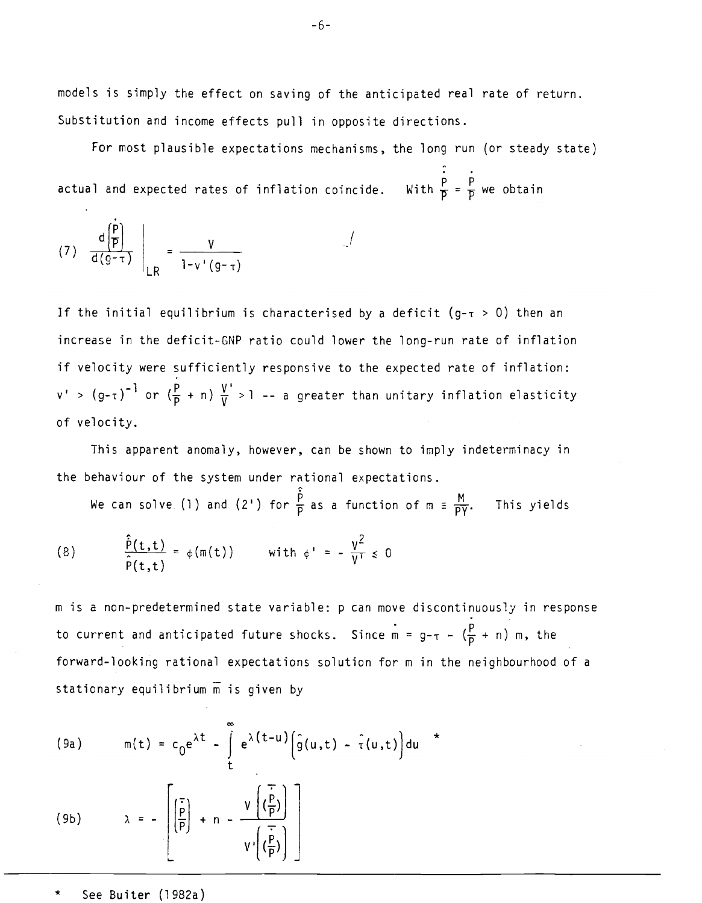models is simply the effect on saving of the anticipated real rate of return. Substitution and income effects pull in opposite directions.

For most plausible expectations mechanisms, the long run (or steady state) actual and expected rates of inflation coincide. With $\frac{\hat{\dot{P}}}{\hat{P}} = \frac{\dot{P}}{P}$ we obtain

$$(7) \quad \left.\frac{d\left(\frac{\dot{P}}{P}\right)}{d(g-\tau)}\right|_{LR} = \frac{V}{1-v'(g-\tau)}$$

If the initial equilibrium is characterised by a deficit $(g-\tau > 0)$ then an increase in the deficit-GNP ratio could lower the long-run rate of inflation if velocity were sufficiently responsive to the expected rate of inflation: $v' > (g-\tau)^{-1}$ or $(\frac{\dot{P}}{P} + n)\frac{V'}{V} > 1$ -- a greater than unitary inflation elasticity of velocity.

This apparent anomaly, however, can be shown to imply indeterminacy in the behaviour of the system under rational expectations.

We can solve (1) and (2') for $\frac{\hat{\dot{P}}}{P}$ as a function of $m \equiv \frac{M}{PY}$. This yields

$$(8) \quad \frac{\hat{\dot{P}}(t,t)}{\hat{P}(t,t)} = \phi(m(t)) \qquad \text{with } \phi' = -\frac{V^2}{V'} \lessgtr 0$$

m is a non-predetermined state variable: p can move discontinuously in response to current and anticipated future shocks. Since $\dot{m} = g-\tau - (\frac{\dot{P}}{P} + n)\, m$, the forward-looking rational expectations solution for m in the neighbourhood of a stationary equilibrium $\bar{m}$ is given by

$$(9a) \quad m(t) = c_0 e^{\lambda t} - \int_t^{\infty} e^{\lambda(t-u)}\left[\hat{g}(u,t) - \hat{\tau}(u,t)\right]du \quad *$$

$$(9b) \quad \lambda = -\left[\left(\frac{\bar{\dot{P}}}{P}\right) + n - \frac{V\left(\left(\frac{\bar{\dot{P}}}{P}\right)\right)}{V'\left(\left(\frac{\bar{\dot{P}}}{P}\right)\right)}\right]$$

---

\* See Buiter (1982a)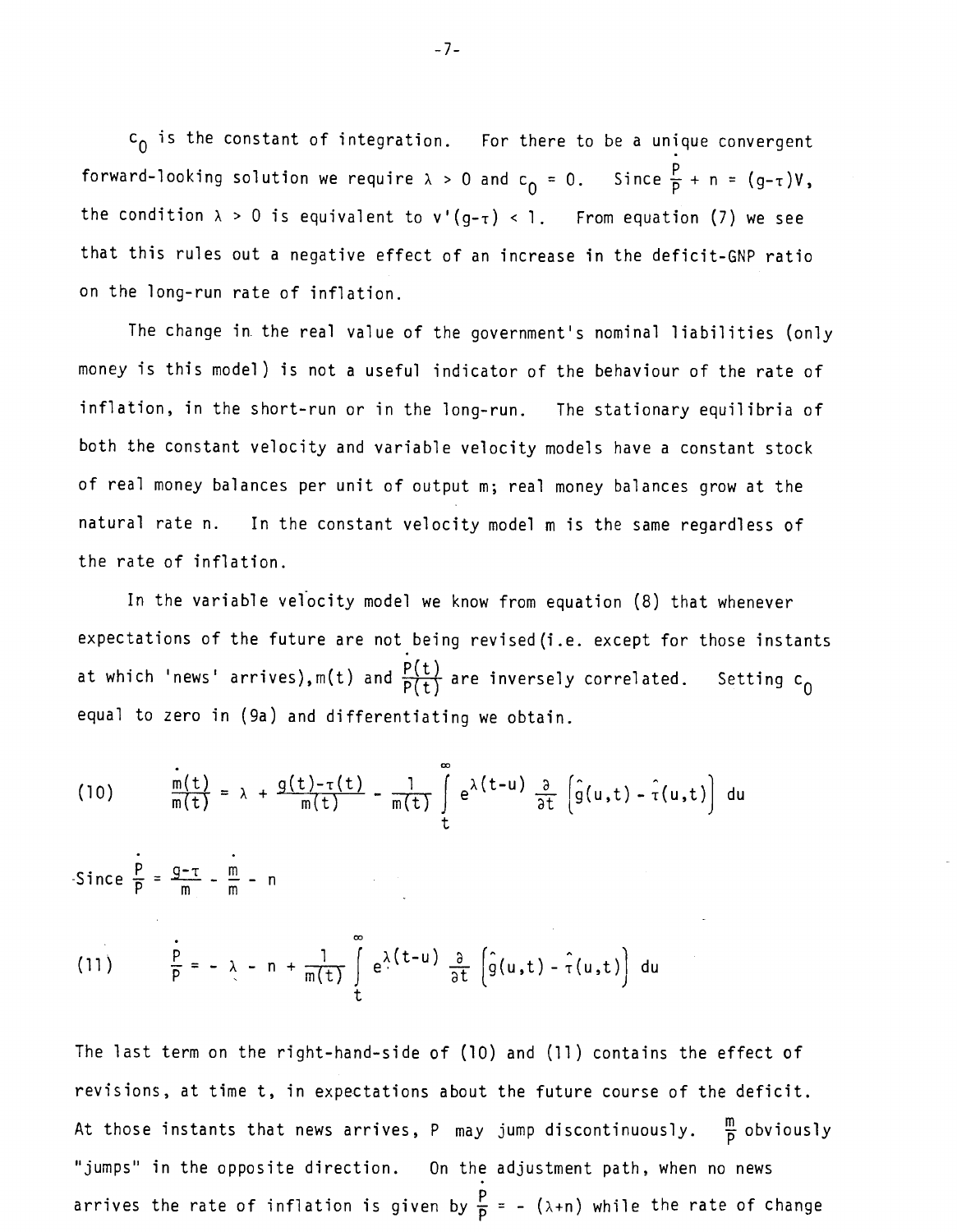$c_0$ is the constant of integration. For there to be a unique convergent forward-looking solution we require $\lambda > 0$ and $c_0 = 0$. Since $\frac{\dot{P}}{P} + n = (g-\tau)V$, the condition $\lambda > 0$ is equivalent to $v'(g-\tau) < 1$. From equation (7) we see that this rules out a negative effect of an increase in the deficit-GNP ratio on the long-run rate of inflation.

The change in the real value of the government's nominal liabilities (only money is this model) is not a useful indicator of the behaviour of the rate of inflation, in the short-run or in the long-run. The stationary equilibria of both the constant velocity and variable velocity models have a constant stock of real money balances per unit of output m; real money balances grow at the natural rate n. In the constant velocity model m is the same regardless of the rate of inflation.

In the variable velocity model we know from equation (8) that whenever expectations of the future are not being revised (i.e. except for those instants at which 'news' arrives), $m(t)$ and $\frac{\dot{P}(t)}{P(t)}$ are inversely correlated. Setting $c_0$ equal to zero in (9a) and differentiating we obtain.

$$
(10) \qquad \frac{\dot{m}(t)}{m(t)} = \lambda + \frac{g(t)-\tau(t)}{m(t)} - \frac{1}{m(t)} \int_t^{\infty} e^{\lambda(t-u)} \frac{\partial}{\partial t} \left[\hat{g}(u,t) - \hat{\tau}(u,t)\right] du
$$

Since $\frac{\dot{P}}{P} = \frac{g-\tau}{m} - \frac{\dot{m}}{m} - n$

$$
(11) \qquad \frac{\dot{P}}{P} = -\lambda - n + \frac{1}{m(t)} \int_t^{\infty} e^{\lambda(t-u)} \frac{\partial}{\partial t} \left[\hat{g}(u,t) - \hat{\tau}(u,t)\right] du
$$

The last term on the right-hand-side of (10) and (11) contains the effect of revisions, at time t, in expectations about the future course of the deficit. At those instants that news arrives, P may jump discontinuously. $\frac{m}{P}$ obviously "jumps" in the opposite direction. On the adjustment path, when no news arrives the rate of inflation is given by $\frac{\dot{P}}{P} = -(\lambda+n)$ while the rate of change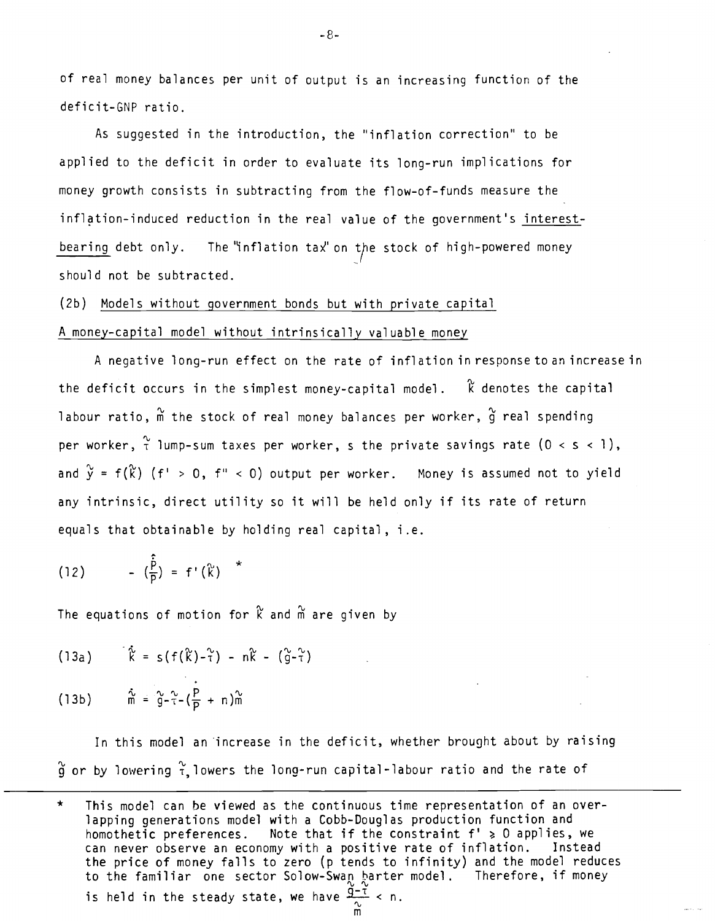of real money balances per unit of output is an increasing function of the deficit-GNP ratio.

As suggested in the introduction, the "inflation correction" to be applied to the deficit in order to evaluate its long-run implications for money growth consists in subtracting from the flow-of-funds measure the inflation-induced reduction in the real value of the government's interest-bearing debt only. The "inflation tax" on the stock of high-powered money should not be subtracted.

(2b) Models without government bonds but with private capital

A money-capital model without intrinsically valuable money

A negative long-run effect on the rate of inflation in response to an increase in the deficit occurs in the simplest money-capital model. $\tilde{k}$ denotes the capital labour ratio, $\tilde{m}$ the stock of real money balances per worker, $\tilde{g}$ real spending per worker, $\tilde{\tau}$ lump-sum taxes per worker, s the private savings rate ($0 < s < 1$), and $\tilde{y} = f(\tilde{k})$ ($f' > 0$, $f'' < 0$) output per worker. Money is assumed not to yield any intrinsic, direct utility so it will be held only if its rate of return equals that obtainable by holding real capital, i.e.

$$(12) \qquad -\left(\frac{\dot{P}}{P}\right) = f'(\tilde{k}) \quad *$$

The equations of motion for $\tilde{k}$ and $\tilde{m}$ are given by

$$(13a) \qquad \dot{\tilde{k}} = s(f(\tilde{k})-\tilde{\tau}) - n\tilde{k} - (\tilde{g}-\tilde{\tau})$$

$$(13b) \qquad \dot{\tilde{m}} = \tilde{g}-\tilde{\tau}-\left(\frac{\dot{P}}{P} + n\right)\tilde{m}$$

In this model an increase in the deficit, whether brought about by raising $\tilde{g}$ or by lowering $\tilde{\tau}$, lowers the long-run capital-labour ratio and the rate of

---

\* This model can be viewed as the continuous time representation of an overlapping generations model with a Cobb-Douglas production function and homothetic preferences. Note that if the constraint $f' \geq 0$ applies, we can never observe an economy with a positive rate of inflation. Instead the price of money falls to zero (p tends to infinity) and the model reduces to the familiar one sector Solow-Swan barter model. Therefore, if money is held in the steady state, we have $\frac{\tilde{g}-\tilde{\tau}}{\tilde{m}} < n$.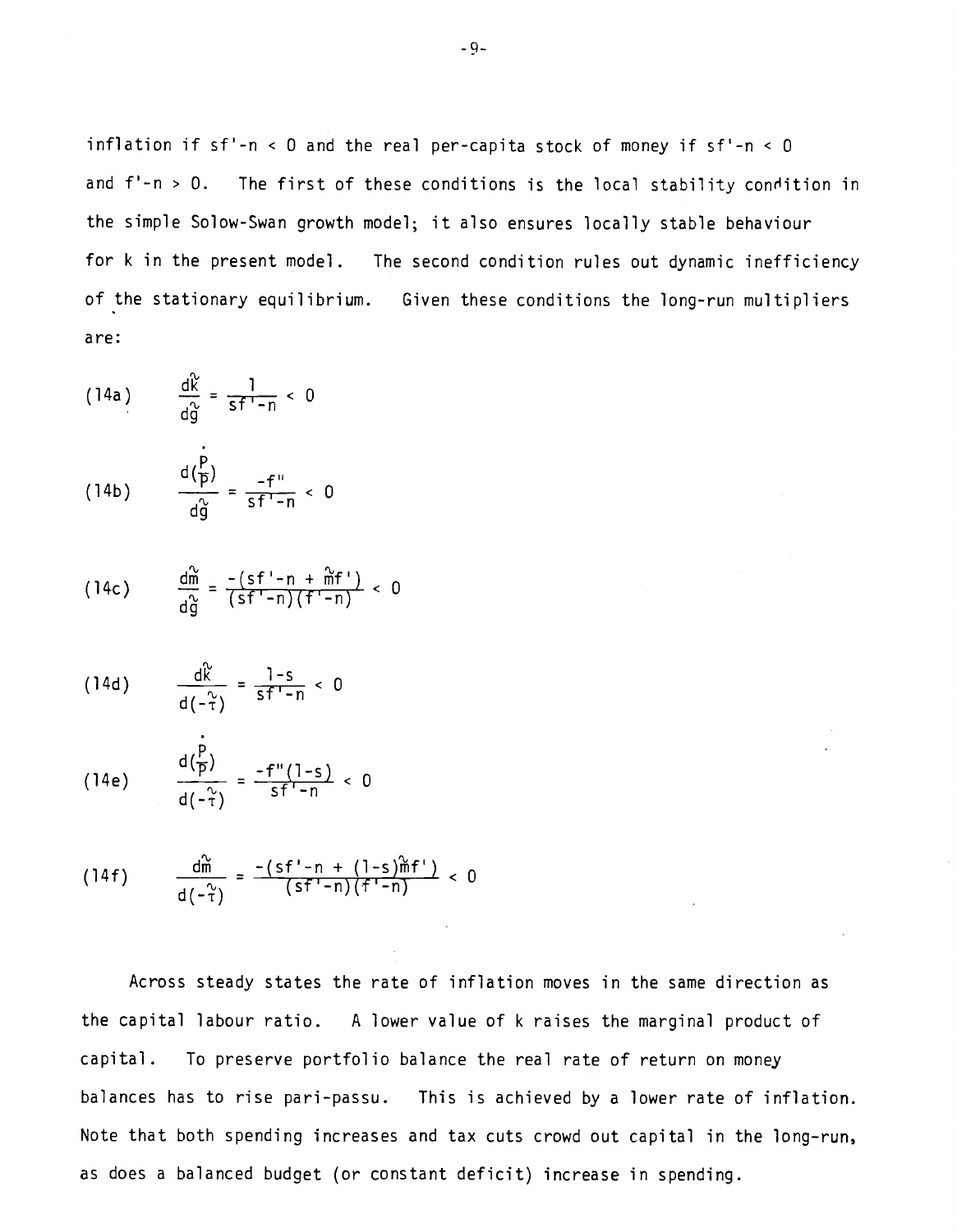inflation if $sf'-n < 0$ and the real per-capita stock of money if $sf'-n < 0$ and $f'-n > 0$. The first of these conditions is the local stability condition in the simple Solow-Swan growth model; it also ensures locally stable behaviour for k in the present model. The second condition rules out dynamic inefficiency of the stationary equilibrium. Given these conditions the long-run multipliers are:

$$\text{(14a)} \qquad \frac{d\tilde{k}}{d\tilde{g}} = \frac{1}{sf'-n} < 0$$

$$\text{(14b)} \qquad \frac{d(\frac{\dot{P}}{P})}{d\tilde{g}} = \frac{-f''}{sf'-n} < 0$$

$$\text{(14c)} \qquad \frac{d\tilde{m}}{d\tilde{g}} = \frac{-(sf'-n+\tilde{m}f')}{(sf'-n)(f'-n)} < 0$$

$$\text{(14d)} \qquad \frac{d\tilde{k}}{d(-\tilde{\tau})} = \frac{1-s}{sf'-n} < 0$$

$$\text{(14e)} \qquad \frac{d(\frac{\dot{P}}{P})}{d(-\tilde{\tau})} = \frac{-f''(1-s)}{sf'-n} < 0$$

$$\text{(14f)} \qquad \frac{d\tilde{m}}{d(-\tilde{\tau})} = \frac{-(sf'-n+(1-s)\tilde{m}f')}{(sf'-n)(f'-n)} < 0$$

Across steady states the rate of inflation moves in the same direction as the capital labour ratio. A lower value of k raises the marginal product of capital. To preserve portfolio balance the real rate of return on money balances has to rise pari-passu. This is achieved by a lower rate of inflation. Note that both spending increases and tax cuts crowd out capital in the long-run, as does a balanced budget (or constant deficit) increase in spending.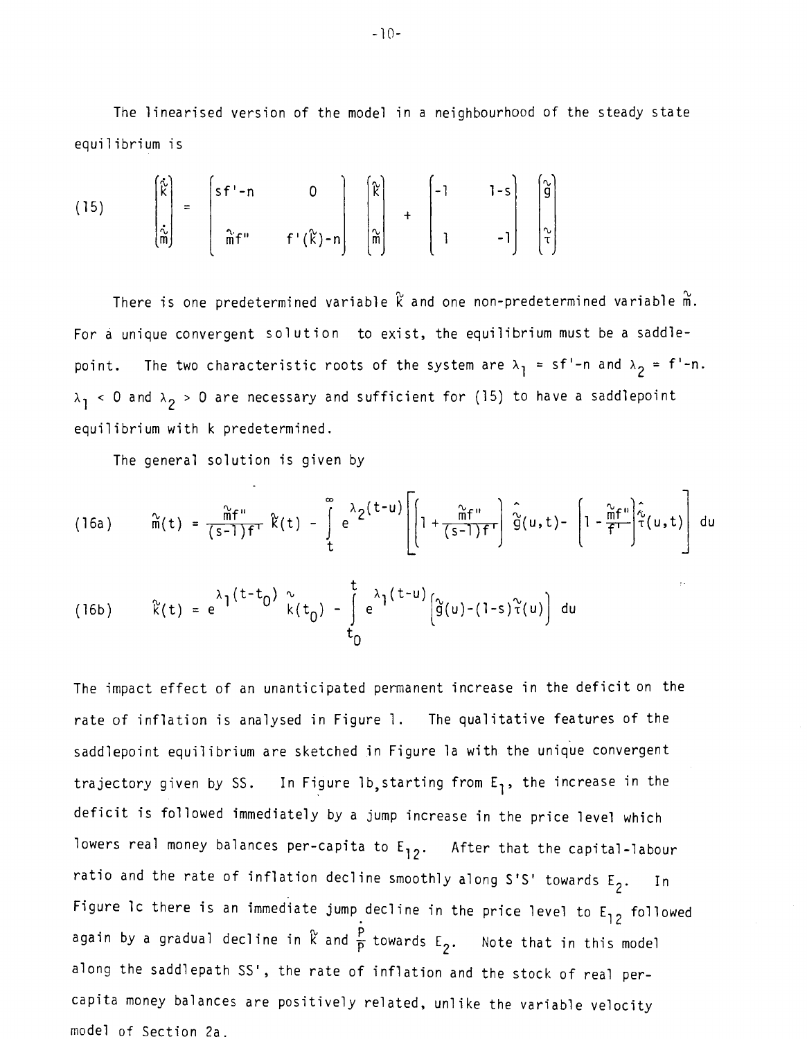The linearised version of the model in a neighbourhood of the steady state equilibrium is

$$(15) \qquad \begin{bmatrix} \dot{\tilde{k}} \\ \dot{\tilde{m}} \end{bmatrix} = \begin{bmatrix} sf'-n & 0 \\ \tilde{m}f'' & f'(\tilde{k})-n \end{bmatrix} \begin{bmatrix} \tilde{k} \\ \tilde{m} \end{bmatrix} + \begin{bmatrix} -1 & 1-s \\ 1 & -1 \end{bmatrix} \begin{bmatrix} \tilde{g} \\ \tilde{\tau} \end{bmatrix}$$

There is one predetermined variable $\tilde{k}$ and one non-predetermined variable $\tilde{m}$. For a unique convergent solution to exist, the equilibrium must be a saddlepoint. The two characteristic roots of the system are $\lambda_1 = sf'-n$ and $\lambda_2 = f'-n$. $\lambda_1 < 0$ and $\lambda_2 > 0$ are necessary and sufficient for (15) to have a saddlepoint equilibrium with k predetermined.

The general solution is given by

$$(16a) \qquad \tilde{m}(t) = \frac{\tilde{m}f''}{(s-1)f'}\tilde{k}(t) - \int_t^{\infty} e^{\lambda_2(t-u)}\left[\left(1+\frac{\tilde{m}f''}{(s-1)f'}\right)\hat{\tilde{g}}(u,t) - \left(1-\frac{\tilde{m}f''}{f'}\right)\hat{\tilde{\tau}}(u,t)\right] du$$

$$(16b) \qquad \tilde{k}(t) = e^{\lambda_1(t-t_0)}\tilde{k}(t_0) - \int_{t_0}^{t} e^{\lambda_1(t-u)}\left[\tilde{g}(u)-(1-s)\tilde{\tau}(u)\right] du$$

The impact effect of an unanticipated permanent increase in the deficit on the rate of inflation is analysed in Figure 1. The qualitative features of the saddlepoint equilibrium are sketched in Figure 1a with the unique convergent trajectory given by SS. In Figure 1b, starting from $E_1$, the increase in the deficit is followed immediately by a jump increase in the price level which lowers real money balances per-capita to $E_{12}$. After that the capital-labour ratio and the rate of inflation decline smoothly along S'S' towards $E_2$. In Figure 1c there is an immediate jump decline in the price level to $E_{12}$ followed again by a gradual decline in $\tilde{k}$ and $\frac{\dot{P}}{P}$ towards $E_2$. Note that in this model along the saddlepath SS', the rate of inflation and the stock of real per-capita money balances are positively related, unlike the variable velocity model of Section 2a.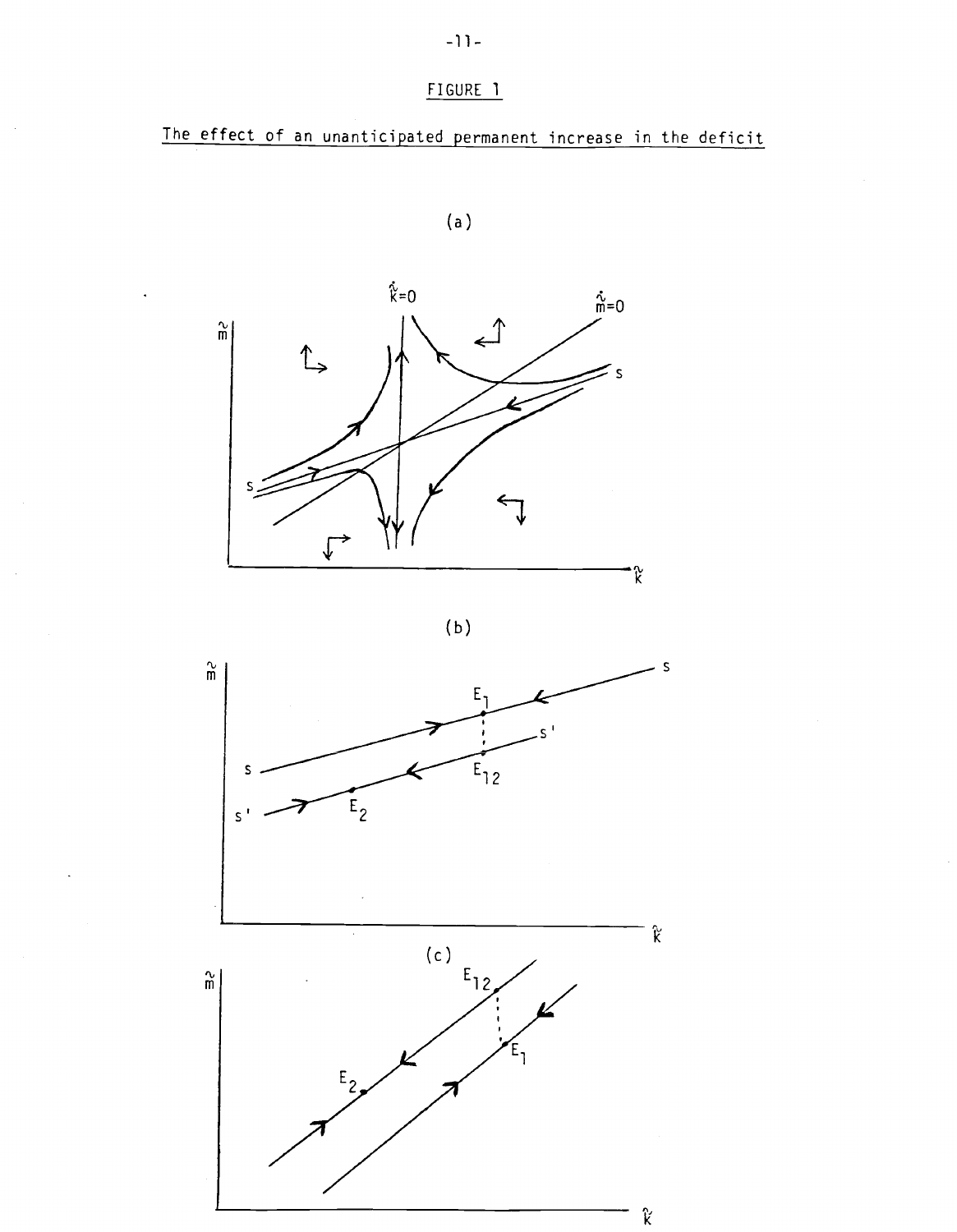FIGURE 1

The effect of an unanticipated permanent increase in the deficit

(a)

$\dot{\tilde{k}}=0$

$\dot{\tilde{m}}=0$

$\tilde{m}$

s

s

$\tilde{k}$

(b)

$\tilde{m}$

s

$E_1$

s'

s

$E_{12}$

s'

$E_2$

$\tilde{k}$

(c)

$\tilde{m}$

$E_{12}$

$E_1$

$E_2$

$\tilde{k}$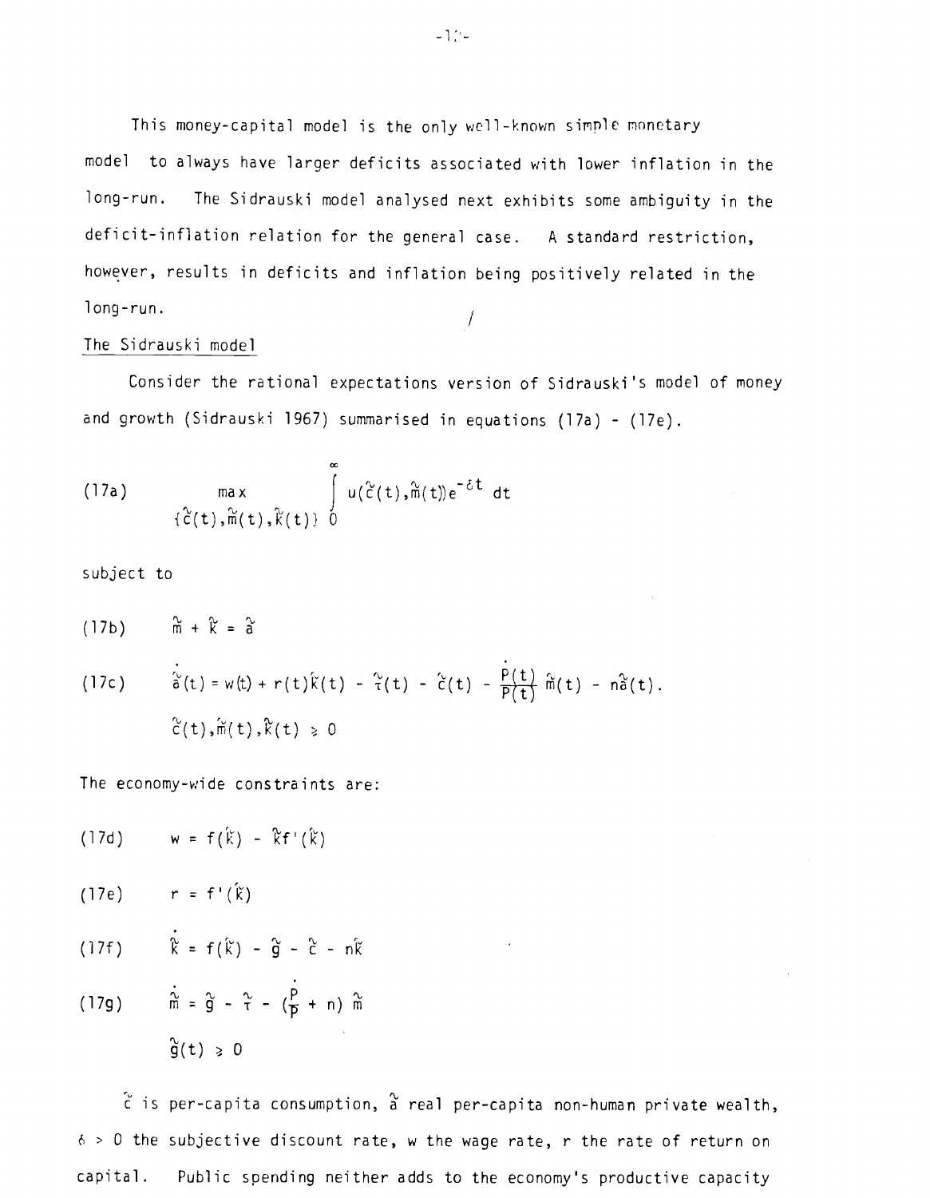This money-capital model is the only well-known simple monetary model to always have larger deficits associated with lower inflation in the long-run. The Sidrauski model analysed next exhibits some ambiguity in the deficit-inflation relation for the general case. A standard restriction, however, results in deficits and inflation being positively related in the long-run.

The Sidrauski model

Consider the rational expectations version of Sidrauski's model of money and growth (Sidrauski 1967) summarised in equations (17a) - (17e).

$$\text{(17a)} \qquad \max_{\{\tilde{c}(t),\tilde{m}(t),\hat{k}(t)\}} \int_0^\infty u(\tilde{c}(t),\tilde{m}(t))e^{-\delta t}\, dt$$

subject to

$$\text{(17b)} \qquad \tilde{m} + \hat{k} = \tilde{a}$$

$$\text{(17c)} \qquad \dot{\tilde{a}}(t) = w(t) + r(t)\hat{k}(t) - \tilde{\tau}(t) - \tilde{c}(t) - \frac{\dot{P}(t)}{P(t)}\tilde{m}(t) - n\tilde{a}(t).$$

$$\tilde{c}(t),\tilde{m}(t),\hat{k}(t) \geq 0$$

The economy-wide constraints are:

$$\text{(17d)} \qquad w = f(\hat{k}) - \hat{k}f'(\hat{k})$$

$$\text{(17e)} \qquad r = f'(\hat{k})$$

$$\text{(17f)} \qquad \dot{\hat{k}} = f(\hat{k}) - \tilde{g} - \tilde{c} - n\hat{k}$$

$$\text{(17g)} \qquad \dot{\tilde{m}} = \tilde{g} - \tilde{\tau} - (\frac{\dot{P}}{P} + n)\tilde{m}$$

$$\tilde{g}(t) \geq 0$$

$\tilde{c}$ is per-capita consumption, $\tilde{a}$ real per-capita non-human private wealth, $\delta > 0$ the subjective discount rate, $w$ the wage rate, $r$ the rate of return on capital. Public spending neither adds to the economy's productive capacity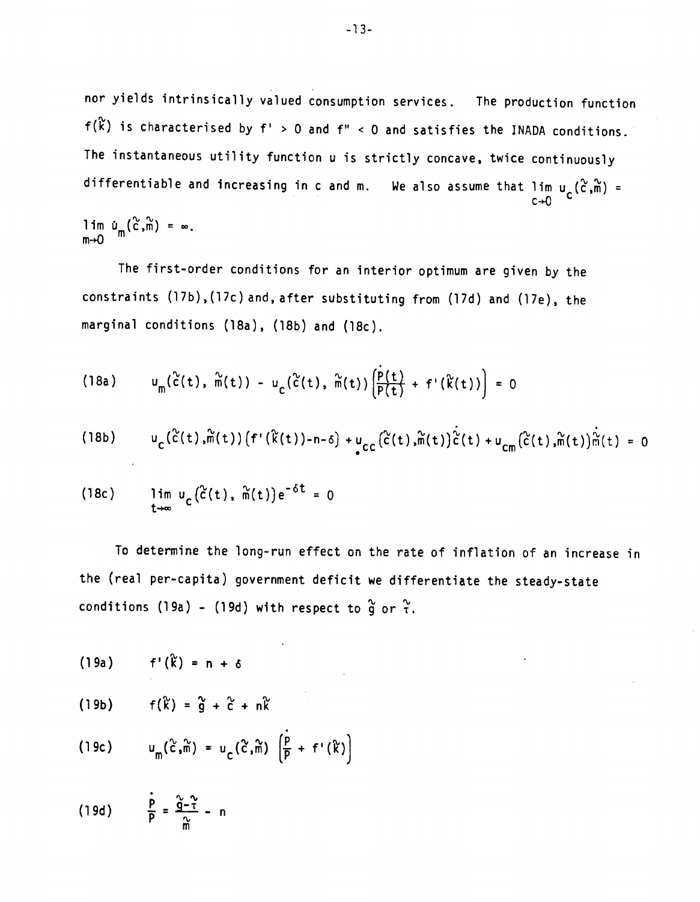nor yields intrinsically valued consumption services. The production function $f(\tilde{k})$ is characterised by $f' > 0$ and $f'' < 0$ and satisfies the INADA conditions. The instantaneous utility function u is strictly concave, twice continuously differentiable and increasing in c and m. We also assume that $\lim_{c \to 0} u_c(\tilde{c},\tilde{m}) = \lim_{m \to 0} u_m(\tilde{c},\tilde{m}) = \infty$.

The first-order conditions for an interior optimum are given by the constraints (17b),(17c) and, after substituting from (17d) and (17e), the marginal conditions (18a), (18b) and (18c).

$$\text{(18a)} \qquad u_m(\tilde{c}(t), \tilde{m}(t)) - u_c(\tilde{c}(t), \tilde{m}(t))\left[\frac{\dot{P}(t)}{P(t)} + f'(\tilde{k}(t))\right] = 0$$

$$\text{(18b)} \qquad u_c(\tilde{c}(t),\tilde{m}(t))(f'(\tilde{k}(t))-n-\delta) + u_{cc}(\tilde{c}(t),\tilde{m}(t))\dot{\tilde{c}}(t) + u_{cm}(\tilde{c}(t),\tilde{m}(t))\dot{\tilde{m}}(t) = 0$$

$$\text{(18c)} \qquad \lim_{t \to \infty} u_c(\tilde{c}(t), \tilde{m}(t))e^{-\delta t} = 0$$

To determine the long-run effect on the rate of inflation of an increase in the (real per-capita) government deficit we differentiate the steady-state conditions (19a) - (19d) with respect to $\tilde{g}$ or $\tilde{\tau}$.

$$\text{(19a)} \qquad f'(\tilde{k}) = n + \delta$$

$$\text{(19b)} \qquad f(\tilde{k}) = \tilde{g} + \tilde{c} + n\tilde{k}$$

$$\text{(19c)} \qquad u_m(\tilde{c},\tilde{m}) = u_c(\tilde{c},\tilde{m})\left[\frac{\dot{P}}{P} + f'(\tilde{k})\right]$$

$$\text{(19d)} \qquad \frac{\dot{P}}{P} = \frac{\tilde{g}-\tilde{\tau}}{\tilde{m}} - n$$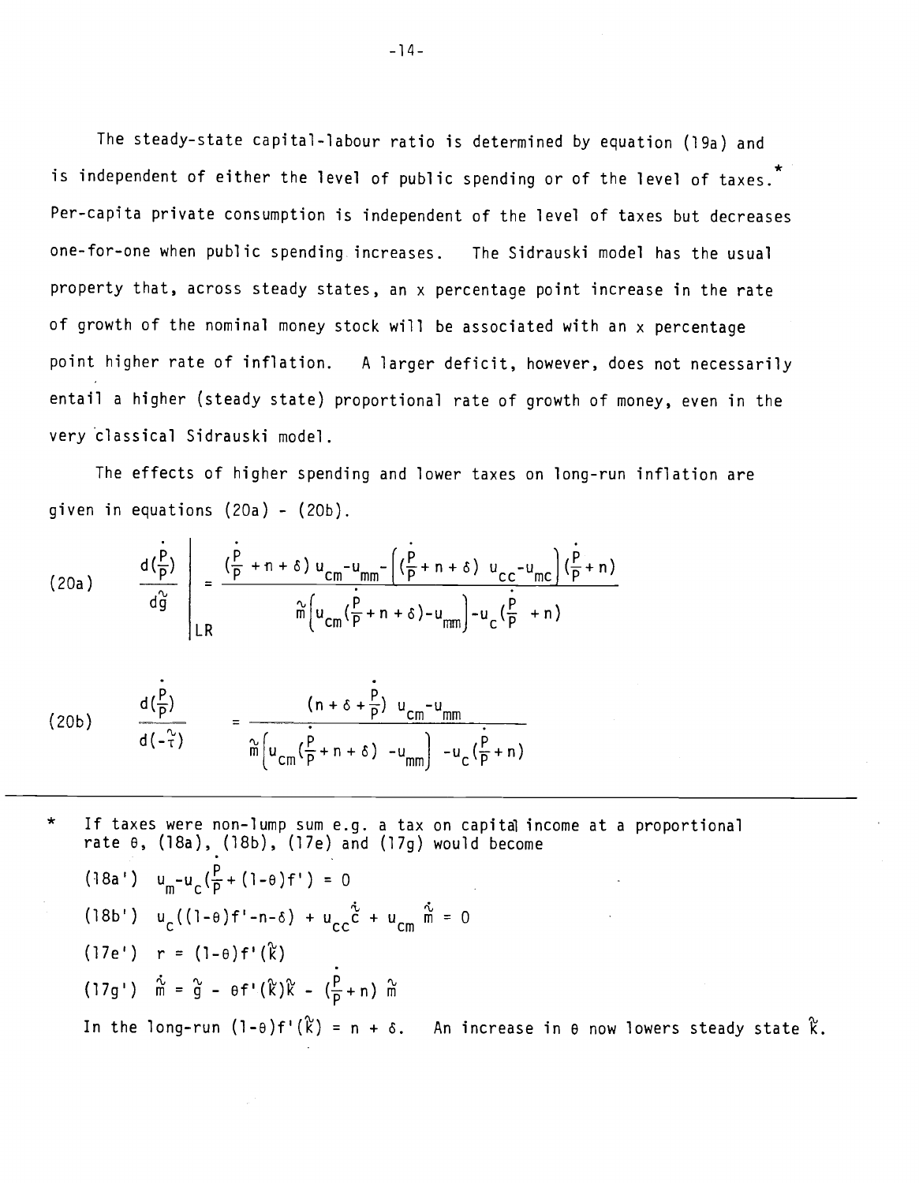The steady-state capital-labour ratio is determined by equation (19a) and is independent of either the level of public spending or of the level of taxes.* Per-capita private consumption is independent of the level of taxes but decreases one-for-one when public spending increases. The Sidrauski model has the usual property that, across steady states, an x percentage point increase in the rate of growth of the nominal money stock will be associated with an x percentage point higher rate of inflation. A larger deficit, however, does not necessarily entail a higher (steady state) proportional rate of growth of money, even in the very classical Sidrauski model.

The effects of higher spending and lower taxes on long-run inflation are given in equations (20a) - (20b).

$$\text{(20a)} \qquad \left.\frac{d(\frac{\dot{P}}{P})}{d\tilde{g}}\right|_{LR} = \frac{(\frac{\dot{P}}{P} + n + \delta)\, u_{cm} - u_{mm} - \left[(\frac{\dot{P}}{P} + n + \delta)\, u_{cc} - u_{mc}\right](\frac{\dot{P}}{P} + n)}{\tilde{m}\left[u_{cm}(\frac{\dot{P}}{P} + n + \delta) - u_{mm}\right] - u_c(\frac{\dot{P}}{P} + n)}$$

$$\text{(20b)} \qquad \frac{d(\frac{\dot{P}}{P})}{d(-\tilde{\tau})} = \frac{(n + \delta + \frac{\dot{P}}{P})\, u_{cm} - u_{mm}}{\tilde{m}\left[u_{cm}(\frac{\dot{P}}{P} + n + \delta) - u_{mm}\right] - u_c(\frac{\dot{P}}{P} + n)}$$

---

\* If taxes were non-lump sum e.g. a tax on capital income at a proportional rate $\theta$, (18a), (18b), (17e) and (17g) would become

(18a') $u_m - u_c(\frac{\dot{P}}{P} + (1-\theta)f') = 0$

(18b') $u_c((1-\theta)f' - n - \delta) + u_{cc}\dot{\tilde{c}} + u_{cm}\dot{\tilde{m}} = 0$

(17e') $r = (1-\theta)f'(\hat{k})$

(17g') $\dot{\tilde{m}} = \tilde{g} - \theta f'(\hat{k})\hat{k} - (\frac{\dot{P}}{P} + n)\,\tilde{m}$

In the long-run $(1-\theta)f'(\hat{k}) = n + \delta$. An increase in $\theta$ now lowers steady state $\hat{k}$.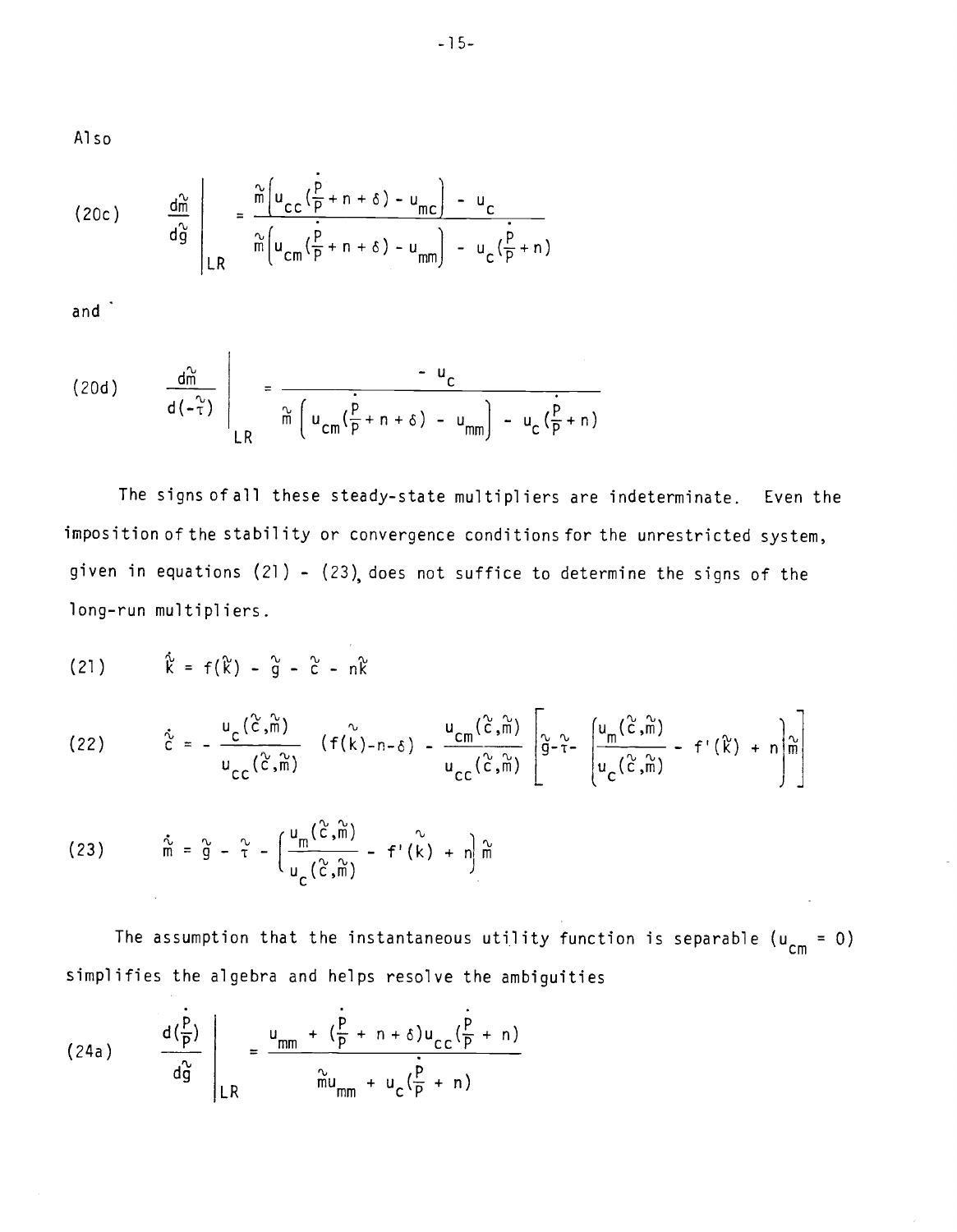Also

$$(20c) \qquad \left.\frac{d\tilde{m}}{d\tilde{g}}\right|_{LR} = \frac{\tilde{m}\left[u_{cc}\left(\frac{\dot{P}}{P} + n + \delta\right) - u_{mc}\right] - u_c}{\tilde{m}\left[u_{cm}\left(\frac{\dot{P}}{P} + n + \delta\right) - u_{mm}\right] - u_c\left(\frac{\dot{P}}{P} + n\right)}$$

and

$$(20d) \qquad \left.\frac{d\tilde{m}}{d(-\tilde{\tau})}\right|_{LR} = \frac{-u_c}{\tilde{m}\left[u_{cm}\left(\frac{\dot{P}}{P} + n + \delta\right) - u_{mm}\right] - u_c\left(\frac{\dot{P}}{P} + n\right)}$$

The signs of all these steady-state multipliers are indeterminate. Even the imposition of the stability or convergence conditions for the unrestricted system, given in equations (21) - (23), does not suffice to determine the signs of the long-run multipliers.

$$(21) \qquad \dot{\tilde{k}} = f(\tilde{k}) - \tilde{g} - \tilde{c} - n\tilde{k}$$

$$(22) \qquad \dot{\tilde{c}} = -\frac{u_c(\tilde{c},\tilde{m})}{u_{cc}(\tilde{c},\tilde{m})}\left(f(\tilde{k}) - n - \delta\right) - \frac{u_{cm}(\tilde{c},\tilde{m})}{u_{cc}(\tilde{c},\tilde{m})}\left[\tilde{g} - \tilde{\tau} - \left(\frac{u_m(\tilde{c},\tilde{m})}{u_c(\tilde{c},\tilde{m})} - f'(\tilde{k}) + n\right)\tilde{m}\right]$$

$$(23) \qquad \dot{\tilde{m}} = \tilde{g} - \tilde{\tau} - \left(\frac{u_m(\tilde{c},\tilde{m})}{u_c(\tilde{c},\tilde{m})} - f'(\tilde{k}) + n\right)\tilde{m}$$

The assumption that the instantaneous utility function is separable ($u_{cm} = 0$) simplifies the algebra and helps resolve the ambiguities

$$(24a) \qquad \left.\frac{d\left(\frac{\dot{P}}{P}\right)}{d\tilde{g}}\right|_{LR} = \frac{u_{mm} + \left(\frac{\dot{P}}{P} + n + \delta\right)u_{cc}\left(\frac{\dot{P}}{P} + n\right)}{\tilde{m}u_{mm} + u_c\left(\frac{\dot{P}}{P} + n\right)}$$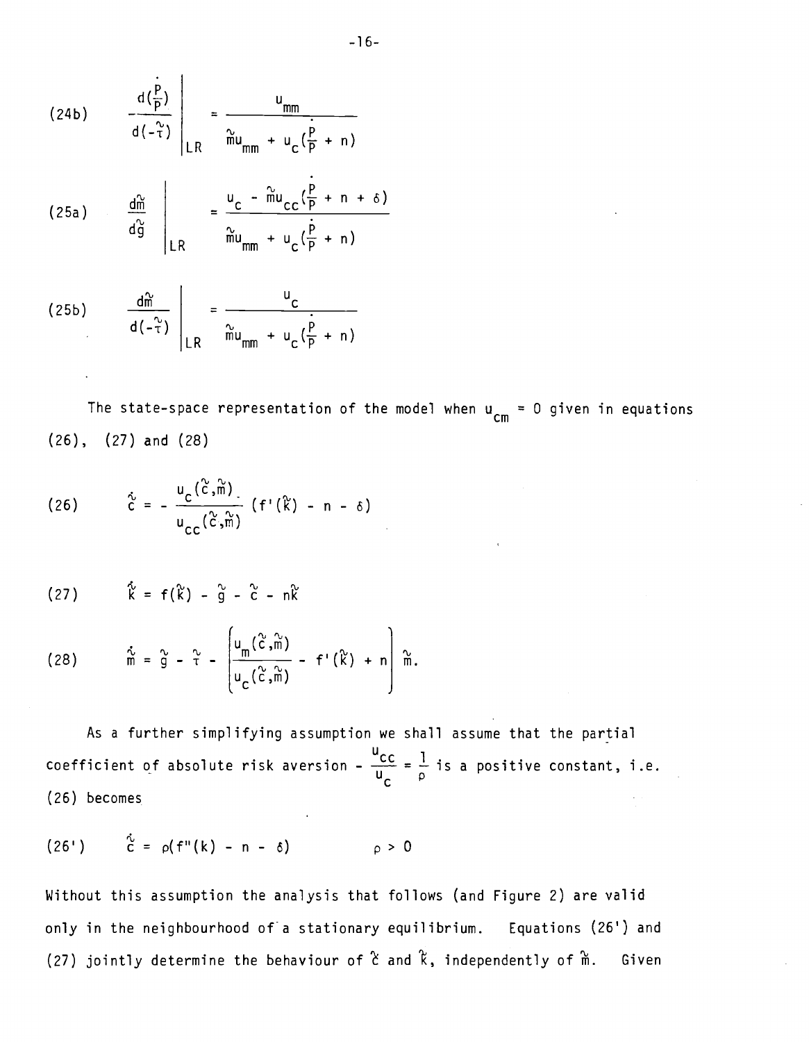(24b) $$\left.\frac{d(\frac{\dot{P}}{P})}{d(-\tilde{\tau})}\right|_{LR} = \frac{u_{mm}}{\tilde{m}u_{mm} + u_c(\frac{\dot{P}}{P} + n)}$$

(25a) $$\left.\frac{d\tilde{m}}{d\tilde{g}}\right|_{LR} = \frac{u_c - \tilde{m}u_{cc}(\frac{\dot{P}}{P} + n + \delta)}{\tilde{m}u_{mm} + u_c(\frac{\dot{P}}{P} + n)}$$

(25b) $$\left.\frac{d\tilde{m}}{d(-\tilde{\tau})}\right|_{LR} = \frac{u_c}{\tilde{m}u_{mm} + u_c(\frac{\dot{P}}{P} + n)}$$

The state-space representation of the model when $u_{cm} = 0$ given in equations (26), (27) and (28)

(26) $$\hat{\tilde{c}} = -\frac{u_c(\tilde{c},\tilde{m})}{u_{cc}(\tilde{c},\tilde{m})}(f'(\tilde{k}) - n - \delta)$$

(27) $$\hat{\tilde{k}} = f(\tilde{k}) - \tilde{g} - \tilde{c} - n\tilde{k}$$

(28) $$\hat{\tilde{m}} = \tilde{g} - \tilde{\tau} - \left[\frac{u_m(\tilde{c},\tilde{m})}{u_c(\tilde{c},\tilde{m})} - f'(\tilde{k}) + n\right]\tilde{m}.$$

As a further simplifying assumption we shall assume that the partial coefficient of absolute risk aversion $-\frac{u_{cc}}{u_c} = \frac{1}{\rho}$ is a positive constant, i.e. (26) becomes

(26') $$\hat{\tilde{c}} = \rho(f''(k) - n - \delta) \qquad \rho > 0$$

Without this assumption the analysis that follows (and Figure 2) are valid only in the neighbourhood of a stationary equilibrium. Equations (26') and (27) jointly determine the behaviour of $\tilde{c}$ and $\tilde{k}$, independently of $\tilde{m}$. Given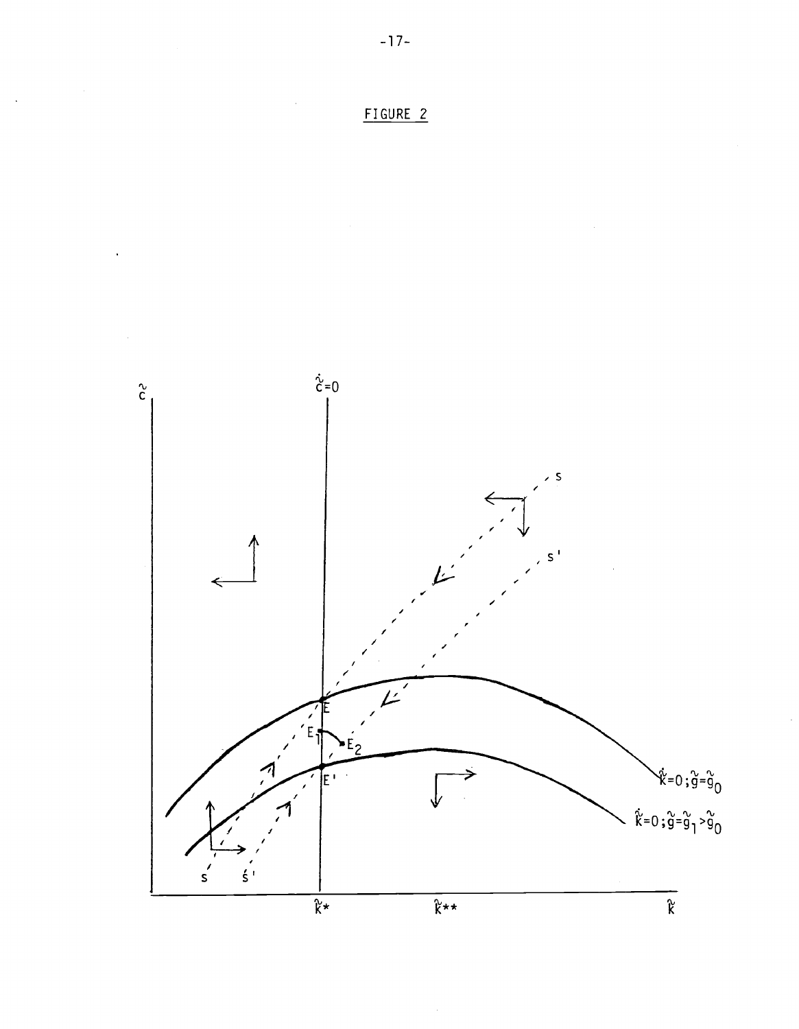FIGURE 2

$\tilde{c}$

$\dot{\tilde{c}}=0$

s

s'

E

$E_1$

$E_2$

E'

$\dot{\tilde{k}}=0;\tilde{g}=\tilde{g}_0$

$\dot{\tilde{k}}=0;\tilde{g}=\tilde{g}_1>\tilde{g}_0$

s

s'

$\tilde{k}^*$

$\tilde{k}^{**}$

$\tilde{k}$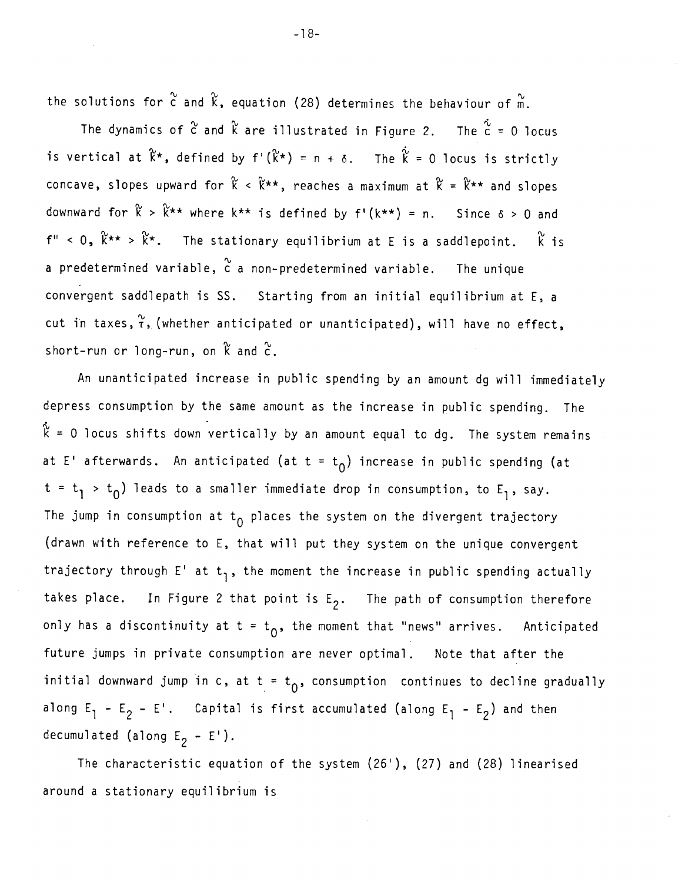the solutions for $\tilde{c}$ and $\tilde{k}$, equation (28) determines the behaviour of $\tilde{m}$.

The dynamics of $\tilde{c}$ and $\tilde{k}$ are illustrated in Figure 2. The $\dot{\tilde{c}} = 0$ locus is vertical at $\tilde{k}^*$, defined by $f'(\tilde{k}^*) = n + \delta$. The $\dot{\tilde{k}} = 0$ locus is strictly concave, slopes upward for $\tilde{k} < \tilde{k}^{**}$, reaches a maximum at $\tilde{k} = \tilde{k}^{**}$ and slopes downward for $\tilde{k} > \tilde{k}^{**}$ where $k^{**}$ is defined by $f'(k^{**}) = n$. Since $\delta > 0$ and $f'' < 0$, $\tilde{k}^{**} > \tilde{k}^*$. The stationary equilibrium at E is a saddlepoint. $\tilde{k}$ is a predetermined variable, $\tilde{c}$ a non-predetermined variable. The unique convergent saddlepath is SS. Starting from an initial equilibrium at E, a cut in taxes, $\tilde{\tau}$, (whether anticipated or unanticipated), will have no effect, short-run or long-run, on $\tilde{k}$ and $\tilde{c}$.

An unanticipated increase in public spending by an amount dg will immediately depress consumption by the same amount as the increase in public spending. The $\dot{\tilde{k}} = 0$ locus shifts down vertically by an amount equal to dg. The system remains at E' afterwards. An anticipated (at $t = t_0$) increase in public spending (at $t = t_1 > t_0$) leads to a smaller immediate drop in consumption, to $E_1$, say. The jump in consumption at $t_0$ places the system on the divergent trajectory (drawn with reference to E, that will put they system on the unique convergent trajectory through E' at $t_1$, the moment the increase in public spending actually takes place. In Figure 2 that point is $E_2$. The path of consumption therefore only has a discontinuity at $t = t_0$, the moment that "news" arrives. Anticipated future jumps in private consumption are never optimal. Note that after the initial downward jump in c, at $t = t_0$, consumption continues to decline gradually along $E_1$ - $E_2$ - E'. Capital is first accumulated (along $E_1$ - $E_2$) and then decumulated (along $E_2$ - E').

The characteristic equation of the system (26'), (27) and (28) linearised around a stationary equilibrium is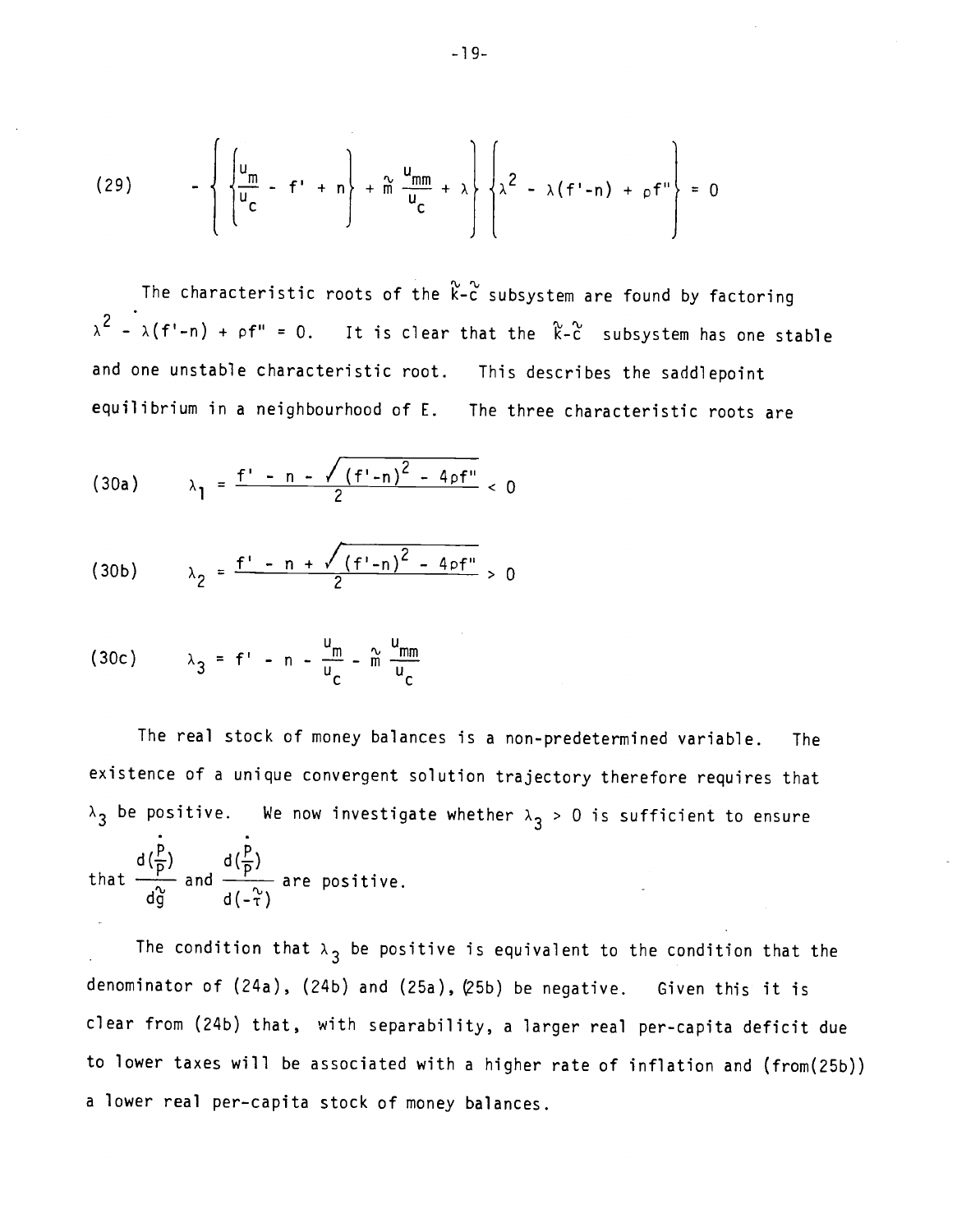$$(29) \qquad -\left\{\left\{\frac{u_m}{u_c} - f' + n\right\} + \tilde{m}\,\frac{u_{mm}}{u_c} + \lambda\right\}\left\{\lambda^2 - \lambda(f'-n) + \rho f''\right\} = 0$$

The characteristic roots of the $\tilde{k}$-$\tilde{c}$ subsystem are found by factoring $\lambda^2 - \lambda(f'-n) + \rho f'' = 0$. It is clear that the $\tilde{k}$-$\tilde{c}$ subsystem has one stable and one unstable characteristic root. This describes the saddlepoint equilibrium in a neighbourhood of E. The three characteristic roots are

$$(30a) \qquad \lambda_1 = \frac{f' - n - \sqrt{(f'-n)^2 - 4\rho f''}}{2} < 0$$

$$(30b) \qquad \lambda_2 = \frac{f' - n + \sqrt{(f'-n)^2 - 4\rho f''}}{2} > 0$$

$$(30c) \qquad \lambda_3 = f' - n - \frac{u_m}{u_c} - \tilde{m}\,\frac{u_{mm}}{u_c}$$

The real stock of money balances is a non-predetermined variable. The existence of a unique convergent solution trajectory therefore requires that $\lambda_3$ be positive. We now investigate whether $\lambda_3 > 0$ is sufficient to ensure that $\frac{d(\frac{\dot{P}}{P})}{d\tilde{g}}$ and $\frac{d(\frac{\dot{P}}{P})}{d(-\tilde{\tau})}$ are positive.

The condition that $\lambda_3$ be positive is equivalent to the condition that the denominator of (24a), (24b) and (25a), (25b) be negative. Given this it is clear from (24b) that, with separability, a larger real per-capita deficit due to lower taxes will be associated with a higher rate of inflation and (from (25b)) a lower real per-capita stock of money balances.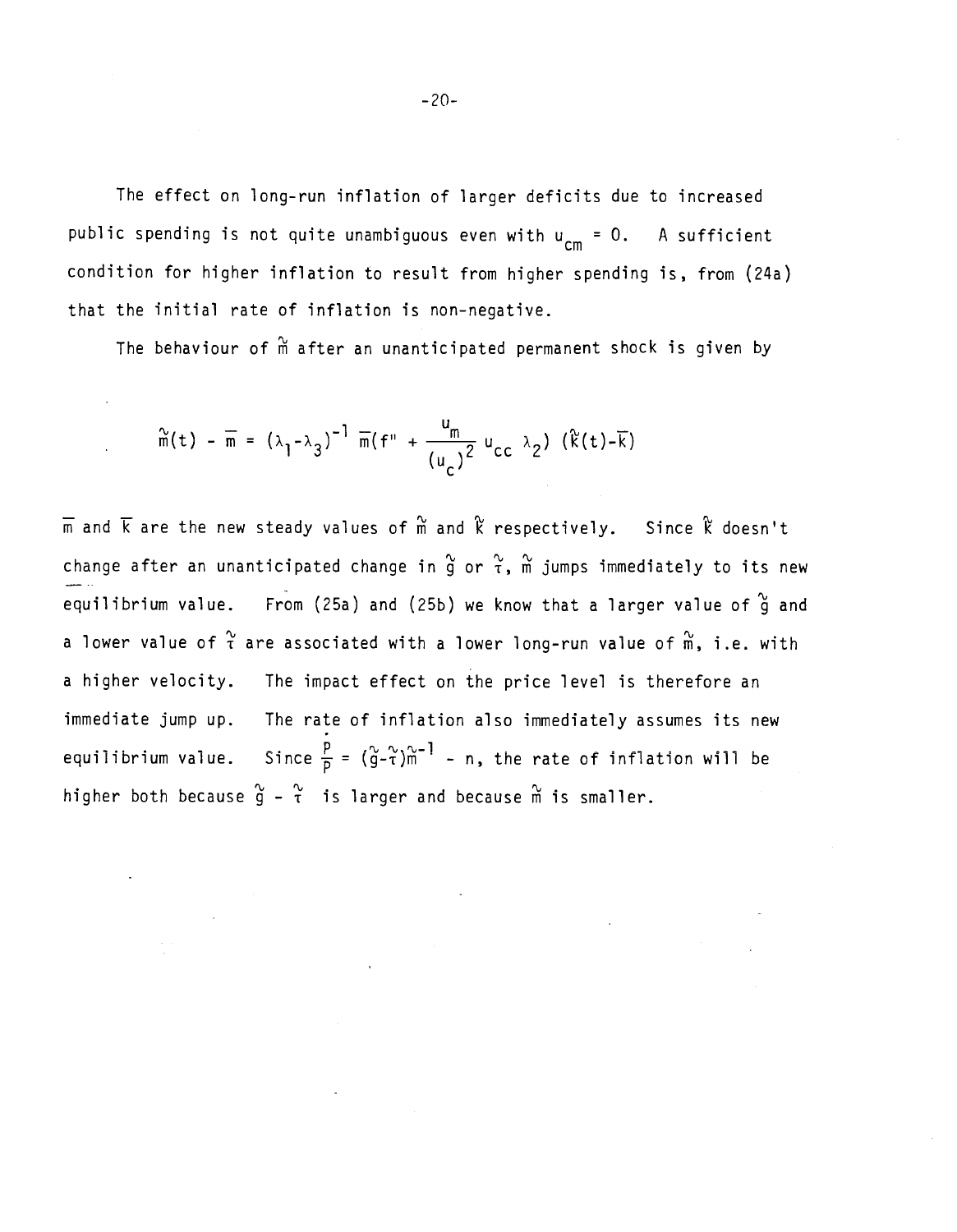The effect on long-run inflation of larger deficits due to increased public spending is not quite unambiguous even with $u_{cm} = 0$. A sufficient condition for higher inflation to result from higher spending is, from (24a) that the initial rate of inflation is non-negative.

The behaviour of $\tilde{m}$ after an unanticipated permanent shock is given by

$$\tilde{m}(t) - \bar{m} = (\lambda_1 - \lambda_3)^{-1} \bar{m}\left(f'' + \frac{u_m}{(u_c)^2} u_{cc} \lambda_2\right) (\tilde{k}(t) - \bar{k})$$

$\bar{m}$ and $\bar{k}$ are the new steady values of $\tilde{m}$ and $\tilde{k}$ respectively. Since $\tilde{k}$ doesn't change after an unanticipated change in $\tilde{g}$ or $\tilde{\tau}$, $\tilde{m}$ jumps immediately to its new equilibrium value. From (25a) and (25b) we know that a larger value of $\tilde{g}$ and a lower value of $\tilde{\tau}$ are associated with a lower long-run value of $\tilde{m}$, i.e. with a higher velocity. The impact effect on the price level is therefore an immediate jump up. The rate of inflation also immediately assumes its new equilibrium value. Since $\frac{\dot{P}}{P} = (\tilde{g} - \tilde{\tau})\tilde{m}^{-1} - n$, the rate of inflation will be higher both because $\tilde{g} - \tilde{\tau}$ is larger and because $\tilde{m}$ is smaller.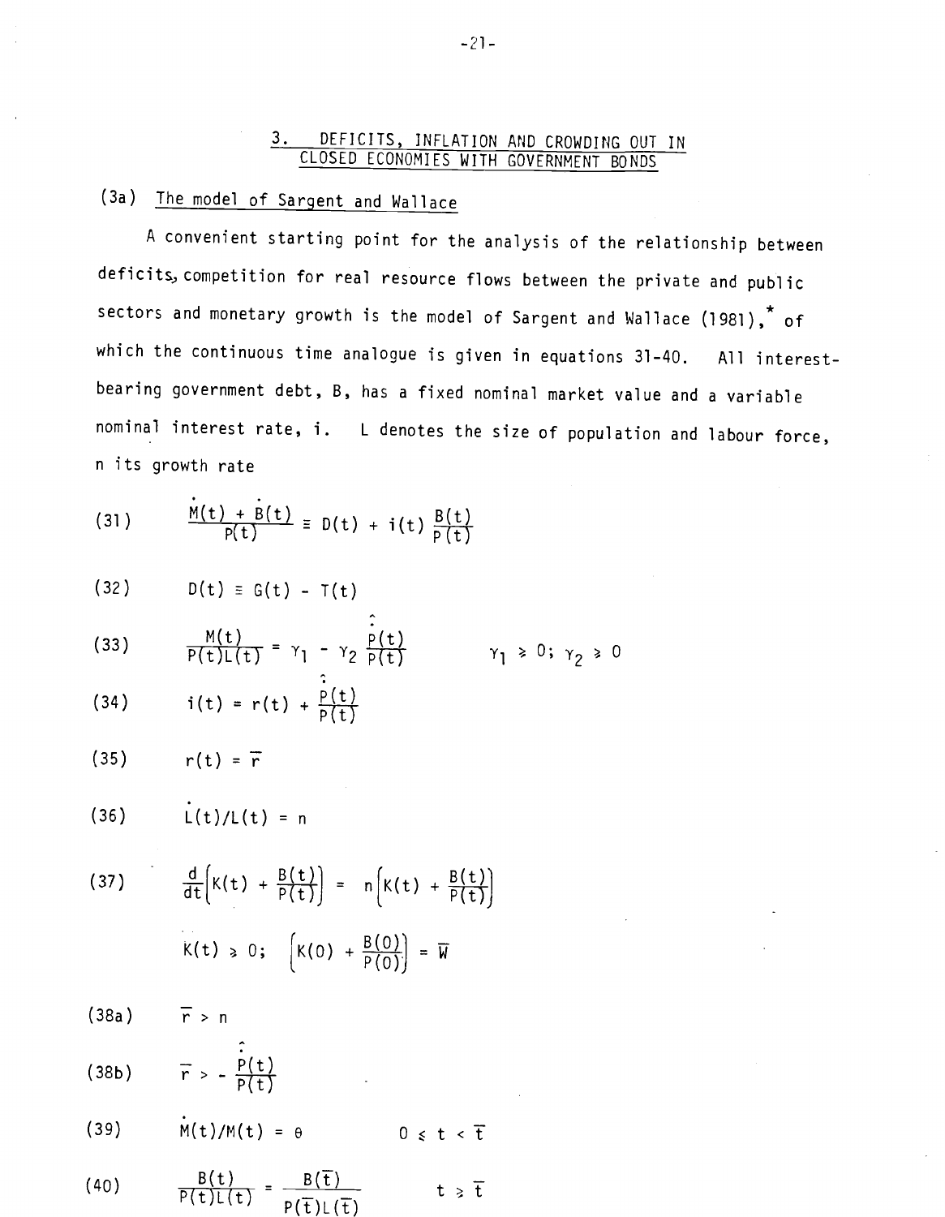## 3. DEFICITS, INFLATION AND CROWDING OUT IN CLOSED ECONOMIES WITH GOVERNMENT BONDS

### (3a) The model of Sargent and Wallace

A convenient starting point for the analysis of the relationship between deficits, competition for real resource flows between the private and public sectors and monetary growth is the model of Sargent and Wallace (1981),* of which the continuous time analogue is given in equations 31-40. All interest-bearing government debt, B, has a fixed nominal market value and a variable nominal interest rate, i. L denotes the size of population and labour force, n its growth rate

$$\frac{\dot{M}(t) + \dot{B}(t)}{P(t)} \equiv D(t) + i(t)\frac{B(t)}{P(t)} \tag{31}$$

$$D(t) \equiv G(t) - T(t) \tag{32}$$

$$\frac{M(t)}{P(t)L(t)} = \gamma_1 - \gamma_2 \frac{\hat{\dot{P}}(t)}{P(t)} \qquad \gamma_1 \geq 0;\ \gamma_2 \geq 0 \tag{33}$$

$$i(t) = r(t) + \frac{\hat{\dot{P}}(t)}{P(t)} \tag{34}$$

$$r(t) = \bar{r} \tag{35}$$

$$\dot{L}(t)/L(t) = n \tag{36}$$

$$\frac{d}{dt}\left[K(t) + \frac{B(t)}{P(t)}\right] = n\left[K(t) + \frac{B(t)}{P(t)}\right] \tag{37}$$

$$K(t) \geq 0; \quad \left[K(0) + \frac{B(0)}{P(0)}\right] = \bar{W}$$

$$\bar{r} > n \tag{38a}$$

$$\bar{r} > -\frac{\hat{\dot{P}}(t)}{P(t)} \tag{38b}$$

$$\dot{M}(t)/M(t) = \theta \qquad 0 \leq t < \bar{t} \tag{39}$$

$$\frac{B(t)}{P(t)L(t)} = \frac{B(\bar{t})}{P(\bar{t})L(\bar{t})} \qquad t \geq \bar{t} \tag{40}$$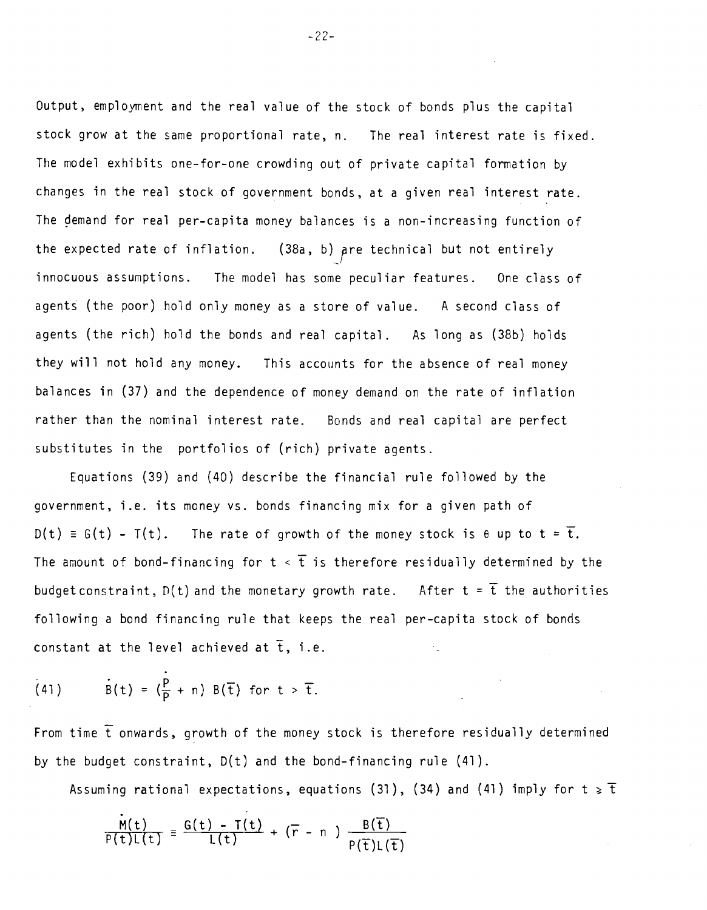Output, employment and the real value of the stock of bonds plus the capital stock grow at the same proportional rate, n. The real interest rate is fixed. The model exhibits one-for-one crowding out of private capital formation by changes in the real stock of government bonds, at a given real interest rate. The demand for real per-capita money balances is a non-increasing function of the expected rate of inflation. (38a, b) are technical but not entirely innocuous assumptions. The model has some peculiar features. One class of agents (the poor) hold only money as a store of value. A second class of agents (the rich) hold the bonds and real capital. As long as (38b) holds they will not hold any money. This accounts for the absence of real money balances in (37) and the dependence of money demand on the rate of inflation rather than the nominal interest rate. Bonds and real capital are perfect substitutes in the portfolios of (rich) private agents.

Equations (39) and (40) describe the financial rule followed by the government, i.e. its money vs. bonds financing mix for a given path of $D(t) \equiv G(t) - T(t)$. The rate of growth of the money stock is $\theta$ up to $t = \bar{t}$. The amount of bond-financing for $t < \bar{t}$ is therefore residually determined by the budget constraint, $D(t)$ and the monetary growth rate. After $t = \bar{t}$ the authorities following a bond financing rule that keeps the real per-capita stock of bonds constant at the level achieved at $\bar{t}$, i.e.

$$(41) \qquad \dot{B}(t) = (\frac{\dot{P}}{P} + n)\, B(\bar{t}) \text{ for } t > \bar{t}.$$

From time $\bar{t}$ onwards, growth of the money stock is therefore residually determined by the budget constraint, $D(t)$ and the bond-financing rule (41).

Assuming rational expectations, equations (31), (34) and (41) imply for $t \geq \bar{t}$

$$\frac{\dot{M}(t)}{P(t)L(t)} \equiv \frac{G(t) - T(t)}{L(t)} + (\bar{r} - n)\,\frac{B(\bar{t})}{P(\bar{t})L(\bar{t})}$$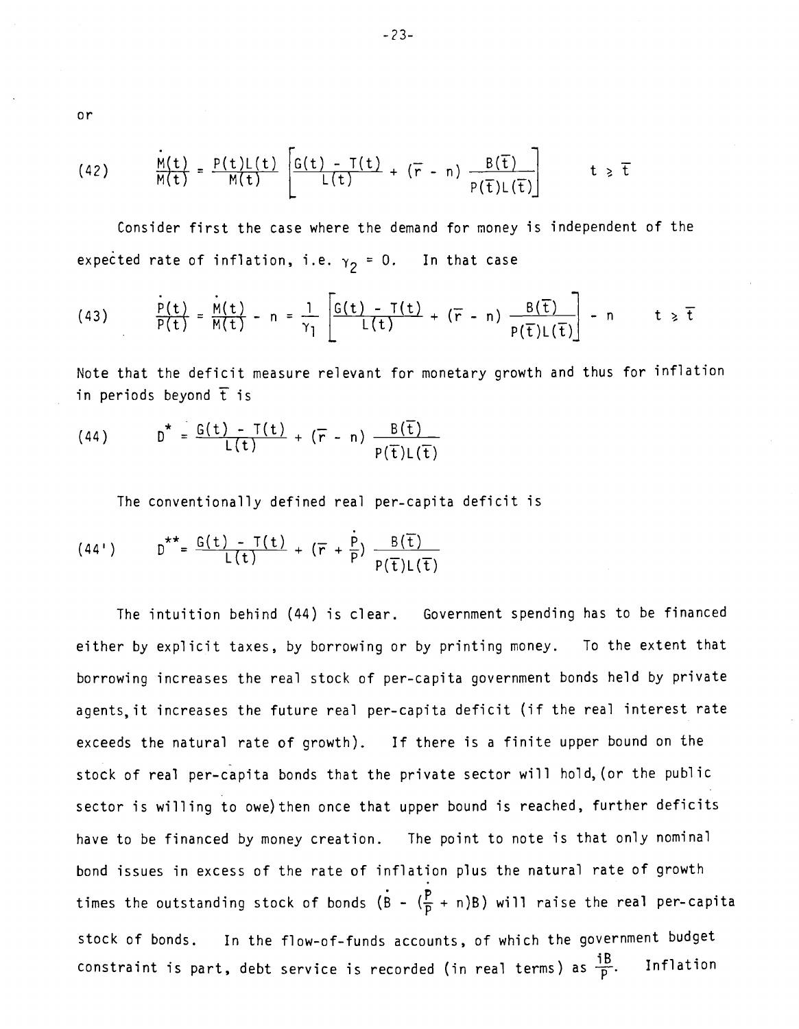or

$$\frac{\dot{M}(t)}{M(t)} = \frac{P(t)L(t)}{M(t)} \left[\frac{G(t) - T(t)}{L(t)} + (\bar{r} - n) \frac{B(\bar{t})}{P(\bar{t})L(\bar{t})}\right] \qquad t \geq \bar{t} \tag{42}$$

Consider first the case where the demand for money is independent of the expected rate of inflation, i.e. $\gamma_2 = 0$. In that case

$$\frac{\dot{P}(t)}{P(t)} = \frac{\dot{M}(t)}{M(t)} - n = \frac{1}{\gamma_1} \left[\frac{G(t) - T(t)}{L(t)} + (\bar{r} - n) \frac{B(\bar{t})}{P(\bar{t})L(\bar{t})}\right] - n \qquad t \geq \bar{t} \tag{43}$$

Note that the deficit measure relevant for monetary growth and thus for inflation in periods beyond $\bar{t}$ is

$$D^{*} = \frac{G(t) - T(t)}{L(t)} + (\bar{r} - n) \frac{B(\bar{t})}{P(\bar{t})L(\bar{t})} \tag{44}$$

The conventionally defined real per-capita deficit is

$$D^{**} = \frac{G(t) - T(t)}{L(t)} + (\bar{r} + \frac{\dot{P}}{P}) \frac{B(\bar{t})}{P(\bar{t})L(\bar{t})} \tag{44'}$$

The intuition behind (44) is clear. Government spending has to be financed either by explicit taxes, by borrowing or by printing money. To the extent that borrowing increases the real stock of per-capita government bonds held by private agents, it increases the future real per-capita deficit (if the real interest rate exceeds the natural rate of growth). If there is a finite upper bound on the stock of real per-capita bonds that the private sector will hold, (or the public sector is willing to owe) then once that upper bound is reached, further deficits have to be financed by money creation. The point to note is that only nominal bond issues in excess of the rate of inflation plus the natural rate of growth times the outstanding stock of bonds ($\dot{B} - (\frac{\dot{P}}{P} + n)B$) will raise the real per-capita stock of bonds. In the flow-of-funds accounts, of which the government budget constraint is part, debt service is recorded (in real terms) as $\frac{iB}{P}$. Inflation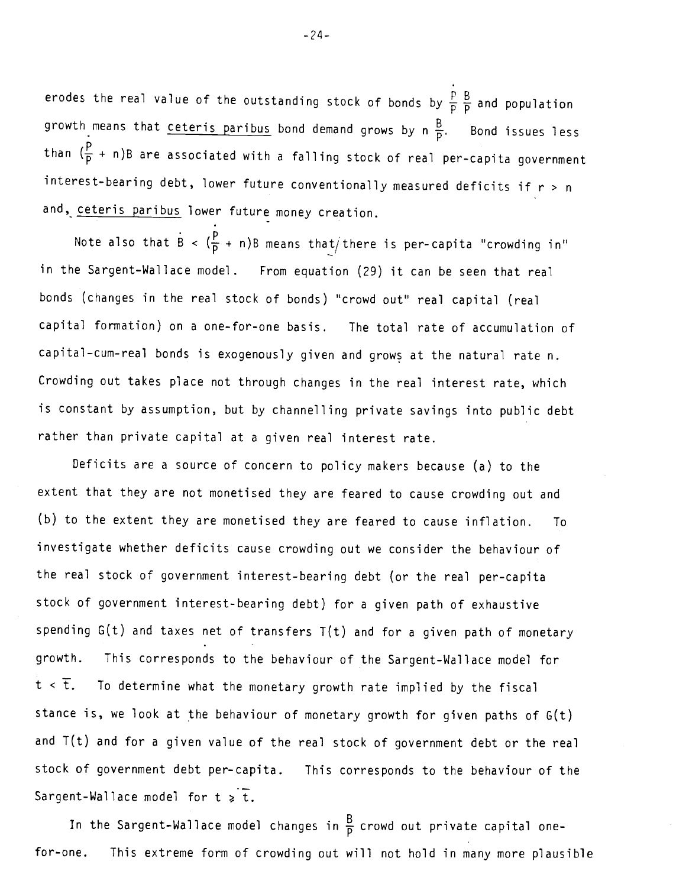erodes the real value of the outstanding stock of bonds by $\frac{\dot{P}}{P}\frac{B}{P}$ and population growth means that ceteris paribus bond demand grows by $n\,\frac{B}{P}$. Bond issues less than $(\frac{\dot{P}}{P} + n)B$ are associated with a falling stock of real per-capita government interest-bearing debt, lower future conventionally measured deficits if $r > n$ and, ceteris paribus lower future money creation.

Note also that $\dot{B} < (\frac{\dot{P}}{P} + n)B$ means that there is per-capita "crowding in" in the Sargent-Wallace model. From equation (29) it can be seen that real bonds (changes in the real stock of bonds) "crowd out" real capital (real capital formation) on a one-for-one basis. The total rate of accumulation of capital-cum-real bonds is exogenously given and grows at the natural rate n. Crowding out takes place not through changes in the real interest rate, which is constant by assumption, but by channelling private savings into public debt rather than private capital at a given real interest rate.

Deficits are a source of concern to policy makers because (a) to the extent that they are not monetised they are feared to cause crowding out and (b) to the extent they are monetised they are feared to cause inflation. To investigate whether deficits cause crowding out we consider the behaviour of the real stock of government interest-bearing debt (or the real per-capita stock of government interest-bearing debt) for a given path of exhaustive spending $G(t)$ and taxes net of transfers $T(t)$ and for a given path of monetary growth. This corresponds to the behaviour of the Sargent-Wallace model for $t < \bar{t}$. To determine what the monetary growth rate implied by the fiscal stance is, we look at the behaviour of monetary growth for given paths of $G(t)$ and $T(t)$ and for a given value of the real stock of government debt or the real stock of government debt per-capita. This corresponds to the behaviour of the Sargent-Wallace model for $t \geq \bar{t}$.

In the Sargent-Wallace model changes in $\frac{B}{P}$ crowd out private capital one-for-one. This extreme form of crowding out will not hold in many more plausible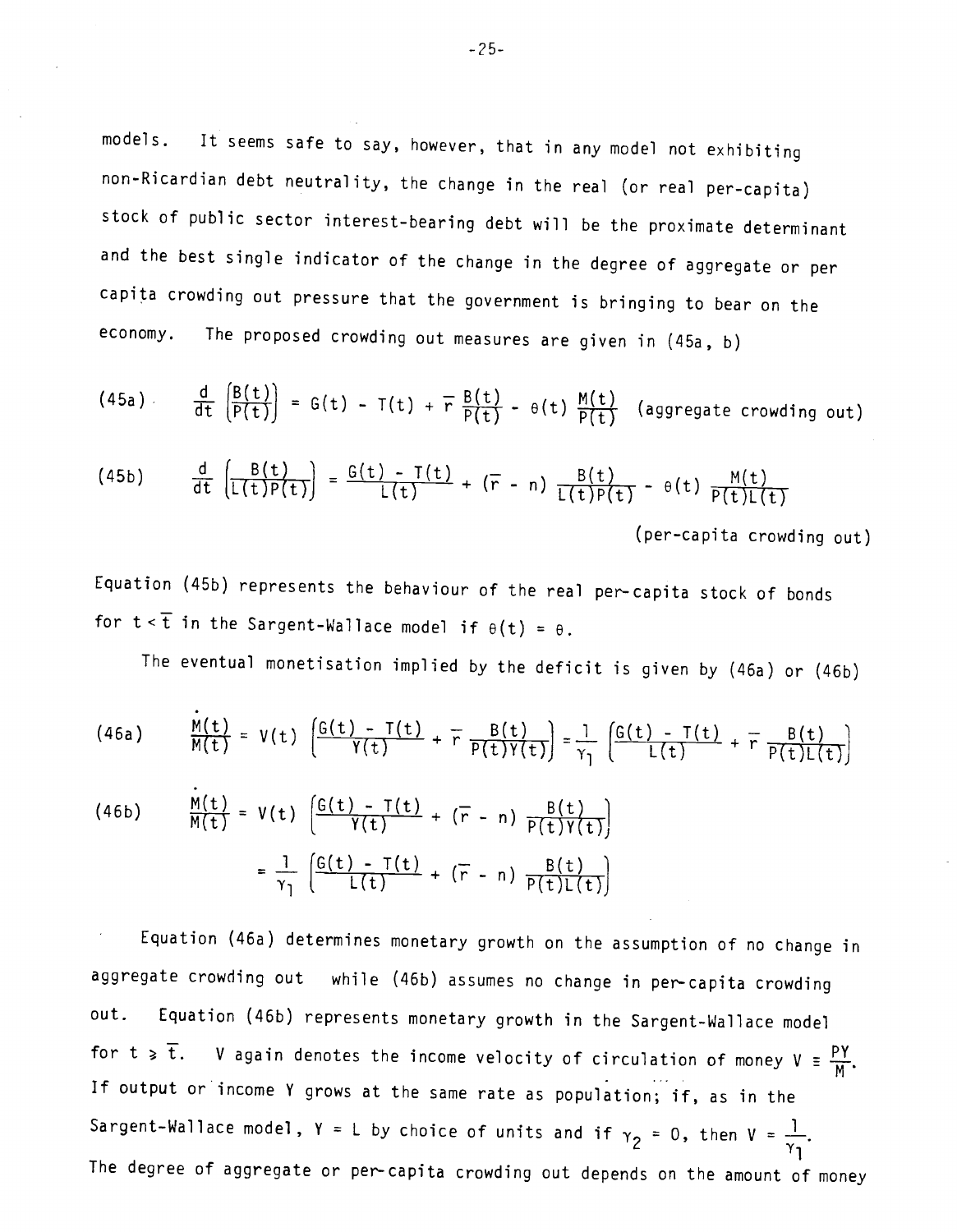models. It seems safe to say, however, that in any model not exhibiting non-Ricardian debt neutrality, the change in the real (or real per-capita) stock of public sector interest-bearing debt will be the proximate determinant and the best single indicator of the change in the degree of aggregate or per capita crowding out pressure that the government is bringing to bear on the economy. The proposed crowding out measures are given in (45a, b)

$$\text{(45a)} \quad \frac{d}{dt}\left[\frac{B(t)}{P(t)}\right] = G(t) - T(t) + \bar{r}\,\frac{B(t)}{P(t)} - \theta(t)\,\frac{M(t)}{P(t)} \quad \text{(aggregate crowding out)}$$

$$\text{(45b)} \quad \frac{d}{dt}\left[\frac{B(t)}{L(t)P(t)}\right] = \frac{G(t) - T(t)}{L(t)} + (\bar{r} - n)\,\frac{B(t)}{L(t)P(t)} - \theta(t)\,\frac{M(t)}{P(t)L(t)}$$

(per-capita crowding out)

Equation (45b) represents the behaviour of the real per-capita stock of bonds for $t < \bar{t}$ in the Sargent-Wallace model if $\theta(t) = \theta$.

The eventual monetisation implied by the deficit is given by (46a) or (46b)

$$\text{(46a)} \quad \frac{\dot{M}(t)}{M(t)} = V(t)\left[\frac{G(t) - T(t)}{Y(t)} + \bar{r}\,\frac{B(t)}{P(t)Y(t)}\right] = \frac{1}{\gamma_1}\left[\frac{G(t) - T(t)}{L(t)} + \bar{r}\,\frac{B(t)}{P(t)L(t)}\right]$$

$$\text{(46b)} \quad \frac{\dot{M}(t)}{M(t)} = V(t)\left[\frac{G(t) - T(t)}{Y(t)} + (\bar{r} - n)\,\frac{B(t)}{P(t)Y(t)}\right]$$

$$= \frac{1}{\gamma_1}\left[\frac{G(t) - T(t)}{L(t)} + (\bar{r} - n)\,\frac{B(t)}{P(t)L(t)}\right]$$

Equation (46a) determines monetary growth on the assumption of no change in aggregate crowding out while (46b) assumes no change in per-capita crowding out. Equation (46b) represents monetary growth in the Sargent-Wallace model for $t \geq \bar{t}$. V again denotes the income velocity of circulation of money $V \equiv \frac{PY}{M}$. If output or income Y grows at the same rate as population; if, as in the Sargent-Wallace model, $Y = L$ by choice of units and if $\gamma_2 = 0$, then $V = \frac{1}{\gamma_1}$. The degree of aggregate or per-capita crowding out depends on the amount of money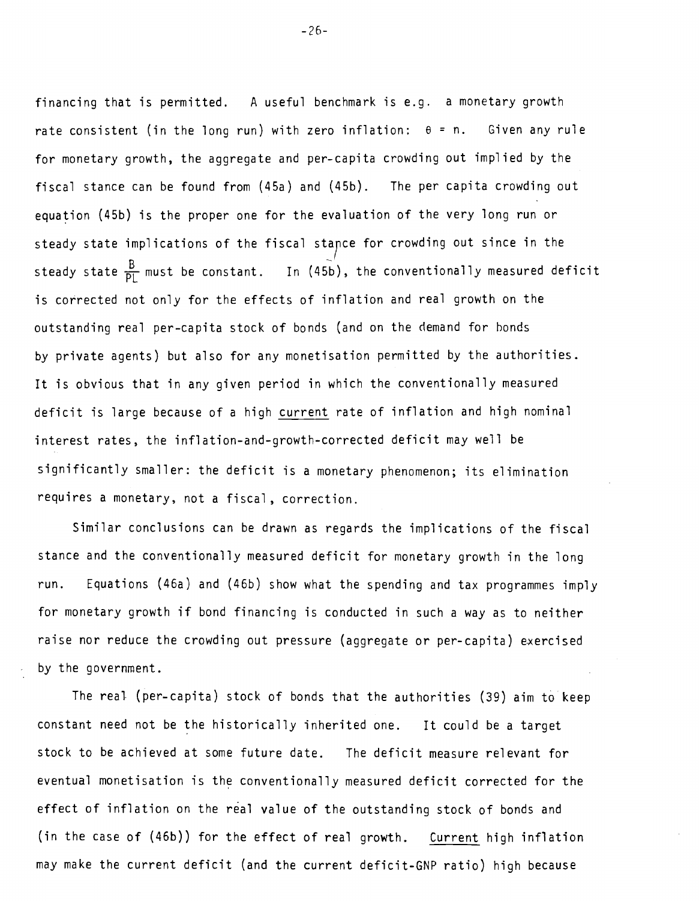financing that is permitted. A useful benchmark is e.g. a monetary growth rate consistent (in the long run) with zero inflation: $\theta = n$. Given any rule for monetary growth, the aggregate and per-capita crowding out implied by the fiscal stance can be found from (45a) and (45b). The per capita crowding out equation (45b) is the proper one for the evaluation of the very long run or steady state implications of the fiscal stance for crowding out since in the steady state $\frac{B}{PL}$ must be constant. In (45b), the conventionally measured deficit is corrected not only for the effects of inflation and real growth on the outstanding real per-capita stock of bonds (and on the demand for bonds by private agents) but also for any monetisation permitted by the authorities. It is obvious that in any given period in which the conventionally measured deficit is large because of a high <u>current</u> rate of inflation and high nominal interest rates, the inflation-and-growth-corrected deficit may well be significantly smaller: the deficit is a monetary phenomenon; its elimination requires a monetary, not a fiscal, correction.

Similar conclusions can be drawn as regards the implications of the fiscal stance and the conventionally measured deficit for monetary growth in the long run. Equations (46a) and (46b) show what the spending and tax programmes imply for monetary growth if bond financing is conducted in such a way as to neither raise nor reduce the crowding out pressure (aggregate or per-capita) exercised by the government.

The real (per-capita) stock of bonds that the authorities (39) aim to keep constant need not be the historically inherited one. It could be a target stock to be achieved at some future date. The deficit measure relevant for eventual monetisation is the conventionally measured deficit corrected for the effect of inflation on the real value of the outstanding stock of bonds and (in the case of (46b)) for the effect of real growth. <u>Current</u> high inflation may make the current deficit (and the current deficit-GNP ratio) high because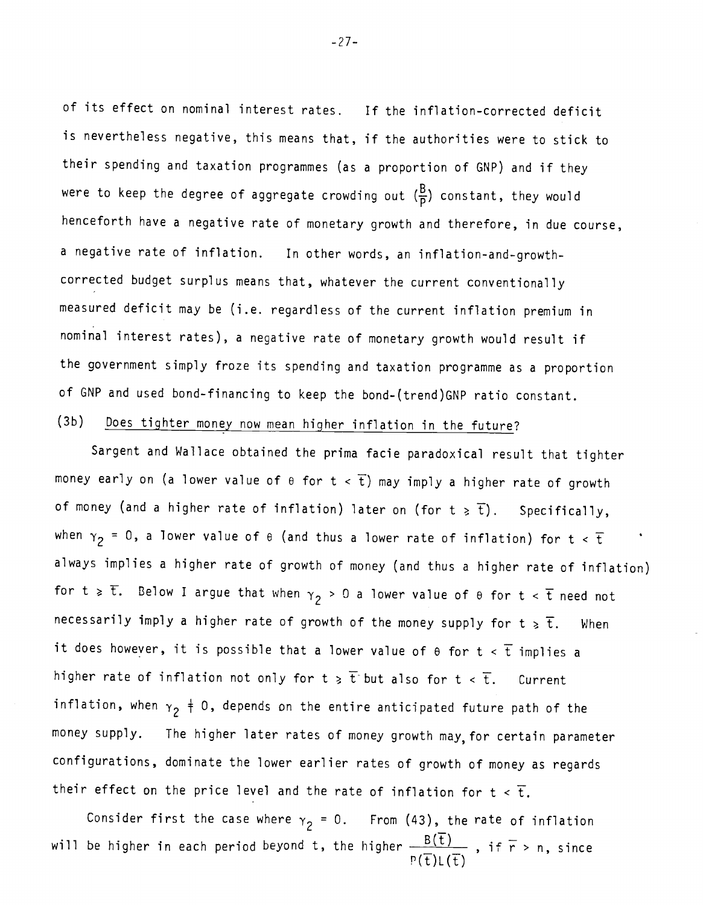of its effect on nominal interest rates. If the inflation-corrected deficit is nevertheless negative, this means that, if the authorities were to stick to their spending and taxation programmes (as a proportion of GNP) and if they were to keep the degree of aggregate crowding out $(\frac{B}{P})$ constant, they would henceforth have a negative rate of monetary growth and therefore, in due course, a negative rate of inflation. In other words, an inflation-and-growth-corrected budget surplus means that, whatever the current conventionally measured deficit may be (i.e. regardless of the current inflation premium in nominal interest rates), a negative rate of monetary growth would result if the government simply froze its spending and taxation programme as a proportion of GNP and used bond-financing to keep the bond-(trend)GNP ratio constant.

### (3b) Does tighter money now mean higher inflation in the future?

Sargent and Wallace obtained the prima facie paradoxical result that tighter money early on (a lower value of $\theta$ for $t < \bar{t}$) may imply a higher rate of growth of money (and a higher rate of inflation) later on (for $t \geq \bar{t}$). Specifically, when $\gamma_2 = 0$, a lower value of $\theta$ (and thus a lower rate of inflation) for $t < \bar{t}$ always implies a higher rate of growth of money (and thus a higher rate of inflation) for $t \geq \bar{t}$. Below I argue that when $\gamma_2 > 0$ a lower value of $\theta$ for $t < \bar{t}$ need not necessarily imply a higher rate of growth of the money supply for $t \geq \bar{t}$. When it does however, it is possible that a lower value of $\theta$ for $t < \bar{t}$ implies a higher rate of inflation not only for $t \geq \bar{t}$ but also for $t < \bar{t}$. Current inflation, when $\gamma_2 \neq 0$, depends on the entire anticipated future path of the money supply. The higher later rates of money growth may, for certain parameter configurations, dominate the lower earlier rates of growth of money as regards their effect on the price level and the rate of inflation for $t < \bar{t}$.

Consider first the case where $\gamma_2 = 0$. From (43), the rate of inflation will be higher in each period beyond t, the higher $\frac{B(\bar{t})}{P(\bar{t})L(\bar{t})}$, if $\bar{r} > n$, since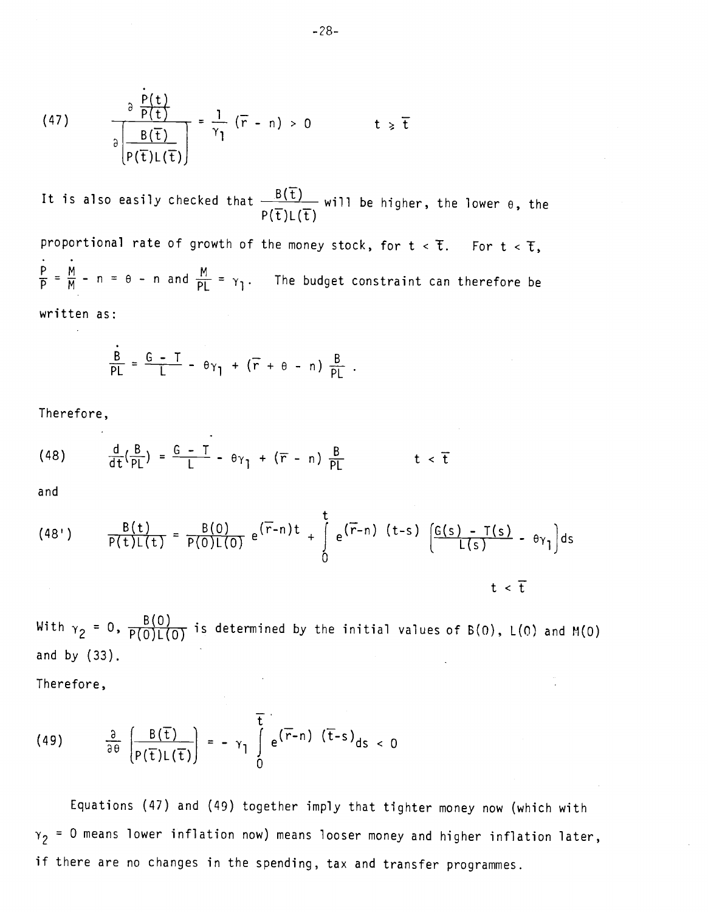$$(47) \qquad \frac{\partial \frac{\dot{P}(t)}{P(t)}}{\partial \left[\frac{B(\bar{t})}{P(\bar{t})L(\bar{t})}\right]} = \frac{1}{\gamma_1}(\bar{r} - n) > 0 \qquad t \geq \bar{t}$$

It is also easily checked that $\frac{B(\bar{t})}{P(\bar{t})L(\bar{t})}$ will be higher, the lower $\theta$, the proportional rate of growth of the money stock, for $t < \bar{t}$. For $t < \bar{t}$, $\frac{\dot{P}}{P} = \frac{\dot{M}}{M} - n = \theta - n$ and $\frac{M}{PL} = \gamma_1$. The budget constraint can therefore be written as:

$$\frac{\dot{B}}{PL} = \frac{G - T}{L} - \theta\gamma_1 + (\bar{r} + \theta - n)\frac{B}{PL}.$$

Therefore,

$$(48) \qquad \frac{d}{dt}\left(\frac{B}{PL}\right) = \frac{G - T}{L} - \theta\gamma_1 + (\bar{r} - n)\frac{B}{PL} \qquad t < \bar{t}$$

and

$$(48') \qquad \frac{B(t)}{P(t)L(t)} = \frac{B(0)}{P(0)L(0)} e^{(\bar{r}-n)t} + \int_0^t e^{(\bar{r}-n)(t-s)} \left[\frac{G(s) - T(s)}{L(s)} - \theta\gamma_1\right] ds$$

$$t < \bar{t}$$

With $\gamma_2 = 0$, $\frac{B(0)}{P(0)L(0)}$ is determined by the initial values of $B(0)$, $L(0)$ and $M(0)$ and by (33).

Therefore,

$$(49) \qquad \frac{\partial}{\partial\theta}\left[\frac{B(\bar{t})}{P(\bar{t})L(\bar{t})}\right] = -\gamma_1 \int_0^{\bar{t}} e^{(\bar{r}-n)(\bar{t}-s)} ds < 0$$

Equations (47) and (49) together imply that tighter money now (which with $\gamma_2 = 0$ means lower inflation now) means looser money and higher inflation later, if there are no changes in the spending, tax and transfer programmes.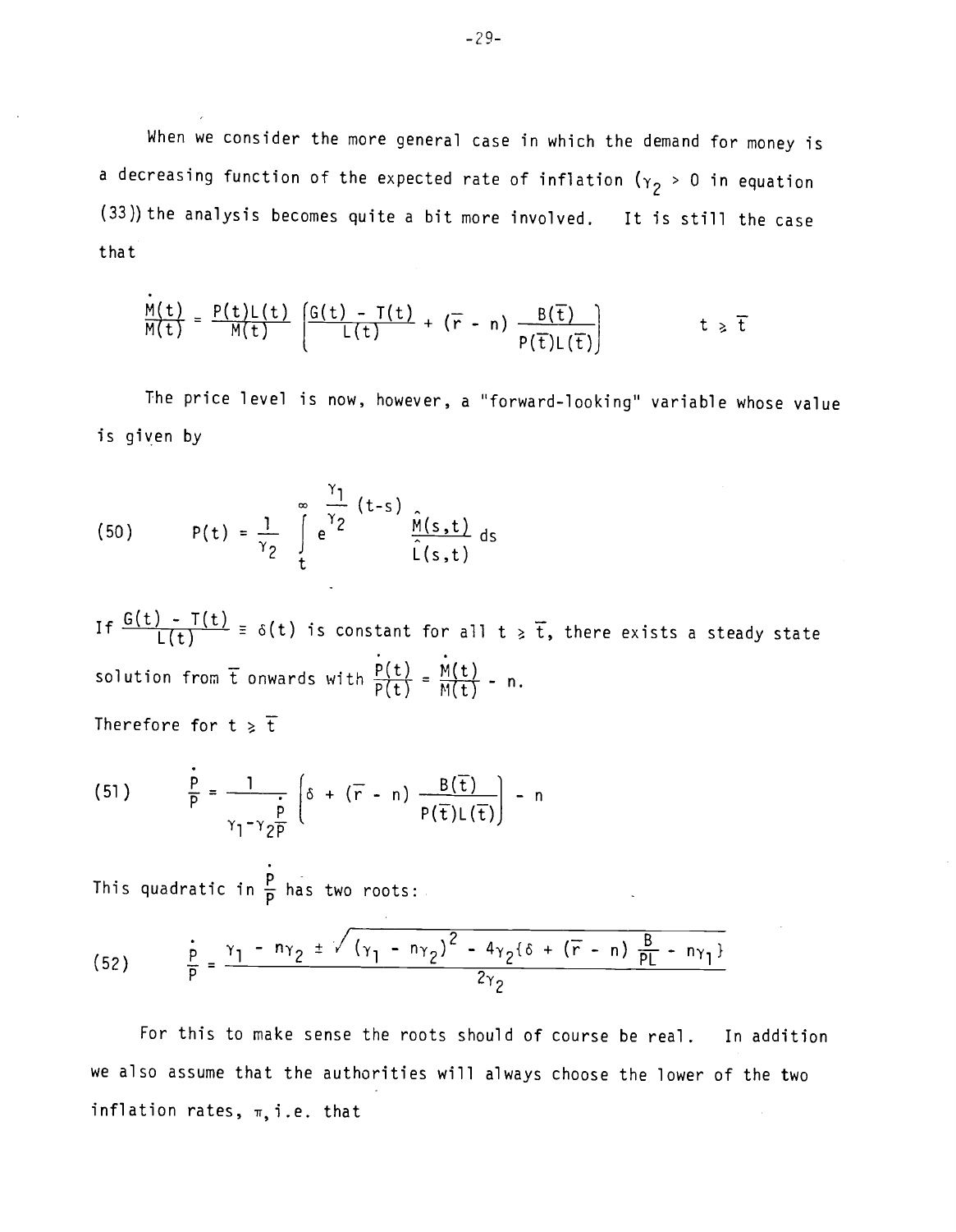When we consider the more general case in which the demand for money is a decreasing function of the expected rate of inflation ($\gamma_2 > 0$ in equation (33)) the analysis becomes quite a bit more involved. It is still the case that

$$\frac{\dot{M}(t)}{M(t)} = \frac{P(t)L(t)}{M(t)} \left[\frac{G(t) - T(t)}{L(t)} + (\bar{r} - n) \frac{B(\bar{t})}{P(\bar{t})L(\bar{t})}\right] \qquad t \geq \bar{t}$$

The price level is now, however, a "forward-looking" variable whose value is given by

$$(50) \qquad P(t) = \frac{1}{\gamma_2} \int_t^{\infty} e^{\frac{\gamma_1}{\gamma_2}(t-s)} \frac{\hat{M}(s,t)}{\hat{L}(s,t)} ds$$

If $\frac{G(t) - T(t)}{L(t)} \equiv \delta(t)$ is constant for all $t \geq \bar{t}$, there exists a steady state solution from $\bar{t}$ onwards with $\frac{\dot{P}(t)}{P(t)} = \frac{\dot{M}(t)}{M(t)} - n$.

Therefore for $t \geq \bar{t}$

$$(51) \qquad \frac{\dot{P}}{P} = \frac{1}{\gamma_1 - \gamma_2 \frac{\dot{P}}{P}} \left[\delta + (\bar{r} - n) \frac{B(\bar{t})}{P(\bar{t})L(\bar{t})}\right] - n$$

This quadratic in $\frac{\dot{P}}{P}$ has two roots:

$$(52) \qquad \frac{\dot{P}}{P} = \frac{\gamma_1 - n\gamma_2 \pm \sqrt{(\gamma_1 - n\gamma_2)^2 - 4\gamma_2\{\delta + (\bar{r} - n) \frac{B}{PL} - n\gamma_1\}}}{2\gamma_2}$$

For this to make sense the roots should of course be real. In addition we also assume that the authorities will always choose the lower of the two inflation rates, $\pi$, i.e. that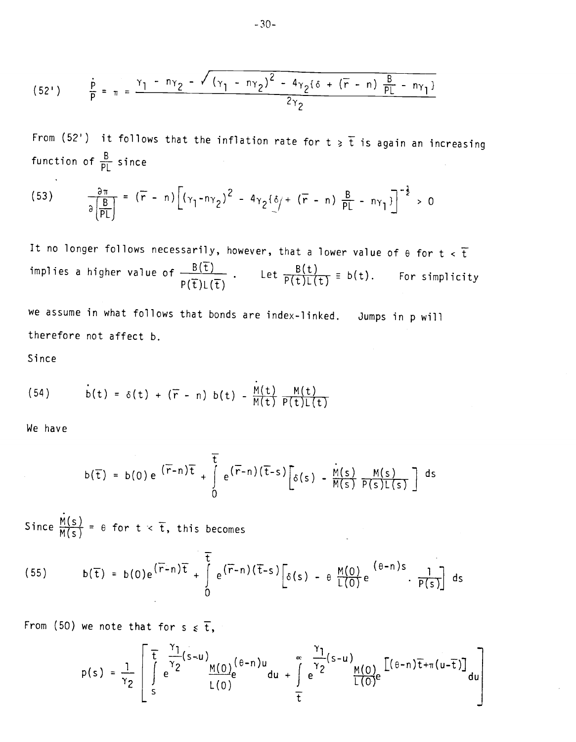$$(52') \qquad \frac{\dot{P}}{P} = \pi = \frac{\gamma_1 - n\gamma_2 - \sqrt{(\gamma_1 - n\gamma_2)^2 - 4\gamma_2\{\delta + (\bar{r} - n)\frac{B}{PL} - n\gamma_1\}}}{2\gamma_2}$$

From (52') it follows that the inflation rate for $t \geq \bar{t}$ is again an increasing function of $\frac{B}{PL}$ since

$$(53) \qquad \frac{\partial \pi}{\partial \left[\frac{B}{PL}\right]} = (\bar{r} - n)\left[(\gamma_1 - n\gamma_2)^2 - 4\gamma_2\{\delta + (\bar{r} - n)\frac{B}{PL} - n\gamma_1\}\right]^{-\frac{1}{2}} > 0$$

It no longer follows necessarily, however, that a lower value of $\theta$ for $t < \bar{t}$ implies a higher value of $\frac{B(\bar{t})}{P(\bar{t})L(\bar{t})}$. Let $\frac{B(t)}{P(t)L(t)} \equiv b(t)$. For simplicity we assume in what follows that bonds are index-linked. Jumps in p will therefore not affect b.

Since

$$(54) \qquad \dot{b}(t) = \delta(t) + (\bar{r} - n)\, b(t) - \frac{\dot{M}(t)}{M(t)}\frac{M(t)}{P(t)L(t)}$$

We have

$$b(\bar{t}) = b(0)\,e^{(\bar{r}-n)\bar{t}} + \int_0^{\bar{t}} e^{(\bar{r}-n)(\bar{t}-s)}\left[\delta(s) - \frac{\dot{M}(s)}{M(s)}\frac{M(s)}{P(s)L(s)}\right] ds$$

Since $\frac{\dot{M}(s)}{M(s)} = \theta$ for $t < \bar{t}$, this becomes

$$(55) \qquad b(\bar{t}) = b(0)e^{(\bar{r}-n)\bar{t}} + \int_0^{\bar{t}} e^{(\bar{r}-n)(\bar{t}-s)}\left[\delta(s) - \theta\,\frac{M(0)}{L(0)}e^{(\theta-n)s}\cdot\frac{1}{P(s)}\right] ds$$

From (50) we note that for $s \leq \bar{t}$,

$$p(s) = \frac{1}{\gamma_2}\left[\int_s^{\bar{t}} e^{\frac{\gamma_1}{\gamma_2}(s-u)}\frac{M(0)}{L(0)}e^{(\theta-n)u}\,du + \int_{\bar{t}}^{\infty} e^{\frac{\gamma_1}{\gamma_2}(s-u)}\frac{M(0)}{L(0)}e^{[(\theta-n)\bar{t}+\pi(u-\bar{t})]}\,du\right]$$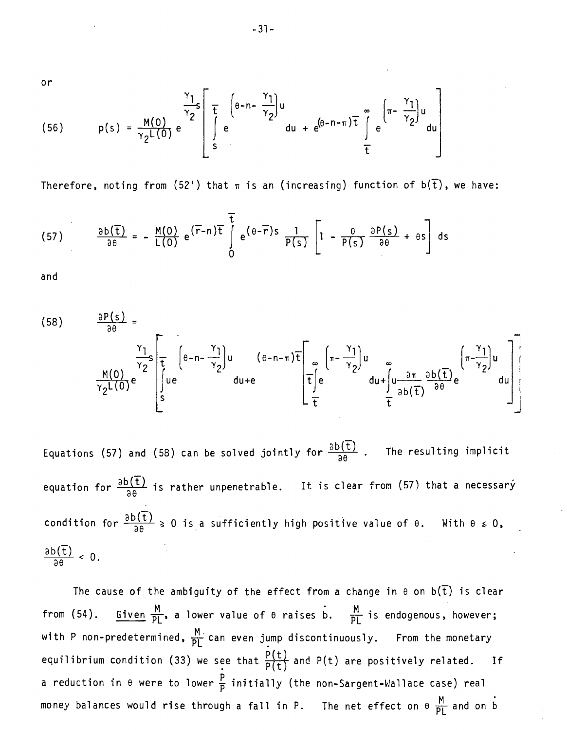or

$$(56) \qquad p(s) = \frac{M(0)}{\gamma_2 L(0)} e^{\frac{\gamma_1}{\gamma_2}s} \left[ \int_s^{\bar{t}} e^{\left(\theta - n - \frac{\gamma_1}{\gamma_2}\right)u} du + e^{(\theta - n - \pi)\bar{t}} \int_{\bar{t}}^{\infty} e^{\left(\pi - \frac{\gamma_1}{\gamma_2}\right)u} du \right]$$

Therefore, noting from (52') that $\pi$ is an (increasing) function of $b(\bar{t})$, we have:

$$(57) \qquad \frac{\partial b(\bar{t})}{\partial \theta} = -\frac{M(0)}{L(0)} e^{(\bar{r}-n)\bar{t}} \int_0^{\bar{t}} e^{(\theta - \bar{r})s} \frac{1}{P(s)} \left[ 1 - \frac{\theta}{P(s)} \frac{\partial P(s)}{\partial \theta} + \theta s \right] ds$$

and

$$(58) \qquad \frac{\partial P(s)}{\partial \theta} =$$

$$\frac{M(0)}{\gamma_2 L(0)} e^{\frac{\gamma_1}{\gamma_2}s} \left[ \int_s^{\bar{t}} u e^{\left(\theta - n - \frac{\gamma_1}{\gamma_2}\right)u} du + e^{(\theta - n - \pi)\bar{t}} \left[ \bar{t} \int_{\bar{t}}^{\infty} e^{\left(\pi - \frac{\gamma_1}{\gamma_2}\right)u} du + \int_{\bar{t}}^{\infty} u \frac{\partial \pi}{\partial b(\bar{t})} \frac{\partial b(\bar{t})}{\partial \theta} e^{\left(\pi - \frac{\gamma_1}{\gamma_2}\right)u} du \right] \right]$$

Equations (57) and (58) can be solved jointly for $\frac{\partial b(\bar{t})}{\partial \theta}$. The resulting implicit equation for $\frac{\partial b(\bar{t})}{\partial \theta}$ is rather unpenetrable. It is clear from (57) that a necessary condition for $\frac{\partial b(\bar{t})}{\partial \theta} \geq 0$ is a sufficiently high positive value of $\theta$. With $\theta \leq 0$, $\frac{\partial b(\bar{t})}{\partial \theta} < 0$.

The cause of the ambiguity of the effect from a change in $\theta$ on $b(\bar{t})$ is clear from (54). Given $\frac{M}{PL}$, a lower value of $\theta$ raises $\dot{b}$. $\frac{M}{PL}$ is endogenous, however; with P non-predetermined, $\frac{M}{PL}$ can even jump discontinuously. From the monetary equilibrium condition (33) we see that $\frac{\dot{P}(t)}{P(t)}$ and $P(t)$ are positively related. If a reduction in $\theta$ were to lower $\frac{\dot{P}}{P}$ initially (the non-Sargent-Wallace case) real money balances would rise through a fall in P. The net effect on $\theta \frac{M}{PL}$ and on $\dot{b}$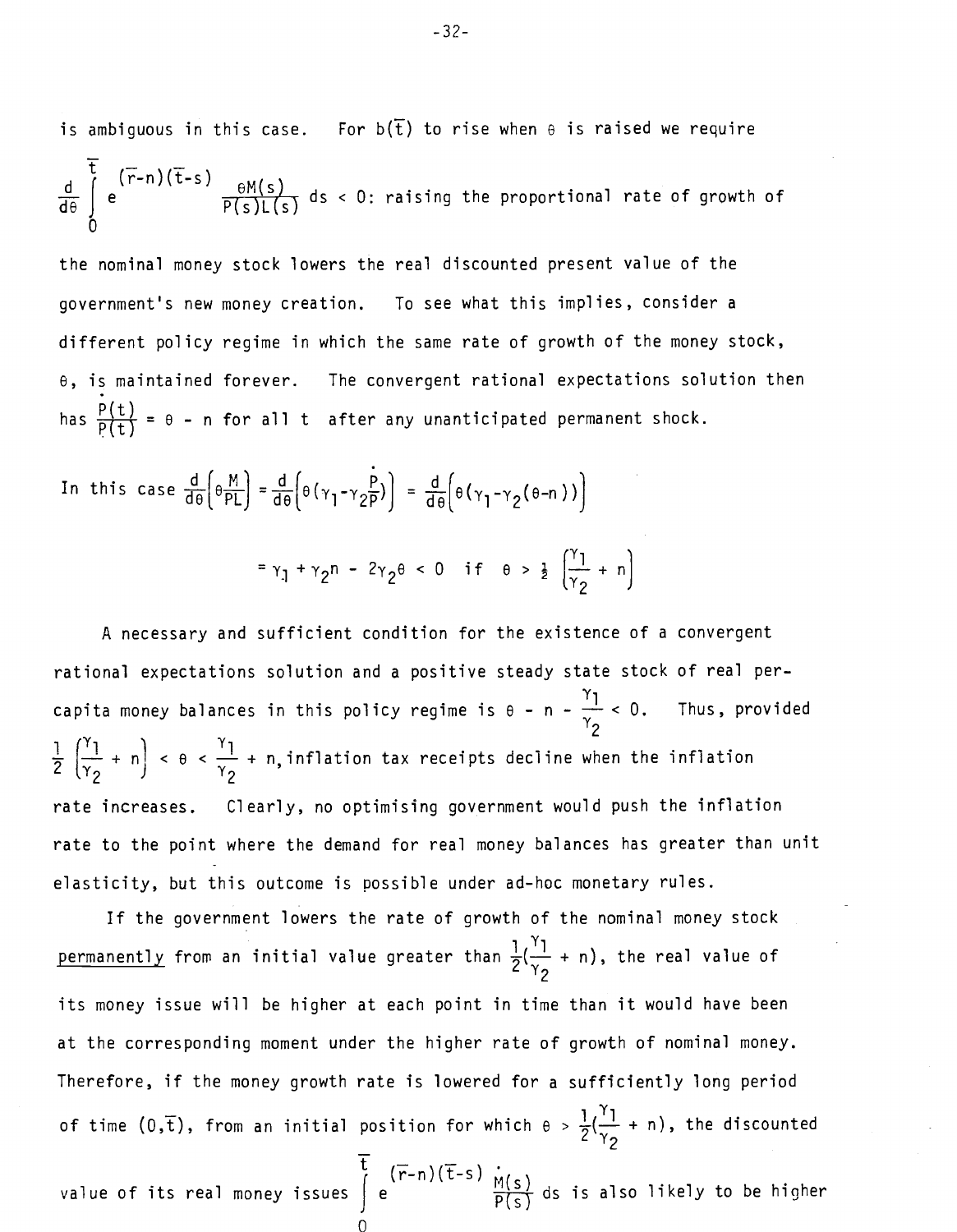is ambiguous in this case. For $b(\bar{t})$ to rise when $\theta$ is raised we require $\frac{d}{d\theta}\int_0^{\bar{t}} e^{(\bar{r}-n)(\bar{t}-s)} \frac{\theta M(s)}{P(s)L(s)} ds < 0$: raising the proportional rate of growth of the nominal money stock lowers the real discounted present value of the government's new money creation. To see what this implies, consider a different policy regime in which the same rate of growth of the money stock, $\theta$, is maintained forever. The convergent rational expectations solution then has $\frac{\dot{P}(t)}{P(t)} = \theta - n$ for all t after any unanticipated permanent shock.

$$\text{In this case } \frac{d}{d\theta}\left(\theta\frac{M}{PL}\right) = \frac{d}{d\theta}\left(\theta(\gamma_1 - \gamma_2\frac{\dot{P}}{P})\right) = \frac{d}{d\theta}\left(\theta(\gamma_1 - \gamma_2(\theta - n))\right)$$

$$= \gamma_1 + \gamma_2 n - 2\gamma_2\theta < 0 \quad \text{if} \quad \theta > \tfrac{1}{2}\left(\frac{\gamma_1}{\gamma_2} + n\right)$$

A necessary and sufficient condition for the existence of a convergent rational expectations solution and a positive steady state stock of real per-capita money balances in this policy regime is $\theta - n - \frac{\gamma_1}{\gamma_2} < 0$. Thus, provided $\frac{1}{2}\left(\frac{\gamma_1}{\gamma_2} + n\right) < \theta < \frac{\gamma_1}{\gamma_2} + n$, inflation tax receipts decline when the inflation rate increases. Clearly, no optimising government would push the inflation rate to the point where the demand for real money balances has greater than unit elasticity, but this outcome is possible under ad-hoc monetary rules.

If the government lowers the rate of growth of the nominal money stock <u>permanently</u> from an initial value greater than $\frac{1}{2}(\frac{\gamma_1}{\gamma_2} + n)$, the real value of its money issue will be higher at each point in time than it would have been at the corresponding moment under the higher rate of growth of nominal money. Therefore, if the money growth rate is lowered for a sufficiently long period of time $(0,\bar{t})$, from an initial position for which $\theta > \frac{1}{2}(\frac{\gamma_1}{\gamma_2} + n)$, the discounted value of its real money issues $\int_0^{\bar{t}} e^{(\bar{r}-n)(\bar{t}-s)} \frac{\dot{M}(s)}{P(s)} ds$ is also likely to be higher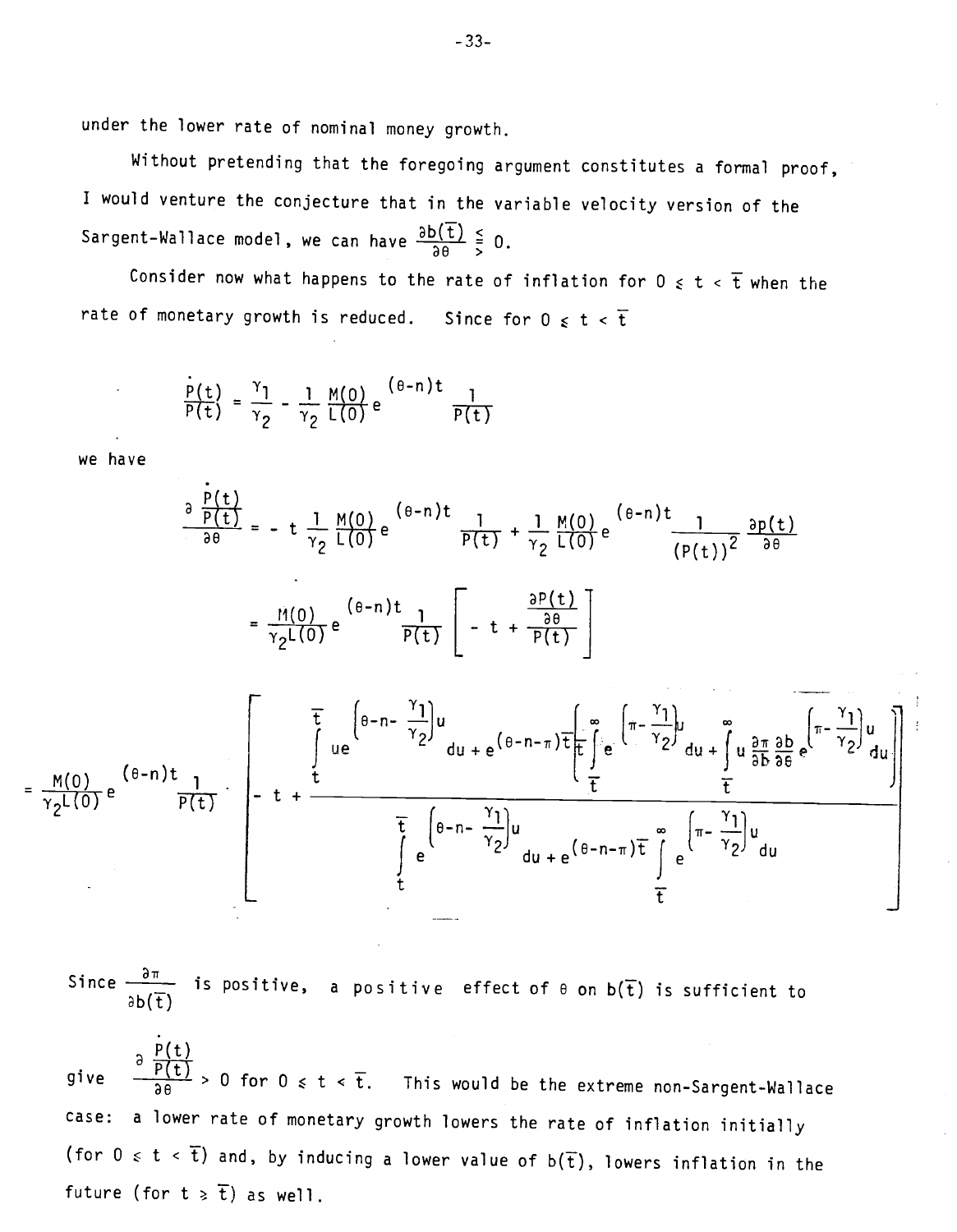under the lower rate of nominal money growth.

Without pretending that the foregoing argument constitutes a formal proof, I would venture the conjecture that in the variable velocity version of the Sargent-Wallace model, we can have $\frac{\partial b(\bar{t})}{\partial \theta} \lesseqgtr 0$.

Consider now what happens to the rate of inflation for $0 \leq t < \bar{t}$ when the rate of monetary growth is reduced. Since for $0 \leq t < \bar{t}$

$$\frac{\dot{P}(t)}{P(t)} = \frac{\gamma_1}{\gamma_2} - \frac{1}{\gamma_2} \frac{M(0)}{L(0)} e^{(\theta-n)t} \frac{1}{P(t)}$$

we have

$$\frac{\partial \frac{\dot{P}(t)}{P(t)}}{\partial \theta} = - t \frac{1}{\gamma_2} \frac{M(0)}{L(0)} e^{(\theta-n)t} \frac{1}{P(t)} + \frac{1}{\gamma_2} \frac{M(0)}{L(0)} e^{(\theta-n)t} \frac{1}{(P(t))^2} \frac{\partial p(t)}{\partial \theta}$$

$$= \frac{M(0)}{\gamma_2 L(0)} e^{(\theta-n)t} \frac{1}{P(t)} \left[ - t + \frac{\frac{\partial P(t)}{\partial \theta}}{P(t)} \right]$$

$$= \frac{M(0)}{\gamma_2 L(0)} e^{(\theta-n)t} \frac{1}{P(t)} \cdot \left[ - t + \frac{\int_t^{\bar{t}} u e^{\left(\theta - n - \frac{\gamma_1}{\gamma_2}\right)u} du + e^{(\theta-n-\pi)\bar{t}} \left[ \bar{t} \int_{\bar{t}}^{\infty} e^{\left(\pi - \frac{\gamma_1}{\gamma_2}\right)u} du + \int_{\bar{t}}^{\infty} u \frac{\partial \pi}{\partial b} \frac{\partial b}{\partial \theta} e^{\left(\pi - \frac{\gamma_1}{\gamma_2}\right)u} du \right]}{\int_t^{\bar{t}} e^{\left(\theta - n - \frac{\gamma_1}{\gamma_2}\right)u} du + e^{(\theta-n-\pi)\bar{t}} \int_{\bar{t}}^{\infty} e^{\left(\pi - \frac{\gamma_1}{\gamma_2}\right)u} du} \right]$$

Since $\frac{\partial \pi}{\partial b(\bar{t})}$ is positive, a positive effect of $\theta$ on $b(\bar{t})$ is sufficient to give $\frac{\partial \frac{\dot{P}(t)}{P(t)}}{\partial \theta} > 0$ for $0 \leq t < \bar{t}$. This would be the extreme non-Sargent-Wallace case: a lower rate of monetary growth lowers the rate of inflation initially (for $0 \leq t < \bar{t}$) and, by inducing a lower value of $b(\bar{t})$, lowers inflation in the future (for $t \geq \bar{t}$) as well.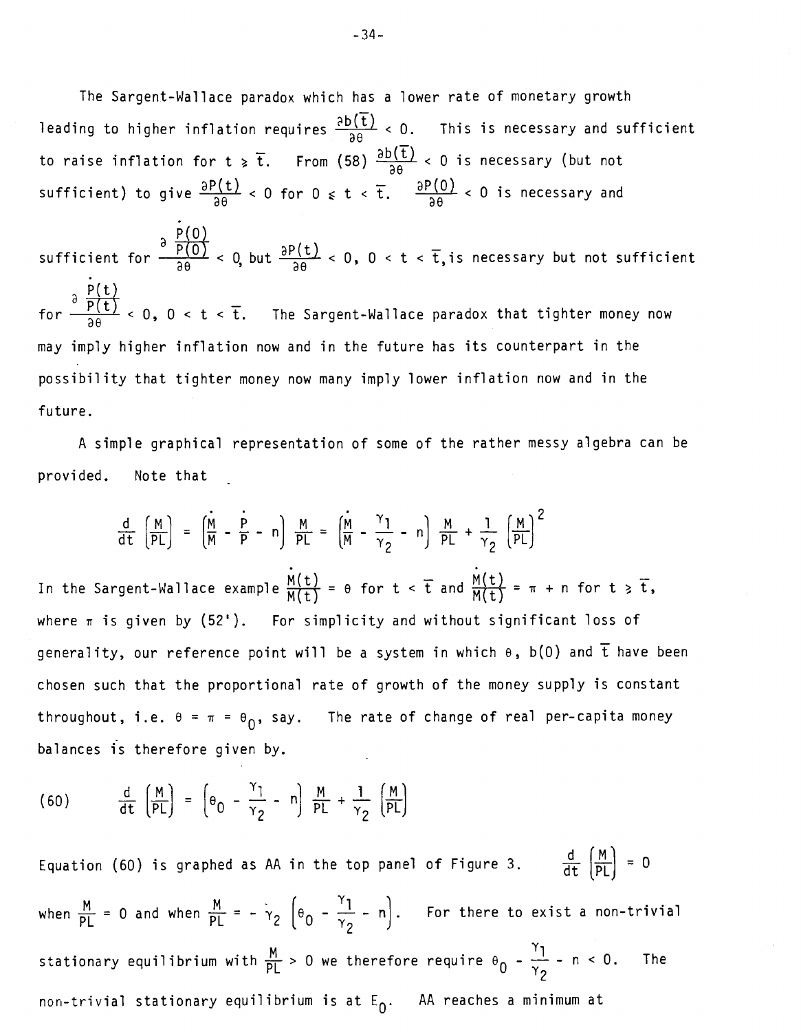The Sargent-Wallace paradox which has a lower rate of monetary growth leading to higher inflation requires $\frac{\partial b(\bar{t})}{\partial \theta} < 0$. This is necessary and sufficient to raise inflation for $t \geq \bar{t}$. From (58) $\frac{\partial b(\bar{t})}{\partial \theta} < 0$ is necessary (but not sufficient) to give $\frac{\partial P(t)}{\partial \theta} < 0$ for $0 \leq t < \bar{t}$. $\frac{\partial P(0)}{\partial \theta} < 0$ is necessary and sufficient for $\frac{\partial \frac{\dot{P}(0)}{P(0)}}{\partial \theta} < 0$, but $\frac{\partial P(t)}{\partial \theta} < 0$, $0 < t < \bar{t}$, is necessary but not sufficient for $\frac{\partial \frac{\dot{P}(t)}{P(t)}}{\partial \theta} < 0$, $0 < t < \bar{t}$. The Sargent-Wallace paradox that tighter money now may imply higher inflation now and in the future has its counterpart in the possibility that tighter money now many imply lower inflation now and in the future.

A simple graphical representation of some of the rather messy algebra can be provided. Note that

$$\frac{d}{dt}\left(\frac{M}{PL}\right) = \left(\frac{\dot{M}}{M} - \frac{\dot{P}}{P} - n\right)\frac{M}{PL} = \left(\frac{\dot{M}}{M} - \frac{\gamma_1}{\gamma_2} - n\right)\frac{M}{PL} + \frac{1}{\gamma_2}\left(\frac{M}{PL}\right)^2$$

In the Sargent-Wallace example $\frac{\dot{M}(t)}{M(t)} = \theta$ for $t < \bar{t}$ and $\frac{\dot{M}(t)}{M(t)} = \pi + n$ for $t \geq \bar{t}$, where $\pi$ is given by (52'). For simplicity and without significant loss of generality, our reference point will be a system in which $\theta$, $b(0)$ and $\bar{t}$ have been chosen such that the proportional rate of growth of the money supply is constant throughout, i.e. $\theta = \pi = \theta_0$, say. The rate of change of real per-capita money balances is therefore given by.

$$(60) \qquad \frac{d}{dt}\left(\frac{M}{PL}\right) = \left(\theta_0 - \frac{\gamma_1}{\gamma_2} - n\right)\frac{M}{PL} + \frac{1}{\gamma_2}\left(\frac{M}{PL}\right)$$

Equation (60) is graphed as AA in the top panel of Figure 3. $\frac{d}{dt}\left(\frac{M}{PL}\right) = 0$ when $\frac{M}{PL} = 0$ and when $\frac{M}{PL} = -\gamma_2\left(\theta_0 - \frac{\gamma_1}{\gamma_2} - n\right)$. For there to exist a non-trivial stationary equilibrium with $\frac{M}{PL} > 0$ we therefore require $\theta_0 - \frac{\gamma_1}{\gamma_2} - n < 0$. The non-trivial stationary equilibrium is at $E_0$. AA reaches a minimum at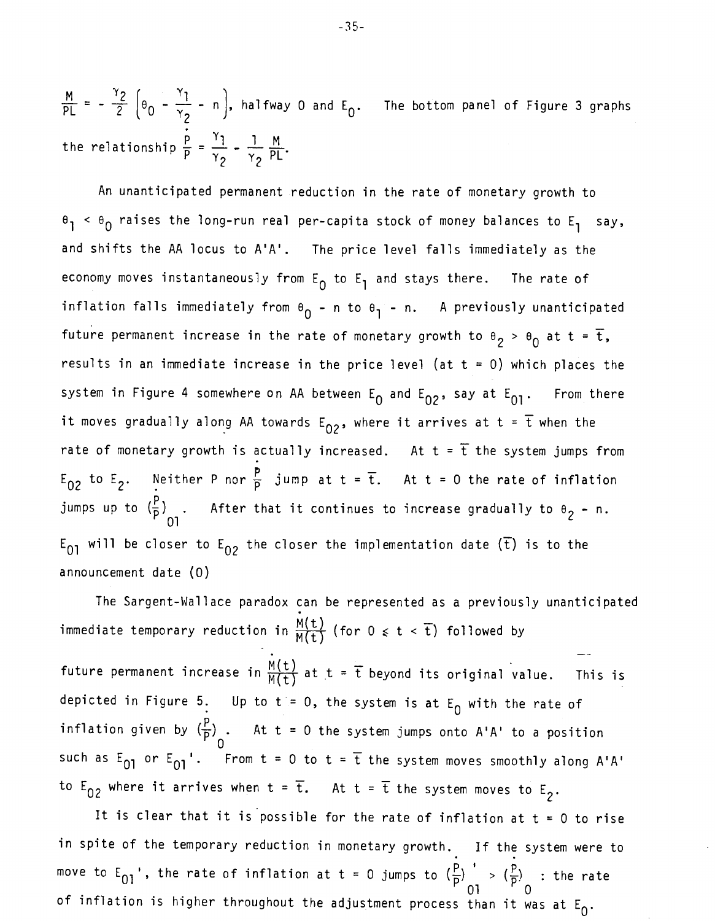$\frac{M}{PL} = -\frac{\gamma_2}{2}\left[\theta_0 - \frac{\gamma_1}{\gamma_2} - n\right]$, halfway 0 and $E_0$. The bottom panel of Figure 3 graphs the relationship $\frac{\dot{P}}{P} = \frac{\gamma_1}{\gamma_2} - \frac{1}{\gamma_2}\frac{M}{PL}$.

An unanticipated permanent reduction in the rate of monetary growth to $\theta_1 < \theta_0$ raises the long-run real per-capita stock of money balances to $E_1$ say, and shifts the AA locus to A'A'. The price level falls immediately as the economy moves instantaneously from $E_0$ to $E_1$ and stays there. The rate of inflation falls immediately from $\theta_0 - n$ to $\theta_1 - n$. A previously unanticipated future permanent increase in the rate of monetary growth to $\theta_2 > \theta_0$ at $t = \bar{t}$, results in an immediate increase in the price level (at $t = 0$) which places the system in Figure 4 somewhere on AA between $E_0$ and $E_{02}$, say at $E_{01}$. From there it moves gradually along AA towards $E_{02}$, where it arrives at $t = \bar{t}$ when the rate of monetary growth is actually increased. At $t = \bar{t}$ the system jumps from $E_{02}$ to $E_2$. Neither P nor $\frac{\dot{P}}{P}$ jump at $t = \bar{t}$. At $t = 0$ the rate of inflation jumps up to $(\frac{\dot{P}}{P})_{01}$. After that it continues to increase gradually to $\theta_2 - n$. $E_{01}$ will be closer to $E_{02}$ the closer the implementation date ($\bar{t}$) is to the announcement date (0)

The Sargent-Wallace paradox can be represented as a previously unanticipated immediate temporary reduction in $\frac{\dot{M}(t)}{M(t)}$ (for $0 \leq t < \bar{t}$) followed by future permanent increase in $\frac{\dot{M}(t)}{M(t)}$ at $t = \bar{t}$ beyond its original value. This is depicted in Figure 5. Up to $t = 0$, the system is at $E_0$ with the rate of inflation given by $(\frac{\dot{P}}{P})_0$. At $t = 0$ the system jumps onto A'A' to a position such as $E_{01}$ or $E_{01}'$. From $t = 0$ to $t = \bar{t}$ the system moves smoothly along A'A' to $E_{02}$ where it arrives when $t = \bar{t}$. At $t = \bar{t}$ the system moves to $E_2$.

It is clear that it is possible for the rate of inflation at $t = 0$ to rise in spite of the temporary reduction in monetary growth. If the system were to move to $E_{01}'$, the rate of inflation at $t = 0$ jumps to $(\frac{\dot{P}}{P})_{01}' > (\frac{\dot{P}}{P})_0$ : the rate of inflation is higher throughout the adjustment process than it was at $E_0$.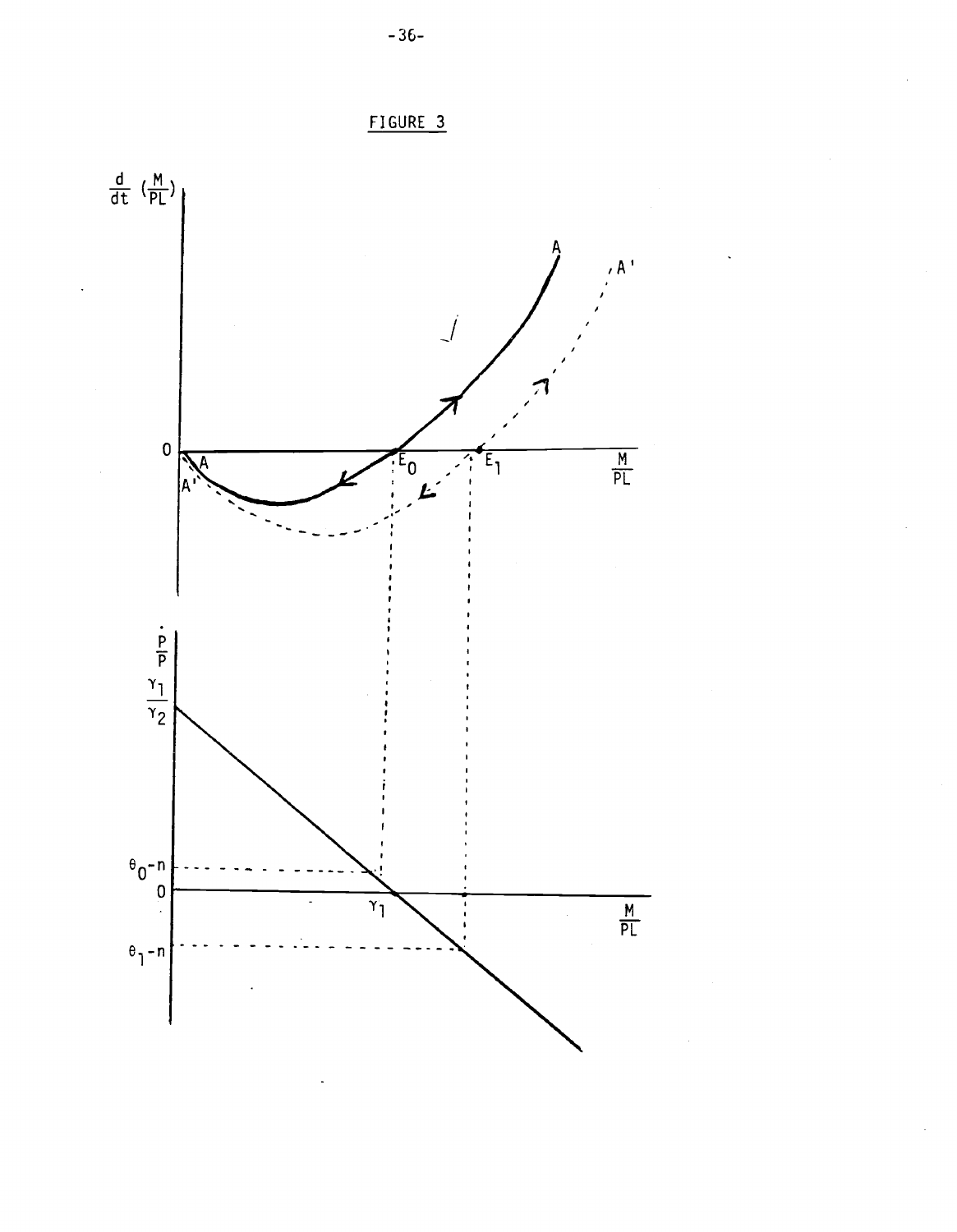FIGURE 3

$\frac{d}{dt}\left(\frac{M}{PL}\right)$

A

A'

0

A

A'

$E_0$

$E_1$

$\frac{M}{PL}$

$\frac{\dot{P}}{P}$

$\frac{\gamma_1}{\gamma_2}$

$\theta_0 - n$

0

$\gamma_1$

$\theta_1 - n$

$\frac{M}{PL}$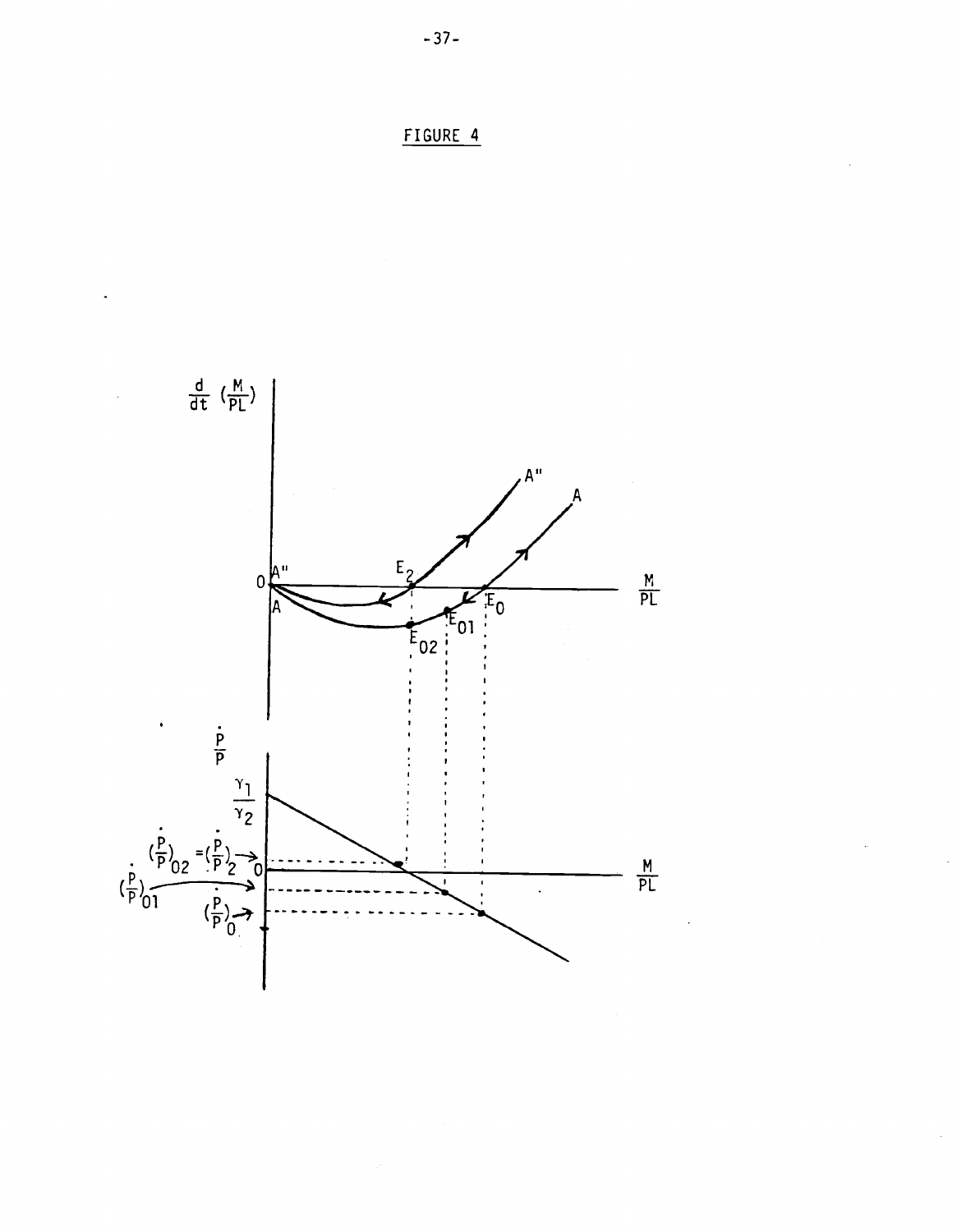FIGURE 4

$\frac{d}{dt}\left(\frac{M}{PL}\right)$

A"

A

0

E$_2$

E$_0$

E$_{01}$

E$_{02}$

$\frac{M}{PL}$

$\frac{\dot{P}}{P}$

$\frac{\gamma_1}{\gamma_2}$

$\left(\frac{\dot{P}}{P}\right)_{02} = \left(\frac{\dot{P}}{P}\right)_2$

$\left(\frac{\dot{P}}{P}\right)_{01}$

$\left(\frac{\dot{P}}{P}\right)_0$

0

$\frac{M}{PL}$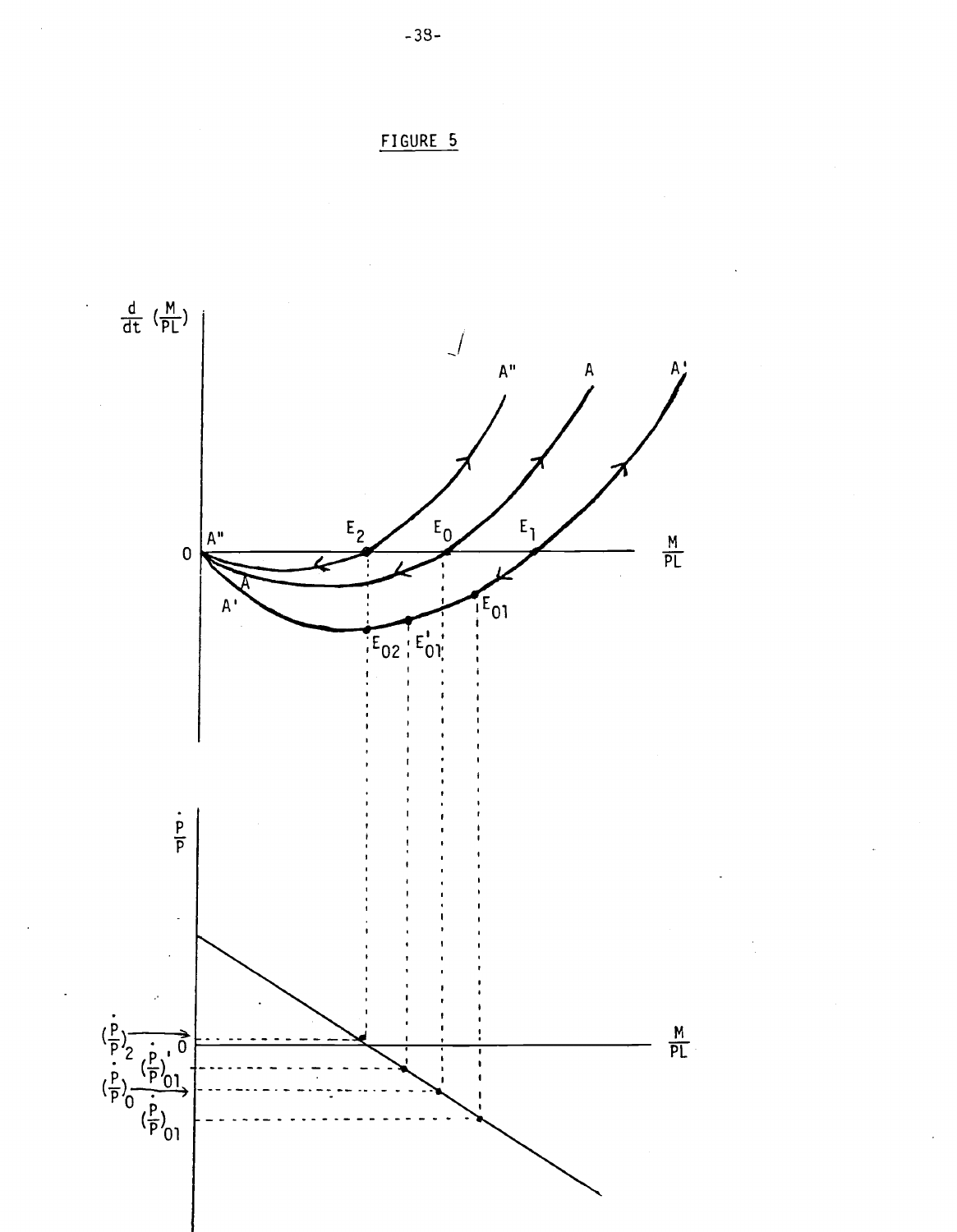FIGURE 5

$\frac{d}{dt}\left(\frac{M}{PL}\right)$

A"

A

A'

0

A"

A

A'

$E_2$

$E_0$

$E_1$

$\frac{M}{PL}$

$E_{01}$

$E_{02}$

$E'_{01}$

$\frac{\dot{P}}{P}$

$\left(\frac{\dot{P}}{P}\right)_2$

0

$\left(\frac{\dot{P}}{P}\right)'_{01}$

$\left(\frac{\dot{P}}{P}\right)_0$

$\left(\frac{\dot{P}}{P}\right)_{01}$

$\frac{M}{PL}$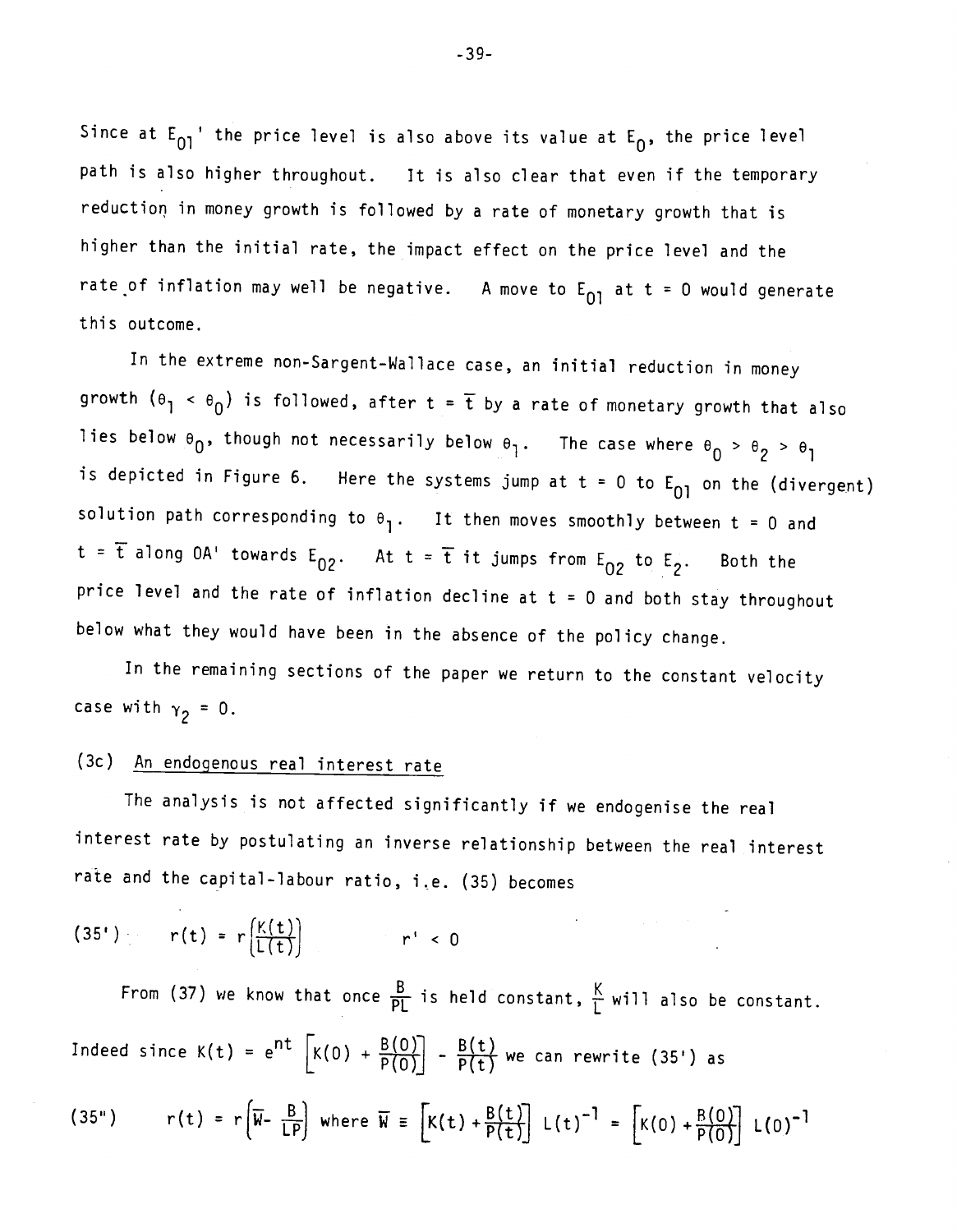Since at $E_{01}$' the price level is also above its value at $E_0$, the price level path is also higher throughout. It is also clear that even if the temporary reduction in money growth is followed by a rate of monetary growth that is higher than the initial rate, the impact effect on the price level and the rate of inflation may well be negative. A move to $E_{01}$ at $t = 0$ would generate this outcome.

In the extreme non-Sargent-Wallace case, an initial reduction in money growth ($\theta_1 < \theta_0$) is followed, after $t = \bar{t}$ by a rate of monetary growth that also lies below $\theta_0$, though not necessarily below $\theta_1$. The case where $\theta_0 > \theta_2 > \theta_1$ is depicted in Figure 6. Here the systems jump at $t = 0$ to $E_{01}$ on the (divergent) solution path corresponding to $\theta_1$. It then moves smoothly between $t = 0$ and $t = \bar{t}$ along OA' towards $E_{02}$. At $t = \bar{t}$ it jumps from $E_{02}$ to $E_2$. Both the price level and the rate of inflation decline at $t = 0$ and both stay throughout below what they would have been in the absence of the policy change.

In the remaining sections of the paper we return to the constant velocity case with $\gamma_2 = 0$.

### (3c) An endogenous real interest rate

The analysis is not affected significantly if we endogenise the real interest rate by postulating an inverse relationship between the real interest rate and the capital-labour ratio, i.e. (35) becomes

$$(35') \qquad r(t) = r\left(\frac{K(t)}{L(t)}\right) \qquad r' < 0$$

From (37) we know that once $\frac{B}{PL}$ is held constant, $\frac{K}{L}$ will also be constant. Indeed since $K(t) = e^{nt}\left[K(0) + \frac{B(0)}{P(0)}\right] - \frac{B(t)}{P(t)}$ we can rewrite (35') as

$$(35'') \qquad r(t) = r\left(\bar{W} - \frac{B}{LP}\right) \text{ where } \bar{W} \equiv \left[K(t) + \frac{B(t)}{P(t)}\right] L(t)^{-1} = \left[K(0) + \frac{B(0)}{P(0)}\right] L(0)^{-1}$$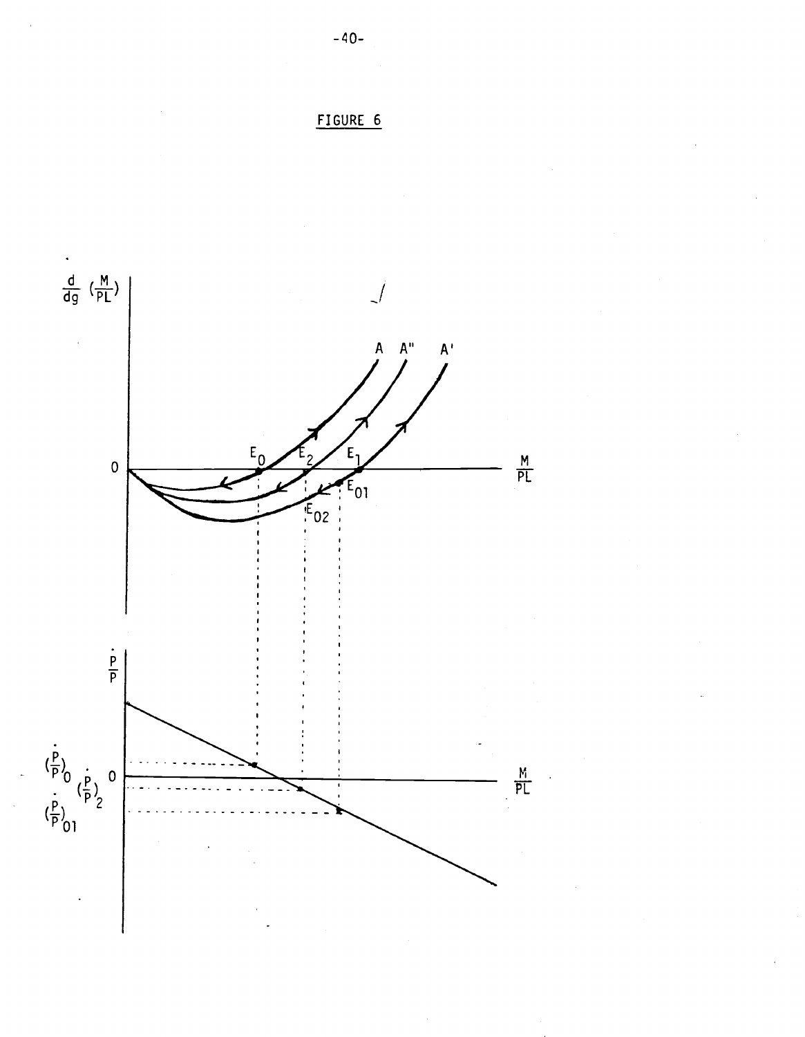FIGURE 6

$\frac{d}{dg}\left(\frac{M}{PL}\right)$

A A" A'

0

$E_0$ $E_2$ $E_1$

$E_{01}$

$E_{02}$

$\frac{M}{PL}$

$\frac{\dot{P}}{P}$

$\left(\frac{\dot{P}}{P}\right)_0$ 0

$\left(\frac{\dot{P}}{P}\right)_2$

$\left(\frac{\dot{P}}{P}\right)_{01}$

$\frac{M}{PL}$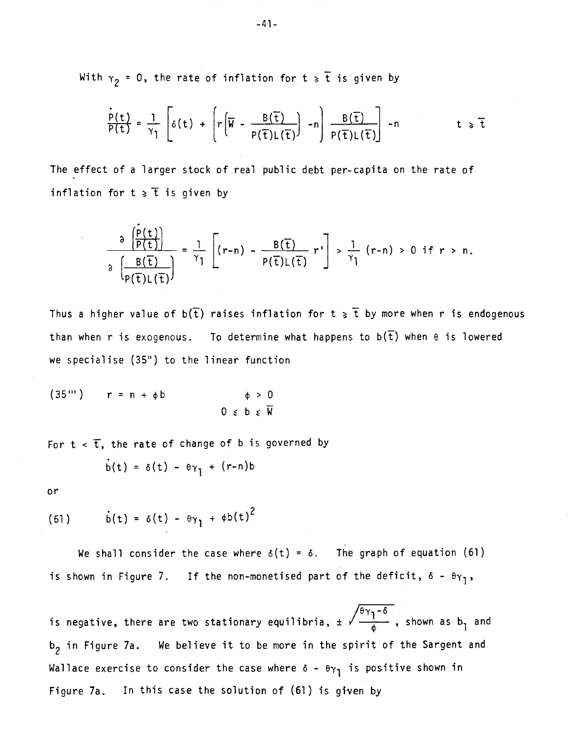With $\gamma_2 = 0$, the rate of inflation for $t \geq \bar{t}$ is given by

$$\frac{\dot{P}(t)}{P(t)} = \frac{1}{\gamma_1}\left[\delta(t) + \left(r\left(\bar{W} - \frac{B(\bar{t})}{P(\bar{t})L(\bar{t})}\right) - n\right)\frac{B(\bar{t})}{P(\bar{t})L(\bar{t})}\right] - n \qquad t \geq \bar{t}$$

The effect of a larger stock of real public debt per-capita on the rate of inflation for $t \geq \bar{t}$ is given by

$$\frac{\partial\left(\frac{\dot{P}(t)}{P(t)}\right)}{\partial\left(\frac{B(\bar{t})}{P(\bar{t})L(\bar{t})}\right)} = \frac{1}{\gamma_1}\left[(r-n) - \frac{B(\bar{t})}{P(\bar{t})L(\bar{t})}r'\right] > \frac{1}{\gamma_1}(r-n) > 0 \text{ if } r > n.$$

Thus a higher value of $b(\bar{t})$ raises inflation for $t \geq \bar{t}$ by more when $r$ is endogenous than when $r$ is exogenous. To determine what happens to $b(\bar{t})$ when $\theta$ is lowered we specialise (35") to the linear function

$$(35''') \qquad r = n + \phi b \qquad \phi > 0, \quad 0 \leq b \leq \bar{W}$$

For $t < \bar{t}$, the rate of change of $b$ is governed by

$$\dot{b}(t) = \delta(t) - \theta\gamma_1 + (r-n)b$$

or

$$(61) \qquad \dot{b}(t) = \delta(t) - \theta\gamma_1 + \phi b(t)^2$$

We shall consider the case where $\delta(t) = \delta$. The graph of equation (61) is shown in Figure 7. If the non-monetised part of the deficit, $\delta - \theta\gamma_1$, is negative, there are two stationary equilibria, $\pm\sqrt{\frac{\theta\gamma_1 - \delta}{\phi}}$, shown as $b_1$ and $b_2$ in Figure 7a. We believe it to be more in the spirit of the Sargent and Wallace exercise to consider the case where $\delta - \theta\gamma_1$ is positive shown in Figure 7a. In this case the solution of (61) is given by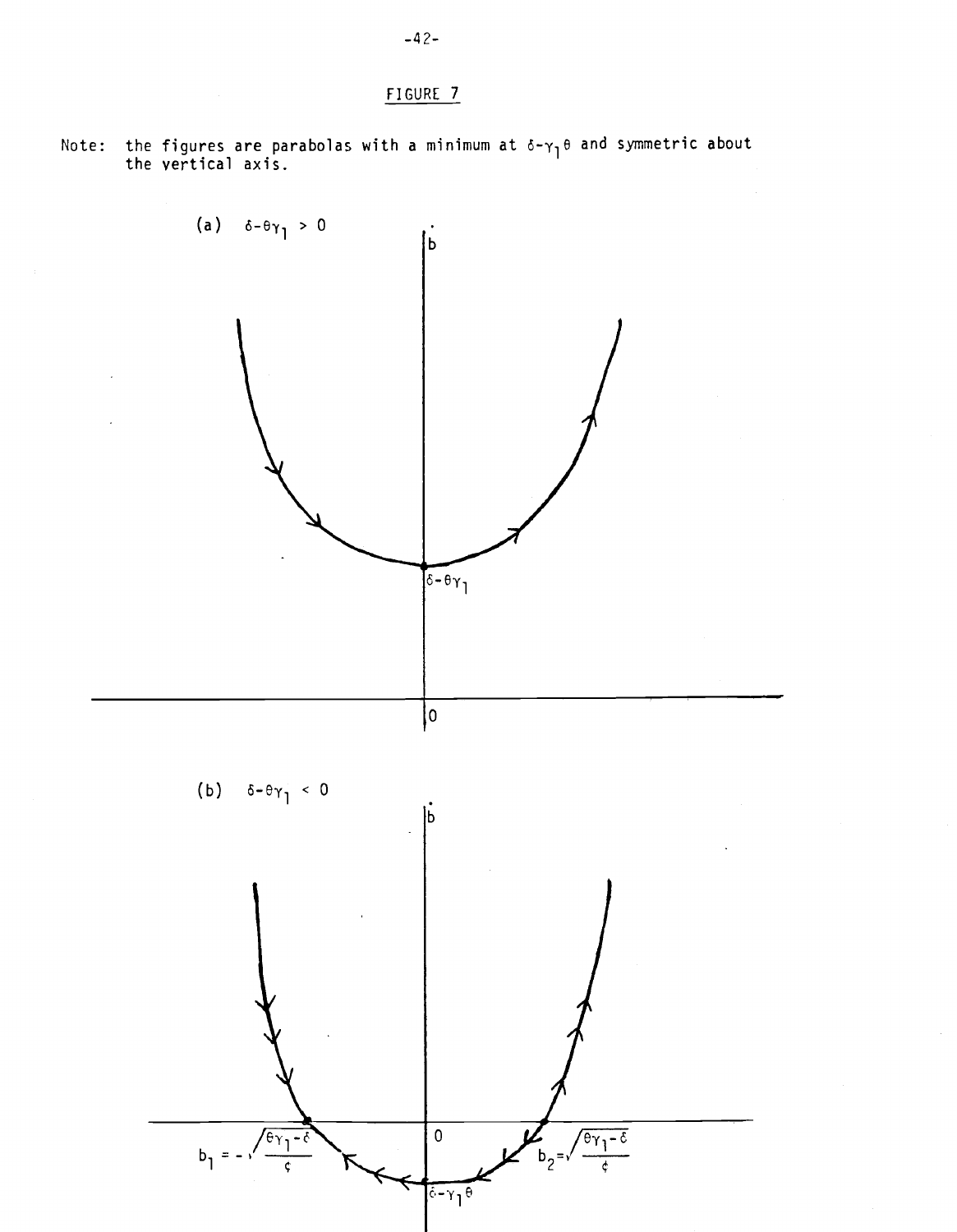FIGURE 7

Note: the figures are parabolas with a minimum at $\delta-\gamma_1\theta$ and symmetric about the vertical axis.

(a) $\delta-\theta\gamma_1 > 0$

$\dot{b}$

$\delta-\theta\gamma_1$

0

(b) $\delta-\theta\gamma_1 < 0$

$\dot{b}$

0

$b_1 = -\sqrt{\frac{\theta\gamma_1-\delta}{\phi}}$

$b_2=\sqrt{\frac{\theta\gamma_1-\delta}{\phi}}$

$\delta-\gamma_1\theta$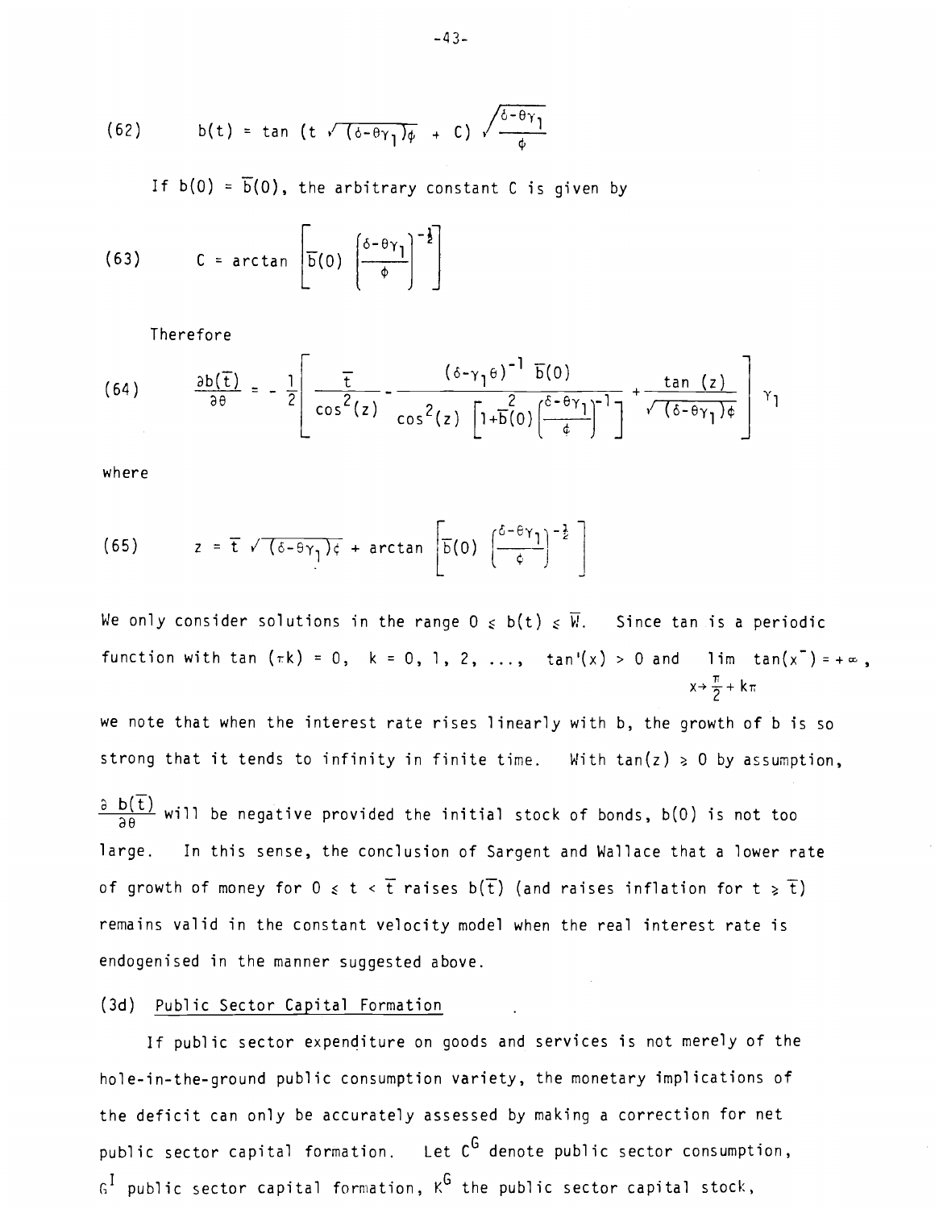$$(62) \qquad b(t) = \tan\left(t\sqrt{(\delta-\theta\gamma_1)\phi} + C\right)\sqrt{\frac{\delta-\theta\gamma_1}{\phi}}$$

If $b(0) = \bar{b}(0)$, the arbitrary constant $C$ is given by

$$(63) \qquad C = \arctan\left[\bar{b}(0)\left(\frac{\delta-\theta\gamma_1}{\phi}\right)^{-\frac{1}{2}}\right]$$

Therefore

$$(64) \qquad \frac{\partial b(\bar{t})}{\partial\theta} = -\frac{1}{2}\left[\frac{\bar{t}}{\cos^2(z)} - \frac{(\delta-\gamma_1\theta)^{-1}\,\bar{b}(0)}{\cos^2(z)\left[1+\bar{b}(0)^2\left(\frac{\delta-\theta\gamma_1}{\phi}\right)^{-1}\right]} + \frac{\tan(z)}{\sqrt{(\delta-\theta\gamma_1)\phi}}\right]\gamma_1$$

where

$$(65) \qquad z = \bar{t}\sqrt{(\delta-\theta\gamma_1)\phi} + \arctan\left[\bar{b}(0)\left(\frac{\delta-\theta\gamma_1}{\phi}\right)^{-\frac{1}{2}}\right]$$

We only consider solutions in the range $0 \leq b(t) \leq \bar{W}$. Since tan is a periodic function with $\tan(\pi k) = 0$, $k = 0, 1, 2, \ldots$, $\tan'(x) > 0$ and $\lim_{x \to \frac{\pi}{2} + k\pi} \tan(x^-) = +\infty$, we note that when the interest rate rises linearly with b, the growth of b is so strong that it tends to infinity in finite time. With $\tan(z) \geq 0$ by assumption, $\frac{\partial\, b(\bar{t})}{\partial\theta}$ will be negative provided the initial stock of bonds, $b(0)$ is not too large. In this sense, the conclusion of Sargent and Wallace that a lower rate of growth of money for $0 \leq t < \bar{t}$ raises $b(\bar{t})$ (and raises inflation for $t \geq \bar{t}$) remains valid in the constant velocity model when the real interest rate is endogenised in the manner suggested above.

### (3d) Public Sector Capital Formation

If public sector expenditure on goods and services is not merely of the hole-in-the-ground public consumption variety, the monetary implications of the deficit can only be accurately assessed by making a correction for net public sector capital formation. Let $C^G$ denote public sector consumption, $G^I$ public sector capital formation, $K^G$ the public sector capital stock,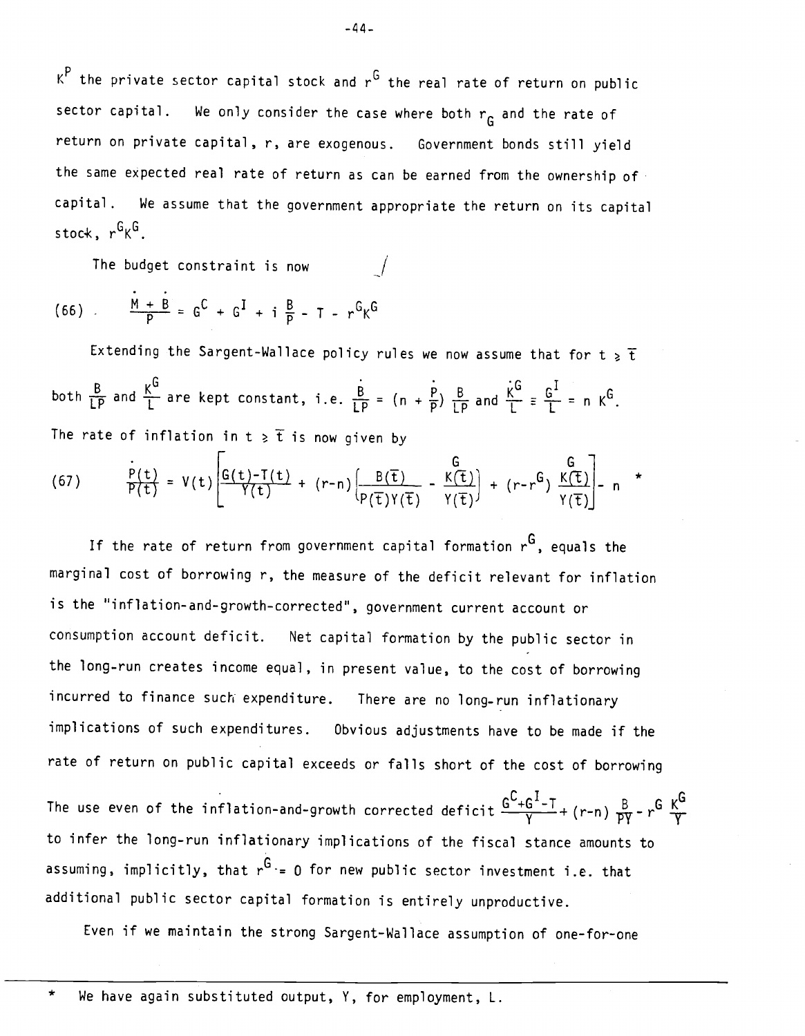$K^P$ the private sector capital stock and $r^G$ the real rate of return on public sector capital. We only consider the case where both $r_G$ and the rate of return on private capital, $r$, are exogenous. Government bonds still yield the same expected real rate of return as can be earned from the ownership of capital. We assume that the government appropriate the return on its capital stock, $r^G K^G$.

The budget constraint is now

$$\frac{\dot{M} + \dot{B}}{P} = G^C + G^I + i\,\frac{B}{P} - T - r^G K^G \tag{66}$$

Extending the Sargent-Wallace policy rules we now assume that for $t \geq \bar{t}$ both $\frac{B}{LP}$ and $\frac{K^G}{L}$ are kept constant, i.e. $\frac{\dot{B}}{LP} = (n + \frac{\dot{P}}{P})\frac{B}{LP}$ and $\frac{\dot{K}^G}{L} \equiv \frac{G^I}{L} = n\,K^G$.

The rate of inflation in $t \geq \bar{t}$ is now given by

$$\frac{\dot{P}(t)}{P(t)} = V(t)\left[\frac{G(t)-T(t)}{Y(t)} + (r-n)\left(\frac{B(\bar{t})}{P(\bar{t})Y(\bar{t})} - \frac{K^G(\bar{t})}{Y(\bar{t})}\right) + (r-r^G)\,\frac{K^G(\bar{t})}{Y(\bar{t})}\right] - n \quad * \tag{67}$$

If the rate of return from government capital formation $r^G$, equals the marginal cost of borrowing $r$, the measure of the deficit relevant for inflation is the "inflation-and-growth-corrected", government current account or consumption account deficit. Net capital formation by the public sector in the long-run creates income equal, in present value, to the cost of borrowing incurred to finance such expenditure. There are no long-run inflationary implications of such expenditures. Obvious adjustments have to be made if the rate of return on public capital exceeds or falls short of the cost of borrowing. The use even of the inflation-and-growth corrected deficit $\frac{G^C+G^I-T}{Y} + (r-n)\frac{B}{PY} - r^G\frac{K^G}{Y}$ to infer the long-run inflationary implications of the fiscal stance amounts to assuming, implicitly, that $r^G = 0$ for new public sector investment i.e. that additional public sector capital formation is entirely unproductive.

Even if we maintain the strong Sargent-Wallace assumption of one-for-one

---

* We have again substituted output, $Y$, for employment, $L$.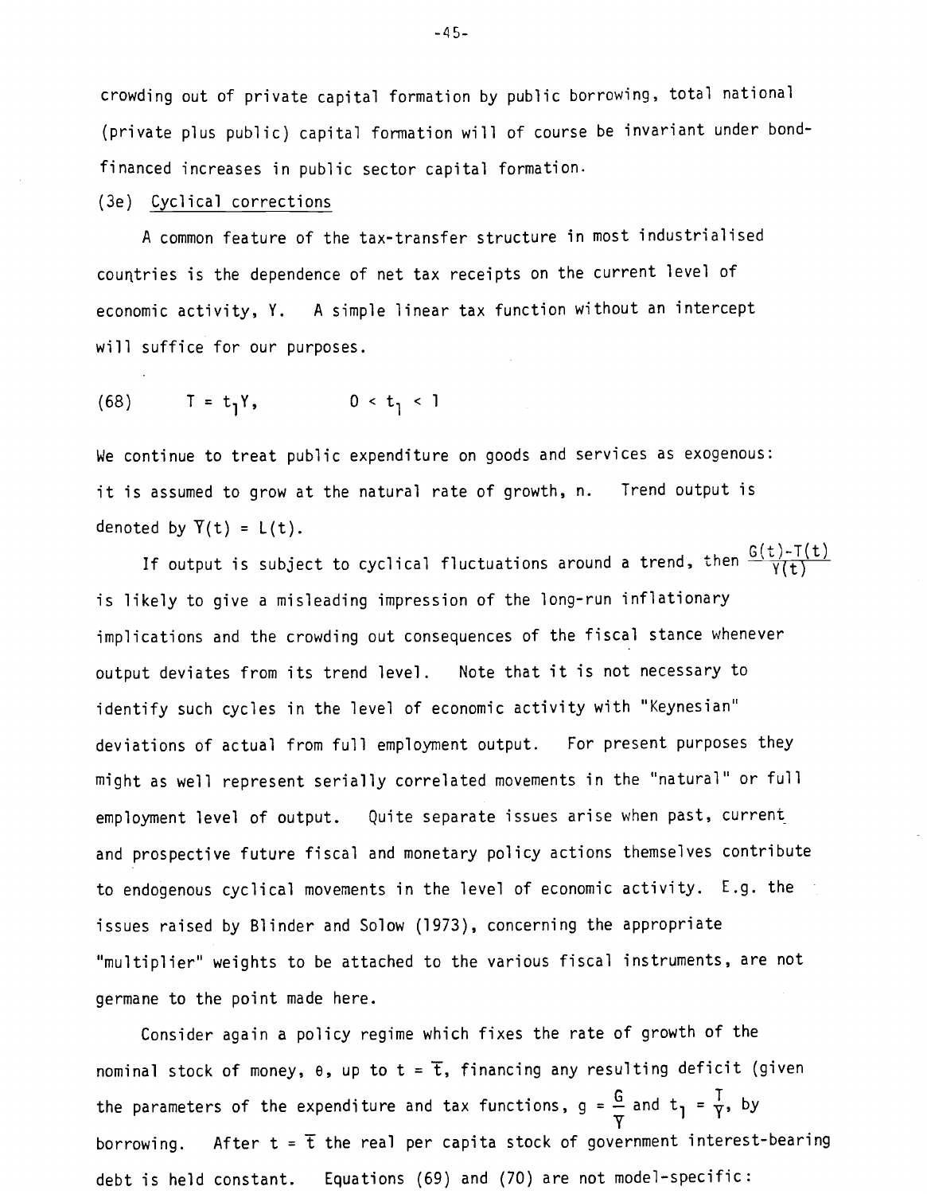crowding out of private capital formation by public borrowing, total national (private plus public) capital formation will of course be invariant under bond-financed increases in public sector capital formation.

(3e) Cyclical corrections

A common feature of the tax-transfer structure in most industrialised countries is the dependence of net tax receipts on the current level of economic activity, Y. A simple linear tax function without an intercept will suffice for our purposes.

$$T = t_1 Y, \qquad 0 < t_1 < 1 \tag{68}$$

We continue to treat public expenditure on goods and services as exogenous: it is assumed to grow at the natural rate of growth, n. Trend output is denoted by $\bar{Y}(t) = L(t)$.

If output is subject to cyclical fluctuations around a trend, then $\frac{G(t)-T(t)}{Y(t)}$ is likely to give a misleading impression of the long-run inflationary implications and the crowding out consequences of the fiscal stance whenever output deviates from its trend level. Note that it is not necessary to identify such cycles in the level of economic activity with "Keynesian" deviations of actual from full employment output. For present purposes they might as well represent serially correlated movements in the "natural" or full employment level of output. Quite separate issues arise when past, current and prospective future fiscal and monetary policy actions themselves contribute to endogenous cyclical movements in the level of economic activity. E.g. the issues raised by Blinder and Solow (1973), concerning the appropriate "multiplier" weights to be attached to the various fiscal instruments, are not germane to the point made here.

Consider again a policy regime which fixes the rate of growth of the nominal stock of money, $\theta$, up to $t = \bar{t}$, financing any resulting deficit (given the parameters of the expenditure and tax functions, $g = \frac{G}{Y}$ and $t_1 = \frac{T}{Y}$, by borrowing. After $t = \bar{t}$ the real per capita stock of government interest-bearing debt is held constant. Equations (69) and (70) are not model-specific: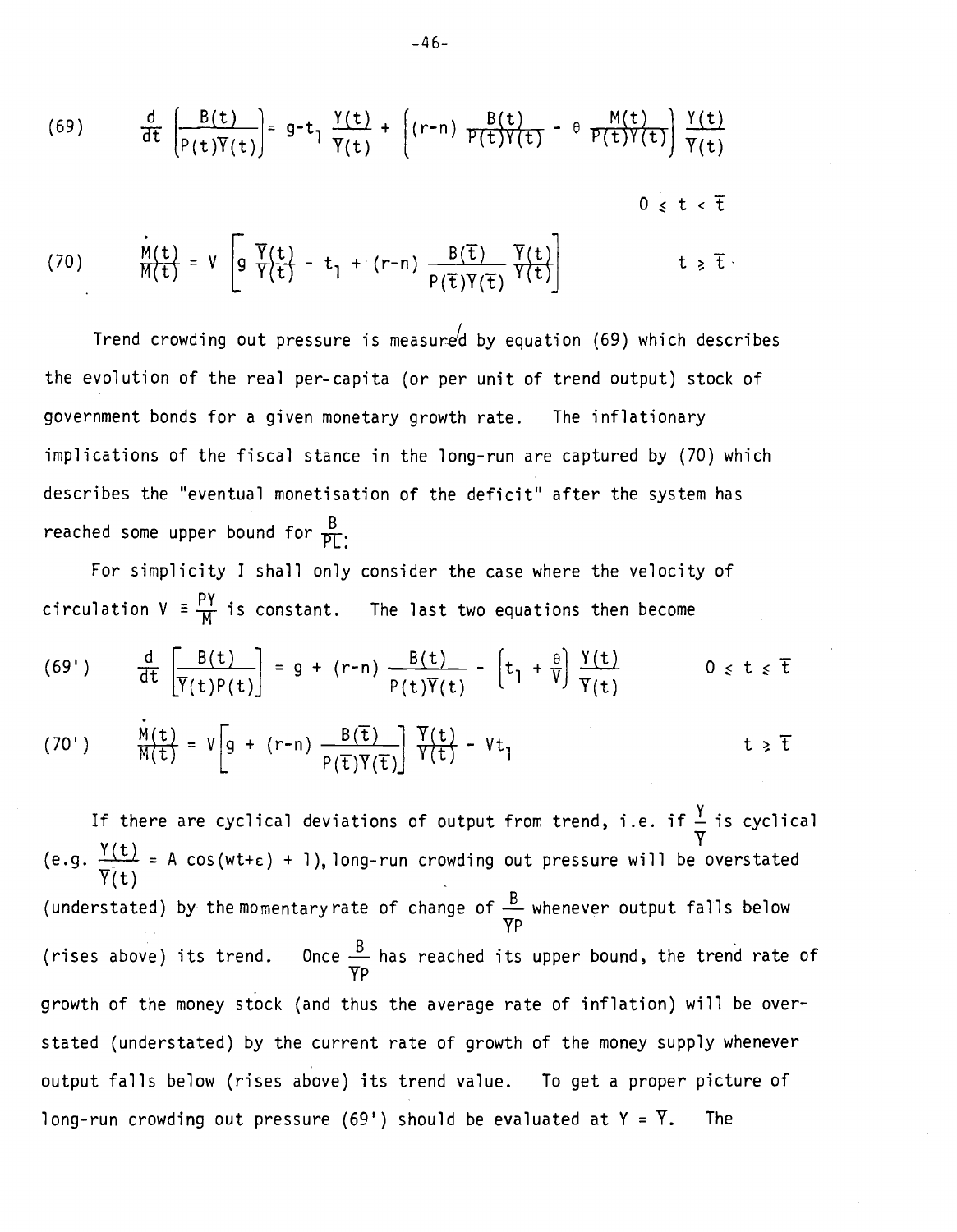$$(69) \qquad \frac{d}{dt}\left[\frac{B(t)}{P(t)\bar{Y}(t)}\right] = g - t_1 \frac{Y(t)}{\bar{Y}(t)} + \left[(r-n)\frac{B(t)}{P(t)Y(t)} - \theta \frac{M(t)}{P(t)Y(t)}\right]\frac{Y(t)}{\bar{Y}(t)} \qquad 0 \leq t < \bar{t}$$

$$(70) \qquad \frac{\dot{M}(t)}{M(t)} = V\left[g\frac{\bar{Y}(t)}{Y(t)} - t_1 + (r-n)\frac{B(\bar{t})}{P(\bar{t})\bar{Y}(\bar{t})}\frac{\bar{Y}(t)}{Y(t)}\right] \qquad t \geq \bar{t}.$$

Trend crowding out pressure is measured by equation (69) which describes the evolution of the real per-capita (or per unit of trend output) stock of government bonds for a given monetary growth rate. The inflationary implications of the fiscal stance in the long-run are captured by (70) which describes the "eventual monetisation of the deficit" after the system has reached some upper bound for $\frac{B}{P\bar{L}}$:

For simplicity I shall only consider the case where the velocity of circulation $V \equiv \frac{PY}{M}$ is constant. The last two equations then become

$$(69') \qquad \frac{d}{dt}\left[\frac{B(t)}{\bar{Y}(t)P(t)}\right] = g + (r-n)\frac{B(t)}{P(t)\bar{Y}(t)} - \left[t_1 + \frac{\theta}{V}\right]\frac{Y(t)}{\bar{Y}(t)} \qquad 0 \leq t \leq \bar{t}$$

$$(70') \qquad \frac{\dot{M}(t)}{M(t)} = V\left[g + (r-n)\frac{B(\bar{t})}{P(\bar{t})\bar{Y}(\bar{t})}\right]\frac{\bar{Y}(t)}{Y(t)} - Vt_1 \qquad t \geq \bar{t}$$

If there are cyclical deviations of output from trend, i.e. if $\frac{Y}{\bar{Y}}$ is cyclical (e.g. $\frac{Y(t)}{\bar{Y}(t)} = A\cos(wt+\varepsilon) + 1$), long-run crowding out pressure will be overstated (understated) by the momentary rate of change of $\frac{B}{\bar{Y}P}$ whenever output falls below (rises above) its trend. Once $\frac{B}{\bar{Y}P}$ has reached its upper bound, the trend rate of growth of the money stock (and thus the average rate of inflation) will be overstated (understated) by the current rate of growth of the money supply whenever output falls below (rises above) its trend value. To get a proper picture of long-run crowding out pressure (69') should be evaluated at $Y = \bar{Y}$. The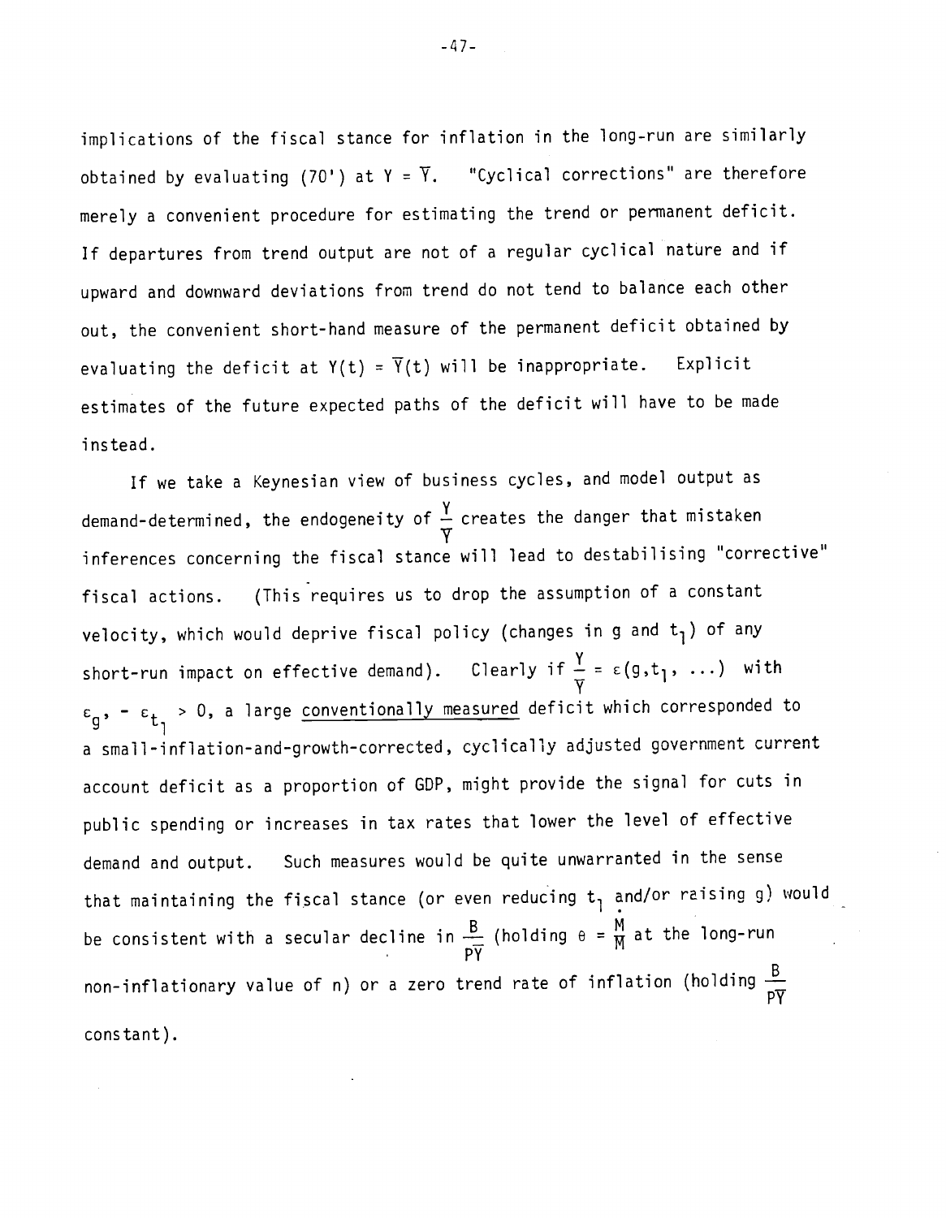implications of the fiscal stance for inflation in the long-run are similarly obtained by evaluating (70') at $Y = \bar{Y}$. "Cyclical corrections" are therefore merely a convenient procedure for estimating the trend or permanent deficit. If departures from trend output are not of a regular cyclical nature and if upward and downward deviations from trend do not tend to balance each other out, the convenient short-hand measure of the permanent deficit obtained by evaluating the deficit at $Y(t) = \bar{Y}(t)$ will be inappropriate. Explicit estimates of the future expected paths of the deficit will have to be made instead.

If we take a Keynesian view of business cycles, and model output as demand-determined, the endogeneity of $\frac{Y}{\bar{Y}}$ creates the danger that mistaken inferences concerning the fiscal stance will lead to destabilising "corrective" fiscal actions. (This requires us to drop the assumption of a constant velocity, which would deprive fiscal policy (changes in g and $t_1$) of any short-run impact on effective demand). Clearly if $\frac{Y}{\bar{Y}} = \varepsilon(g, t_1, \ldots)$ with $\varepsilon_g, - \varepsilon_{t_1} > 0$, a large <u>conventionally measured</u> deficit which corresponded to a small-inflation-and-growth-corrected, cyclically adjusted government current account deficit as a proportion of GDP, might provide the signal for cuts in public spending or increases in tax rates that lower the level of effective demand and output. Such measures would be quite unwarranted in the sense that maintaining the fiscal stance (or even reducing $t_1$ and/or raising g) would be consistent with a secular decline in $\frac{B}{P\bar{Y}}$ (holding $\theta = \frac{\dot{M}}{M}$ at the long-run non-inflationary value of n) or a zero trend rate of inflation (holding $\frac{B}{P\bar{Y}}$ constant).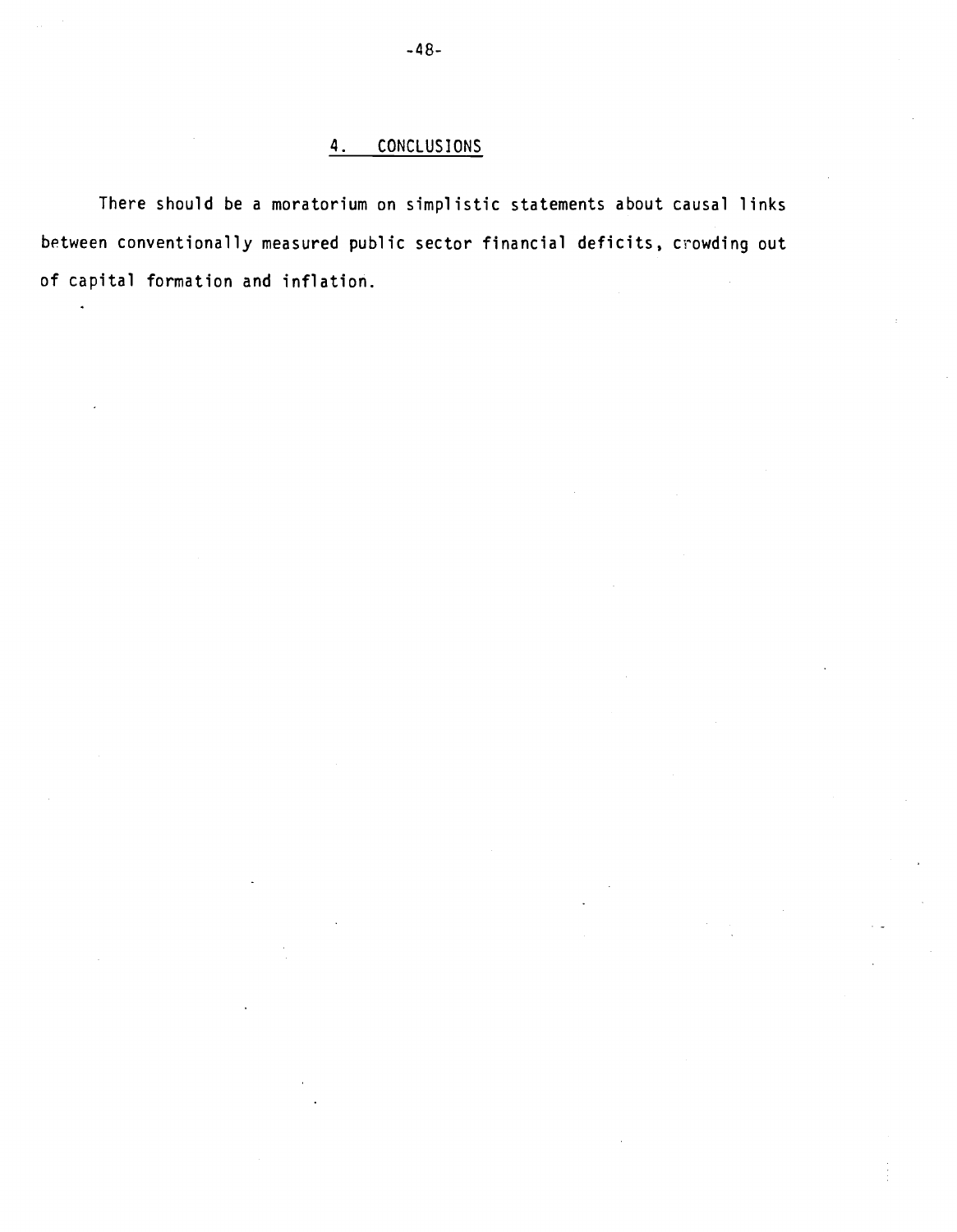## 4. CONCLUSIONS

There should be a moratorium on simplistic statements about causal links between conventionally measured public sector financial deficits, crowding out of capital formation and inflation.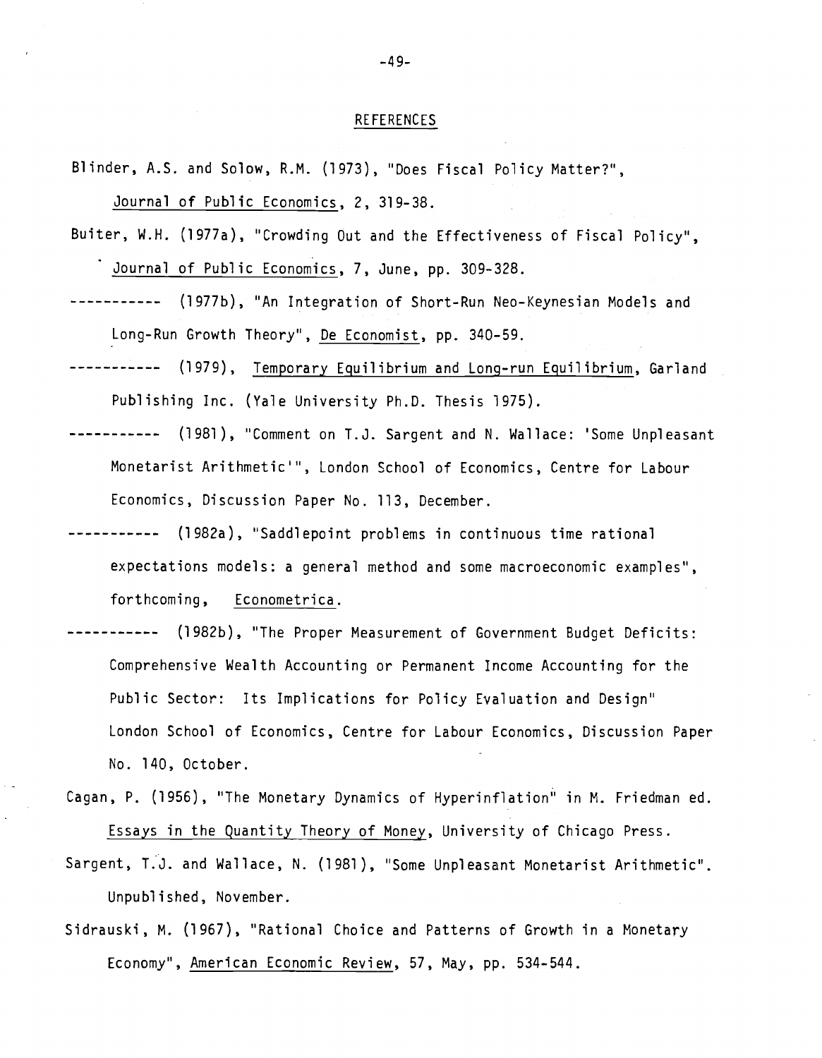## REFERENCES

Blinder, A.S. and Solow, R.M. (1973), "Does Fiscal Policy Matter?", Journal of Public Economics, 2, 319-38.

Buiter, W.H. (1977a), "Crowding Out and the Effectiveness of Fiscal Policy", Journal of Public Economics, 7, June, pp. 309-328.

----------- (1977b), "An Integration of Short-Run Neo-Keynesian Models and Long-Run Growth Theory", De Economist, pp. 340-59.

----------- (1979), Temporary Equilibrium and Long-run Equilibrium, Garland Publishing Inc. (Yale University Ph.D. Thesis 1975).

----------- (1981), "Comment on T.J. Sargent and N. Wallace: 'Some Unpleasant Monetarist Arithmetic'", London School of Economics, Centre for Labour Economics, Discussion Paper No. 113, December.

----------- (1982a), "Saddlepoint problems in continuous time rational expectations models: a general method and some macroeconomic examples", forthcoming, Econometrica.

----------- (1982b), "The Proper Measurement of Government Budget Deficits: Comprehensive Wealth Accounting or Permanent Income Accounting for the Public Sector: Its Implications for Policy Evaluation and Design" London School of Economics, Centre for Labour Economics, Discussion Paper No. 140, October.

Cagan, P. (1956), "The Monetary Dynamics of Hyperinflation" in M. Friedman ed. Essays in the Quantity Theory of Money, University of Chicago Press.

Sargent, T.J. and Wallace, N. (1981), "Some Unpleasant Monetarist Arithmetic". Unpublished, November.

Sidrauski, M. (1967), "Rational Choice and Patterns of Growth in a Monetary Economy", American Economic Review, 57, May, pp. 534-544.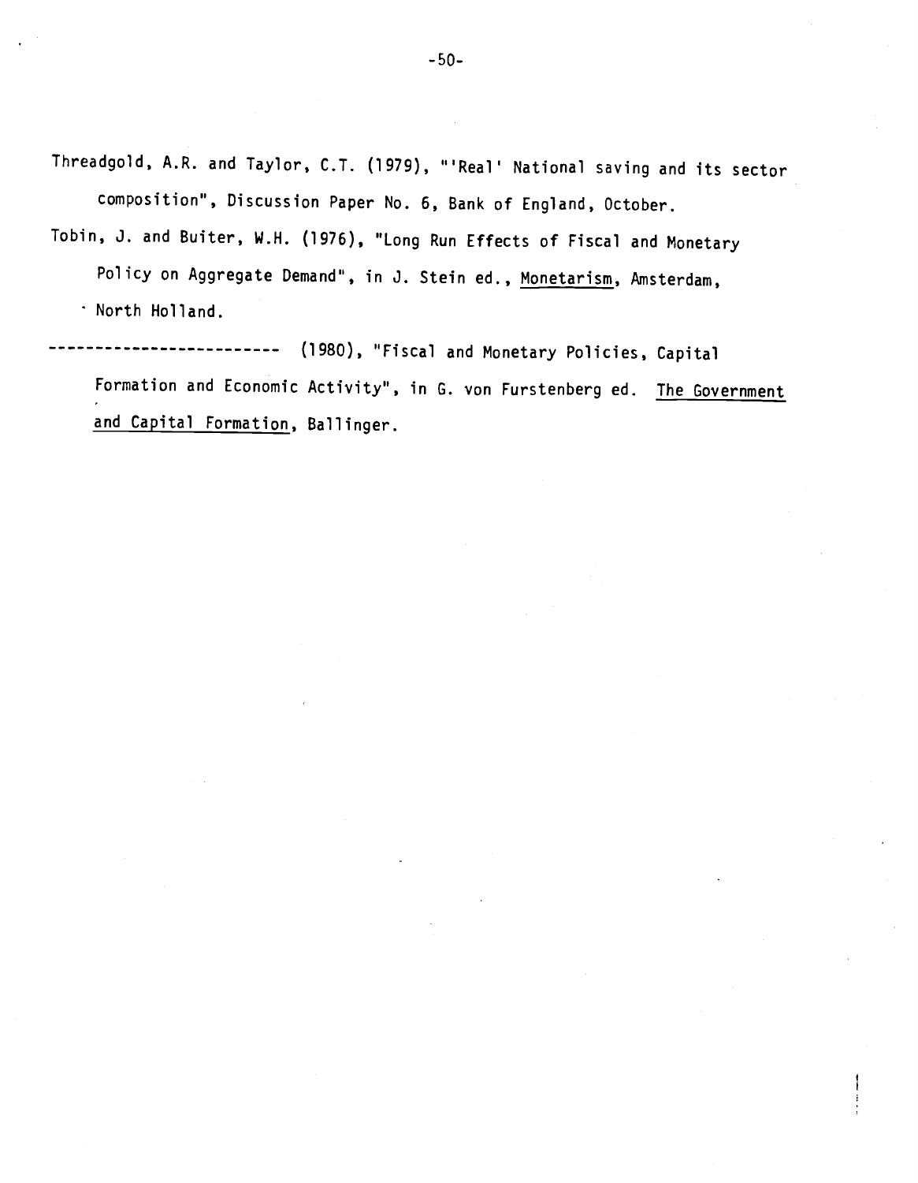Threadgold, A.R. and Taylor, C.T. (1979), "'Real' National saving and its sector composition", Discussion Paper No. 6, Bank of England, October.

Tobin, J. and Buiter, W.H. (1976), "Long Run Effects of Fiscal and Monetary Policy on Aggregate Demand", in J. Stein ed., Monetarism, Amsterdam, North Holland.

------------------------- (1980), "Fiscal and Monetary Policies, Capital Formation and Economic Activity", in G. von Furstenberg ed. The Government and Capital Formation, Ballinger.